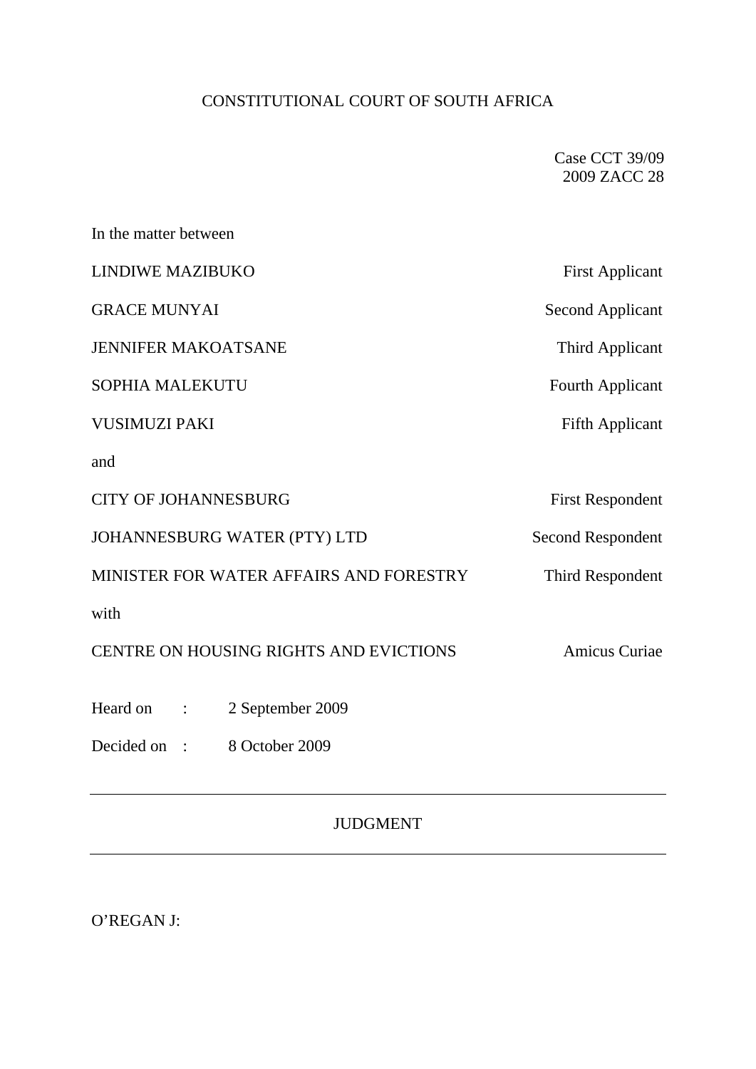CONSTITUTIONAL COURT OF SOUTH AFRICA

Case CCT 39/09
2009 ZACC 28

In the matter between

| | |
|---|---|
| LINDIWE MAZIBUKO | First Applicant |
| GRACE MUNYAI | Second Applicant |
| JENNIFER MAKOATSANE | Third Applicant |
| SOPHIA MALEKUTU | Fourth Applicant |
| VUSIMUZI PAKI | Fifth Applicant |

and

| | |
|---|---|
| CITY OF JOHANNESBURG | First Respondent |
| JOHANNESBURG WATER (PTY) LTD | Second Respondent |
| MINISTER FOR WATER AFFAIRS AND FORESTRY | Third Respondent |

with

| | |
|---|---|
| CENTRE ON HOUSING RIGHTS AND EVICTIONS | Amicus Curiae |

Heard on : 2 September 2009

Decided on : 8 October 2009

---

JUDGMENT

---

O'REGAN J: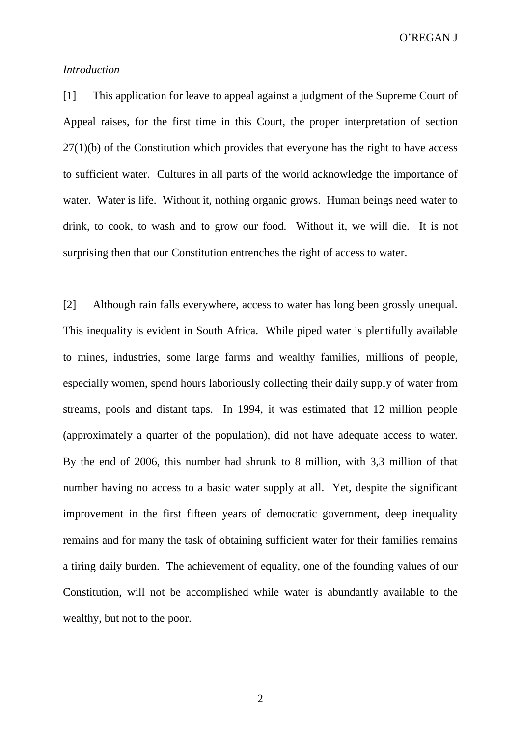*Introduction*

[1] This application for leave to appeal against a judgment of the Supreme Court of Appeal raises, for the first time in this Court, the proper interpretation of section 27(1)(b) of the Constitution which provides that everyone has the right to have access to sufficient water. Cultures in all parts of the world acknowledge the importance of water. Water is life. Without it, nothing organic grows. Human beings need water to drink, to cook, to wash and to grow our food. Without it, we will die. It is not surprising then that our Constitution entrenches the right of access to water.

[2] Although rain falls everywhere, access to water has long been grossly unequal. This inequality is evident in South Africa. While piped water is plentifully available to mines, industries, some large farms and wealthy families, millions of people, especially women, spend hours laboriously collecting their daily supply of water from streams, pools and distant taps. In 1994, it was estimated that 12 million people (approximately a quarter of the population), did not have adequate access to water. By the end of 2006, this number had shrunk to 8 million, with 3,3 million of that number having no access to a basic water supply at all. Yet, despite the significant improvement in the first fifteen years of democratic government, deep inequality remains and for many the task of obtaining sufficient water for their families remains a tiring daily burden. The achievement of equality, one of the founding values of our Constitution, will not be accomplished while water is abundantly available to the wealthy, but not to the poor.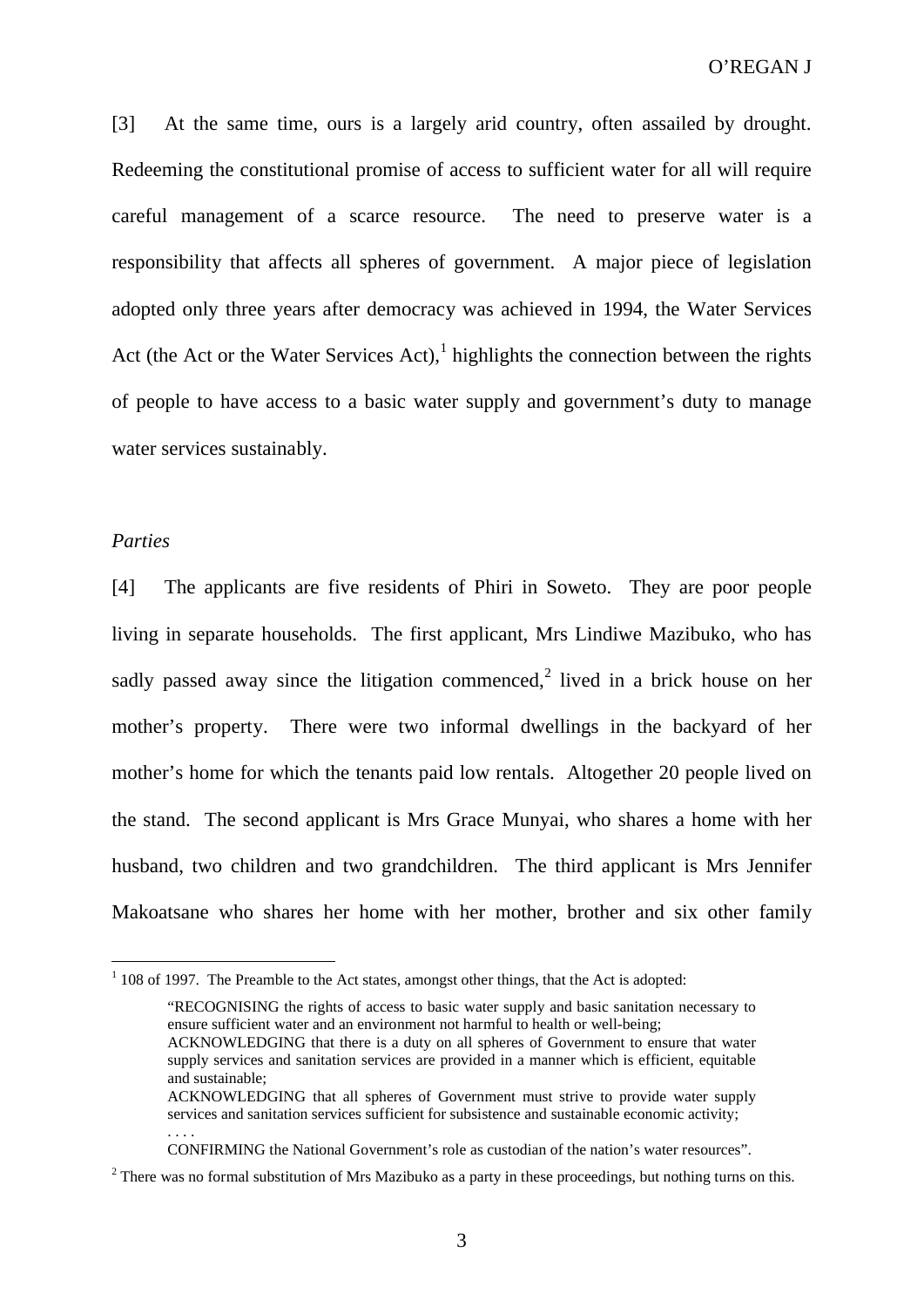[3] At the same time, ours is a largely arid country, often assailed by drought. Redeeming the constitutional promise of access to sufficient water for all will require careful management of a scarce resource. The need to preserve water is a responsibility that affects all spheres of government. A major piece of legislation adopted only three years after democracy was achieved in 1994, the Water Services Act (the Act or the Water Services Act),[1] highlights the connection between the rights of people to have access to a basic water supply and government's duty to manage water services sustainably.

*Parties*

[4] The applicants are five residents of Phiri in Soweto. They are poor people living in separate households. The first applicant, Mrs Lindiwe Mazibuko, who has sadly passed away since the litigation commenced,[2] lived in a brick house on her mother's property. There were two informal dwellings in the backyard of her mother's home for which the tenants paid low rentals. Altogether 20 people lived on the stand. The second applicant is Mrs Grace Munyai, who shares a home with her husband, two children and two grandchildren. The third applicant is Mrs Jennifer Makoatsane who shares her home with her mother, brother and six other family

---

[1] 108 of 1997. The Preamble to the Act states, amongst other things, that the Act is adopted:

> "RECOGNISING the rights of access to basic water supply and basic sanitation necessary to ensure sufficient water and an environment not harmful to health or well-being;
> ACKNOWLEDGING that there is a duty on all spheres of Government to ensure that water supply services and sanitation services are provided in a manner which is efficient, equitable and sustainable;
> ACKNOWLEDGING that all spheres of Government must strive to provide water supply services and sanitation services sufficient for subsistence and sustainable economic activity;
> . . . .
> CONFIRMING the National Government's role as custodian of the nation's water resources".

[2] There was no formal substitution of Mrs Mazibuko as a party in these proceedings, but nothing turns on this.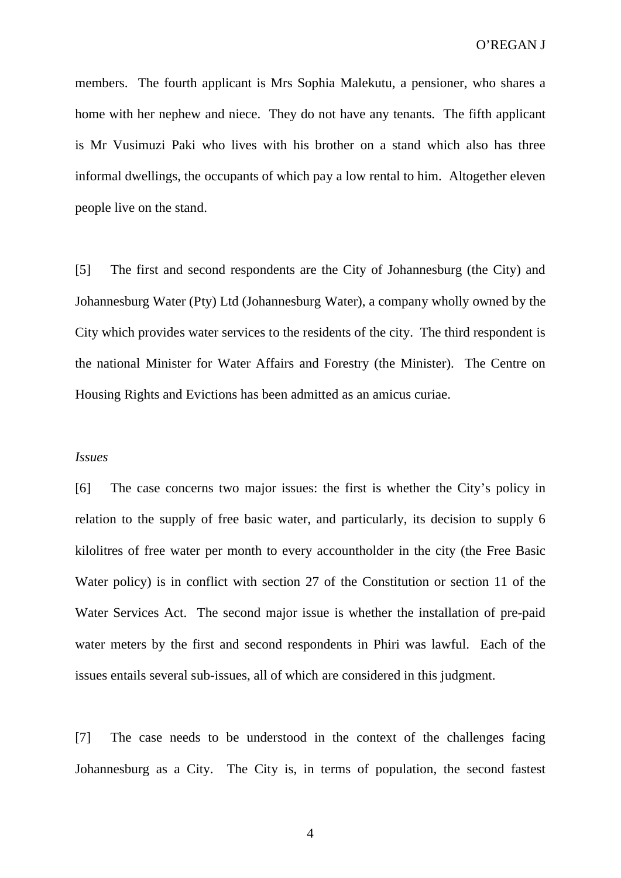members. The fourth applicant is Mrs Sophia Malekutu, a pensioner, who shares a home with her nephew and niece. They do not have any tenants. The fifth applicant is Mr Vusimuzi Paki who lives with his brother on a stand which also has three informal dwellings, the occupants of which pay a low rental to him. Altogether eleven people live on the stand.

[5] The first and second respondents are the City of Johannesburg (the City) and Johannesburg Water (Pty) Ltd (Johannesburg Water), a company wholly owned by the City which provides water services to the residents of the city. The third respondent is the national Minister for Water Affairs and Forestry (the Minister). The Centre on Housing Rights and Evictions has been admitted as an amicus curiae.

*Issues*

[6] The case concerns two major issues: the first is whether the City's policy in relation to the supply of free basic water, and particularly, its decision to supply 6 kilolitres of free water per month to every accountholder in the city (the Free Basic Water policy) is in conflict with section 27 of the Constitution or section 11 of the Water Services Act. The second major issue is whether the installation of pre-paid water meters by the first and second respondents in Phiri was lawful. Each of the issues entails several sub-issues, all of which are considered in this judgment.

[7] The case needs to be understood in the context of the challenges facing Johannesburg as a City. The City is, in terms of population, the second fastest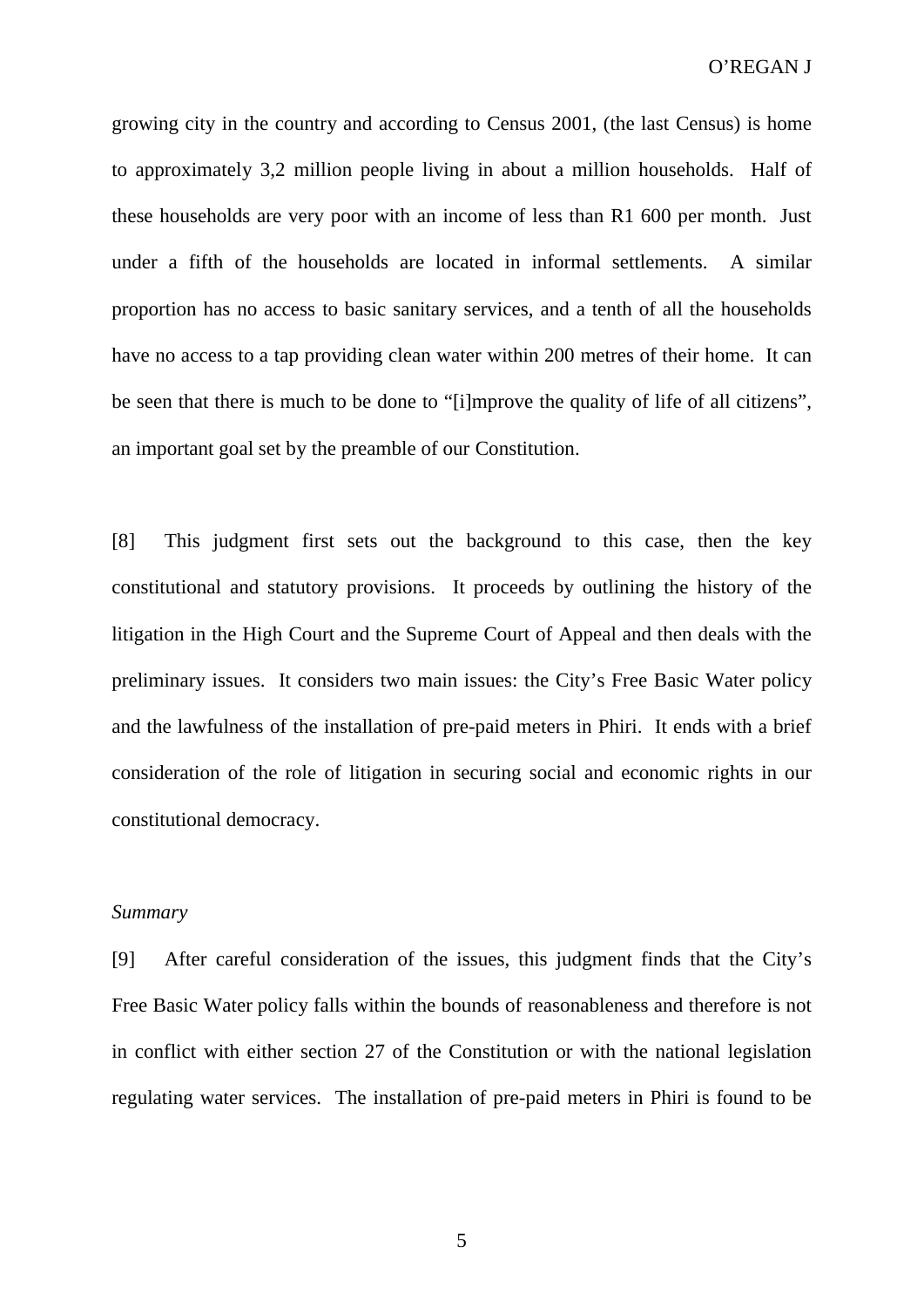growing city in the country and according to Census 2001, (the last Census) is home to approximately 3,2 million people living in about a million households. Half of these households are very poor with an income of less than R1 600 per month. Just under a fifth of the households are located in informal settlements. A similar proportion has no access to basic sanitary services, and a tenth of all the households have no access to a tap providing clean water within 200 metres of their home. It can be seen that there is much to be done to "[i]mprove the quality of life of all citizens", an important goal set by the preamble of our Constitution.

[8] This judgment first sets out the background to this case, then the key constitutional and statutory provisions. It proceeds by outlining the history of the litigation in the High Court and the Supreme Court of Appeal and then deals with the preliminary issues. It considers two main issues: the City's Free Basic Water policy and the lawfulness of the installation of pre-paid meters in Phiri. It ends with a brief consideration of the role of litigation in securing social and economic rights in our constitutional democracy.

*Summary*

[9] After careful consideration of the issues, this judgment finds that the City's Free Basic Water policy falls within the bounds of reasonableness and therefore is not in conflict with either section 27 of the Constitution or with the national legislation regulating water services. The installation of pre-paid meters in Phiri is found to be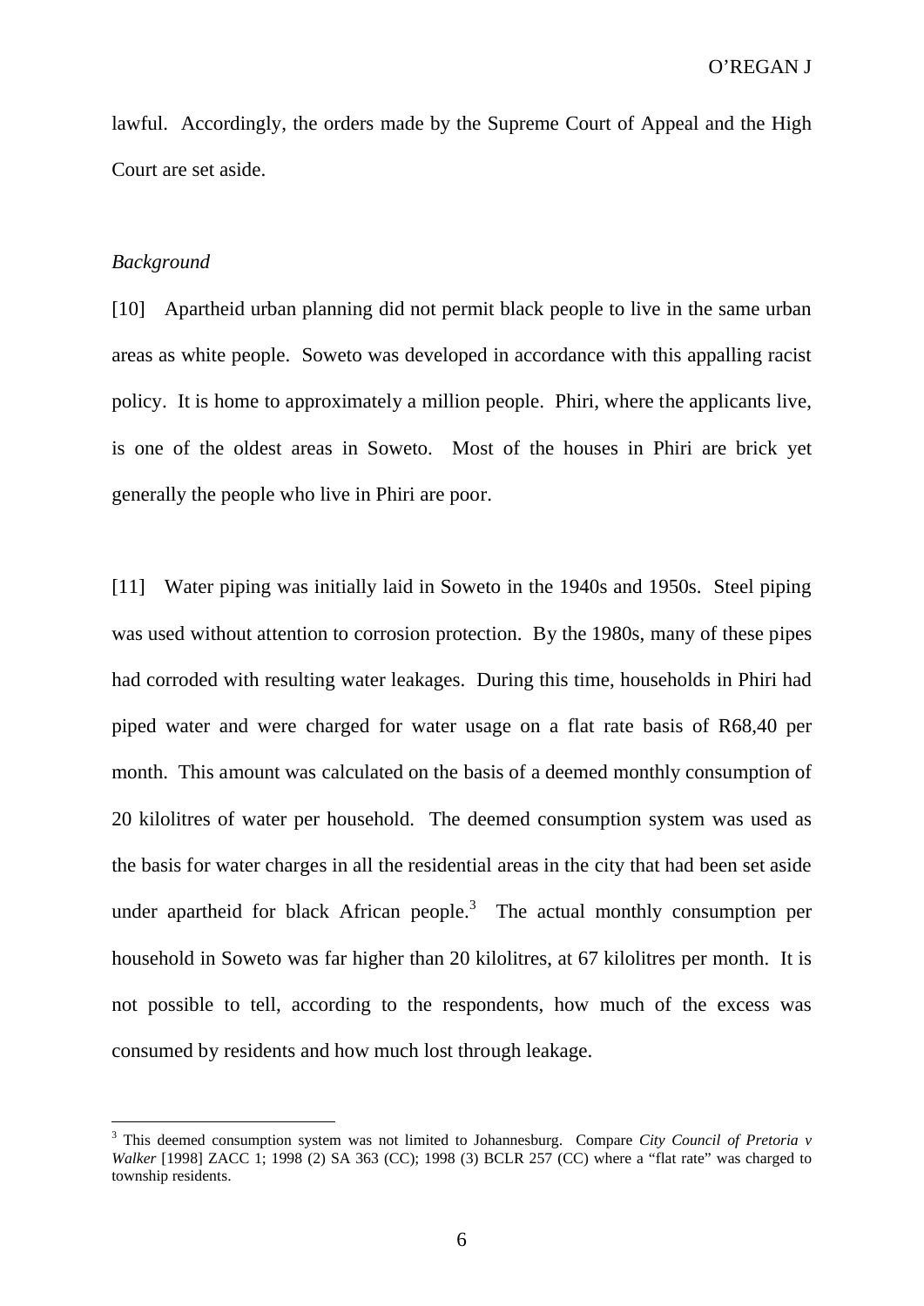lawful. Accordingly, the orders made by the Supreme Court of Appeal and the High Court are set aside.

*Background*

[10] Apartheid urban planning did not permit black people to live in the same urban areas as white people. Soweto was developed in accordance with this appalling racist policy. It is home to approximately a million people. Phiri, where the applicants live, is one of the oldest areas in Soweto. Most of the houses in Phiri are brick yet generally the people who live in Phiri are poor.

[11] Water piping was initially laid in Soweto in the 1940s and 1950s. Steel piping was used without attention to corrosion protection. By the 1980s, many of these pipes had corroded with resulting water leakages. During this time, households in Phiri had piped water and were charged for water usage on a flat rate basis of R68,40 per month. This amount was calculated on the basis of a deemed monthly consumption of 20 kilolitres of water per household. The deemed consumption system was used as the basis for water charges in all the residential areas in the city that had been set aside under apartheid for black African people.[3] The actual monthly consumption per household in Soweto was far higher than 20 kilolitres, at 67 kilolitres per month. It is not possible to tell, according to the respondents, how much of the excess was consumed by residents and how much lost through leakage.

---

[3] This deemed consumption system was not limited to Johannesburg. Compare *City Council of Pretoria v Walker* [1998] ZACC 1; 1998 (2) SA 363 (CC); 1998 (3) BCLR 257 (CC) where a "flat rate" was charged to township residents.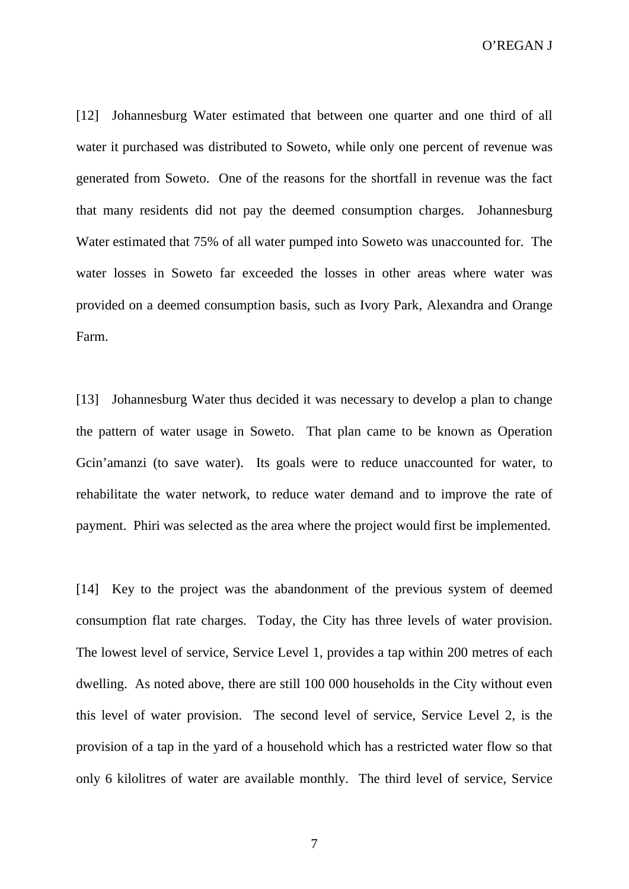[12] Johannesburg Water estimated that between one quarter and one third of all water it purchased was distributed to Soweto, while only one percent of revenue was generated from Soweto. One of the reasons for the shortfall in revenue was the fact that many residents did not pay the deemed consumption charges. Johannesburg Water estimated that 75% of all water pumped into Soweto was unaccounted for. The water losses in Soweto far exceeded the losses in other areas where water was provided on a deemed consumption basis, such as Ivory Park, Alexandra and Orange Farm.

[13] Johannesburg Water thus decided it was necessary to develop a plan to change the pattern of water usage in Soweto. That plan came to be known as Operation Gcin'amanzi (to save water). Its goals were to reduce unaccounted for water, to rehabilitate the water network, to reduce water demand and to improve the rate of payment. Phiri was selected as the area where the project would first be implemented.

[14] Key to the project was the abandonment of the previous system of deemed consumption flat rate charges. Today, the City has three levels of water provision. The lowest level of service, Service Level 1, provides a tap within 200 metres of each dwelling. As noted above, there are still 100 000 households in the City without even this level of water provision. The second level of service, Service Level 2, is the provision of a tap in the yard of a household which has a restricted water flow so that only 6 kilolitres of water are available monthly. The third level of service, Service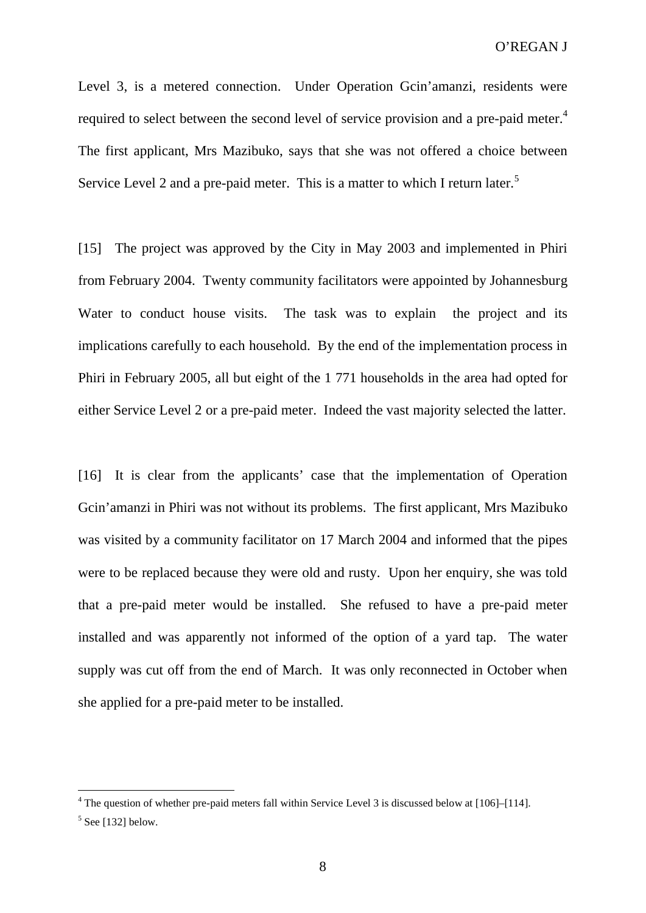Level 3, is a metered connection. Under Operation Gcin'amanzi, residents were required to select between the second level of service provision and a pre-paid meter.[4] The first applicant, Mrs Mazibuko, says that she was not offered a choice between Service Level 2 and a pre-paid meter. This is a matter to which I return later.[5]

[15] The project was approved by the City in May 2003 and implemented in Phiri from February 2004. Twenty community facilitators were appointed by Johannesburg Water to conduct house visits. The task was to explain the project and its implications carefully to each household. By the end of the implementation process in Phiri in February 2005, all but eight of the 1 771 households in the area had opted for either Service Level 2 or a pre-paid meter. Indeed the vast majority selected the latter.

[16] It is clear from the applicants' case that the implementation of Operation Gcin'amanzi in Phiri was not without its problems. The first applicant, Mrs Mazibuko was visited by a community facilitator on 17 March 2004 and informed that the pipes were to be replaced because they were old and rusty. Upon her enquiry, she was told that a pre-paid meter would be installed. She refused to have a pre-paid meter installed and was apparently not informed of the option of a yard tap. The water supply was cut off from the end of March. It was only reconnected in October when she applied for a pre-paid meter to be installed.

---

[4] The question of whether pre-paid meters fall within Service Level 3 is discussed below at [106]–[114].

[5] See [132] below.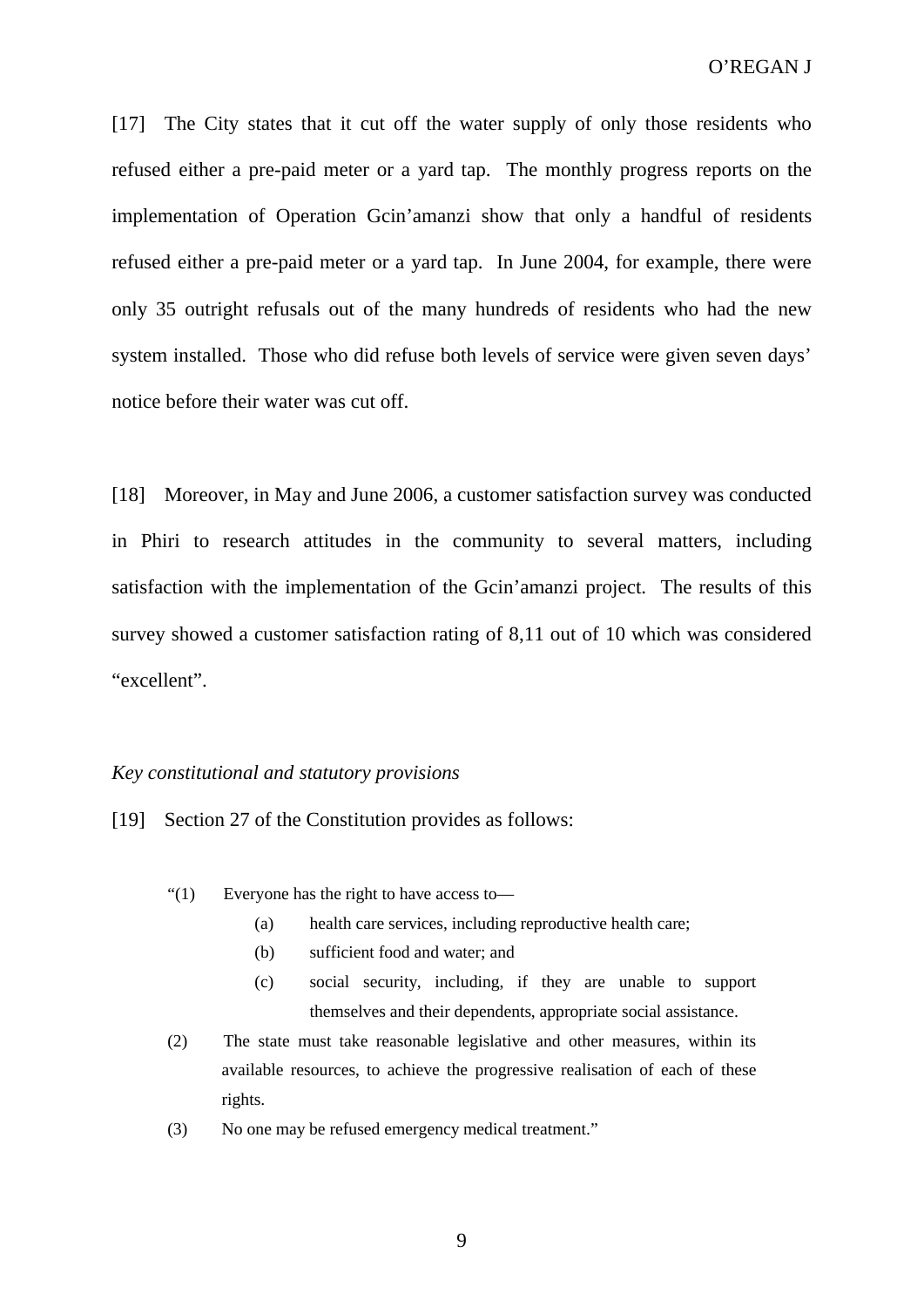[17] The City states that it cut off the water supply of only those residents who refused either a pre-paid meter or a yard tap. The monthly progress reports on the implementation of Operation Gcin'amanzi show that only a handful of residents refused either a pre-paid meter or a yard tap. In June 2004, for example, there were only 35 outright refusals out of the many hundreds of residents who had the new system installed. Those who did refuse both levels of service were given seven days' notice before their water was cut off.

[18] Moreover, in May and June 2006, a customer satisfaction survey was conducted in Phiri to research attitudes in the community to several matters, including satisfaction with the implementation of the Gcin'amanzi project. The results of this survey showed a customer satisfaction rating of 8,11 out of 10 which was considered "excellent".

*Key constitutional and statutory provisions*

[19] Section 27 of the Constitution provides as follows:

> "(1) Everyone has the right to have access to—
>
> (a) health care services, including reproductive health care;
>
> (b) sufficient food and water; and
>
> (c) social security, including, if they are unable to support themselves and their dependents, appropriate social assistance.
>
> (2) The state must take reasonable legislative and other measures, within its available resources, to achieve the progressive realisation of each of these rights.
>
> (3) No one may be refused emergency medical treatment."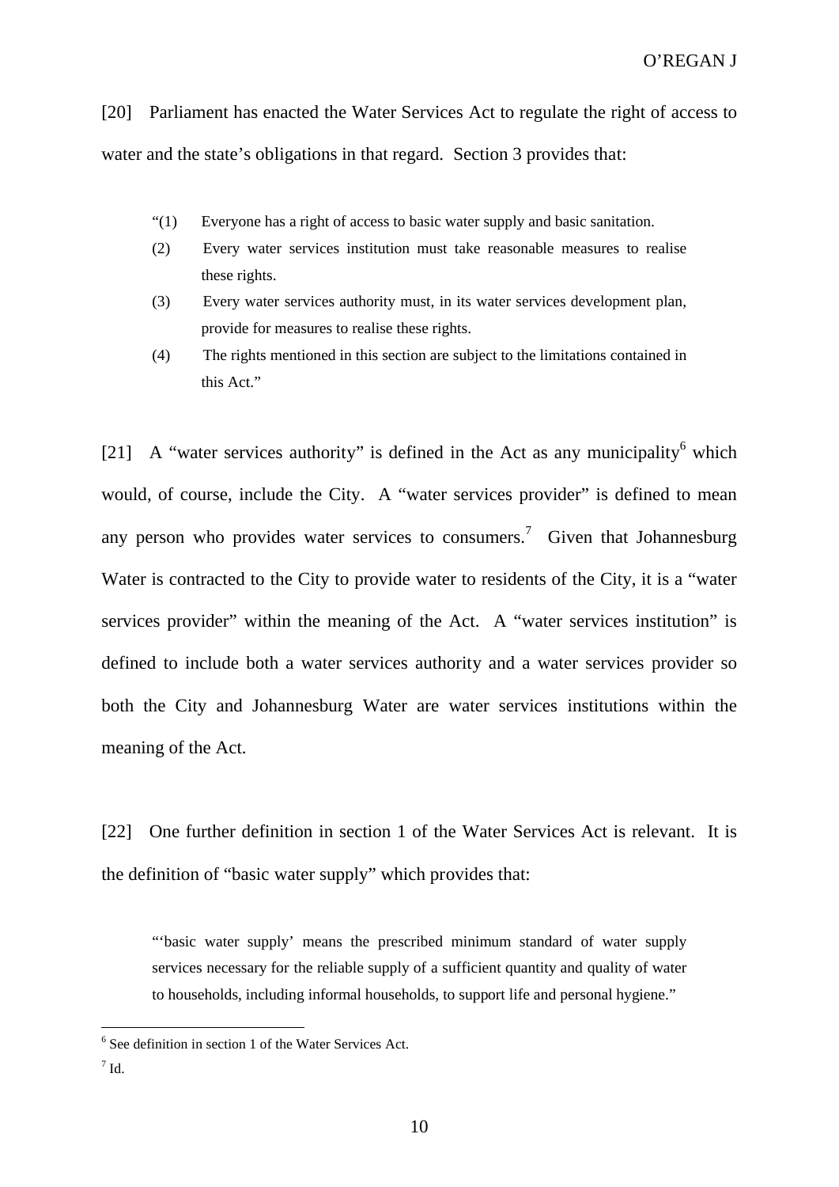[20] Parliament has enacted the Water Services Act to regulate the right of access to water and the state's obligations in that regard. Section 3 provides that:

> "(1) Everyone has a right of access to basic water supply and basic sanitation.
>
> (2) Every water services institution must take reasonable measures to realise these rights.
>
> (3) Every water services authority must, in its water services development plan, provide for measures to realise these rights.
>
> (4) The rights mentioned in this section are subject to the limitations contained in this Act."

[21] A "water services authority" is defined in the Act as any municipality[6] which would, of course, include the City. A "water services provider" is defined to mean any person who provides water services to consumers.[7] Given that Johannesburg Water is contracted to the City to provide water to residents of the City, it is a "water services provider" within the meaning of the Act. A "water services institution" is defined to include both a water services authority and a water services provider so both the City and Johannesburg Water are water services institutions within the meaning of the Act.

[22] One further definition in section 1 of the Water Services Act is relevant. It is the definition of "basic water supply" which provides that:

> "'basic water supply' means the prescribed minimum standard of water supply services necessary for the reliable supply of a sufficient quantity and quality of water to households, including informal households, to support life and personal hygiene."

---

[6] See definition in section 1 of the Water Services Act.

[7] Id.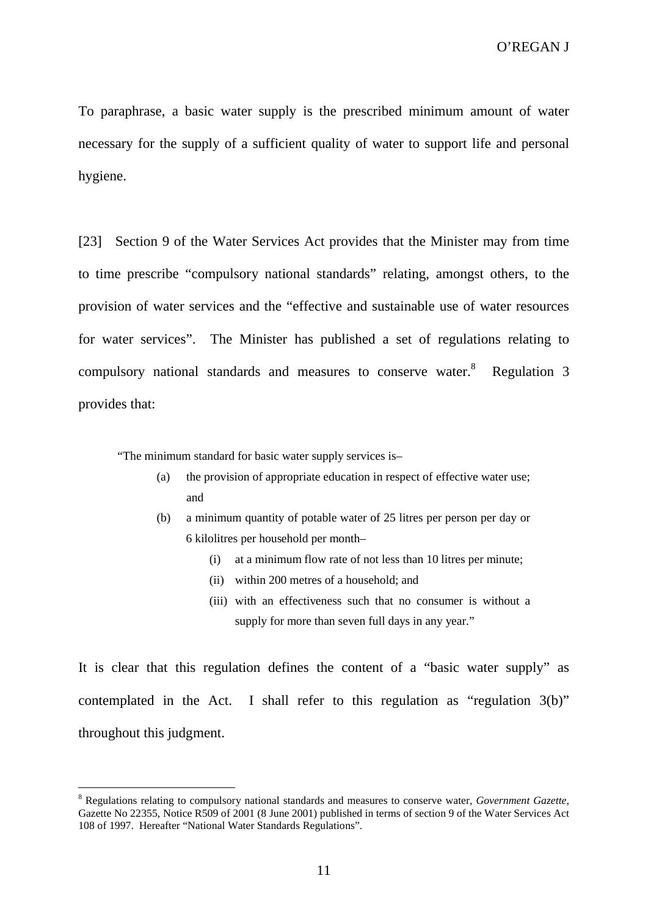To paraphrase, a basic water supply is the prescribed minimum amount of water necessary for the supply of a sufficient quality of water to support life and personal hygiene.

[23] Section 9 of the Water Services Act provides that the Minister may from time to time prescribe "compulsory national standards" relating, amongst others, to the provision of water services and the "effective and sustainable use of water resources for water services". The Minister has published a set of regulations relating to compulsory national standards and measures to conserve water.[8] Regulation 3 provides that:

> "The minimum standard for basic water supply services is–
>
> (a) the provision of appropriate education in respect of effective water use; and
>
> (b) a minimum quantity of potable water of 25 litres per person per day or 6 kilolitres per household per month–
>
> (i) at a minimum flow rate of not less than 10 litres per minute;
>
> (ii) within 200 metres of a household; and
>
> (iii) with an effectiveness such that no consumer is without a supply for more than seven full days in any year."

It is clear that this regulation defines the content of a "basic water supply" as contemplated in the Act. I shall refer to this regulation as "regulation 3(b)" throughout this judgment.

---

[8] Regulations relating to compulsory national standards and measures to conserve water, *Government Gazette*, Gazette No 22355, Notice R509 of 2001 (8 June 2001) published in terms of section 9 of the Water Services Act 108 of 1997. Hereafter "National Water Standards Regulations".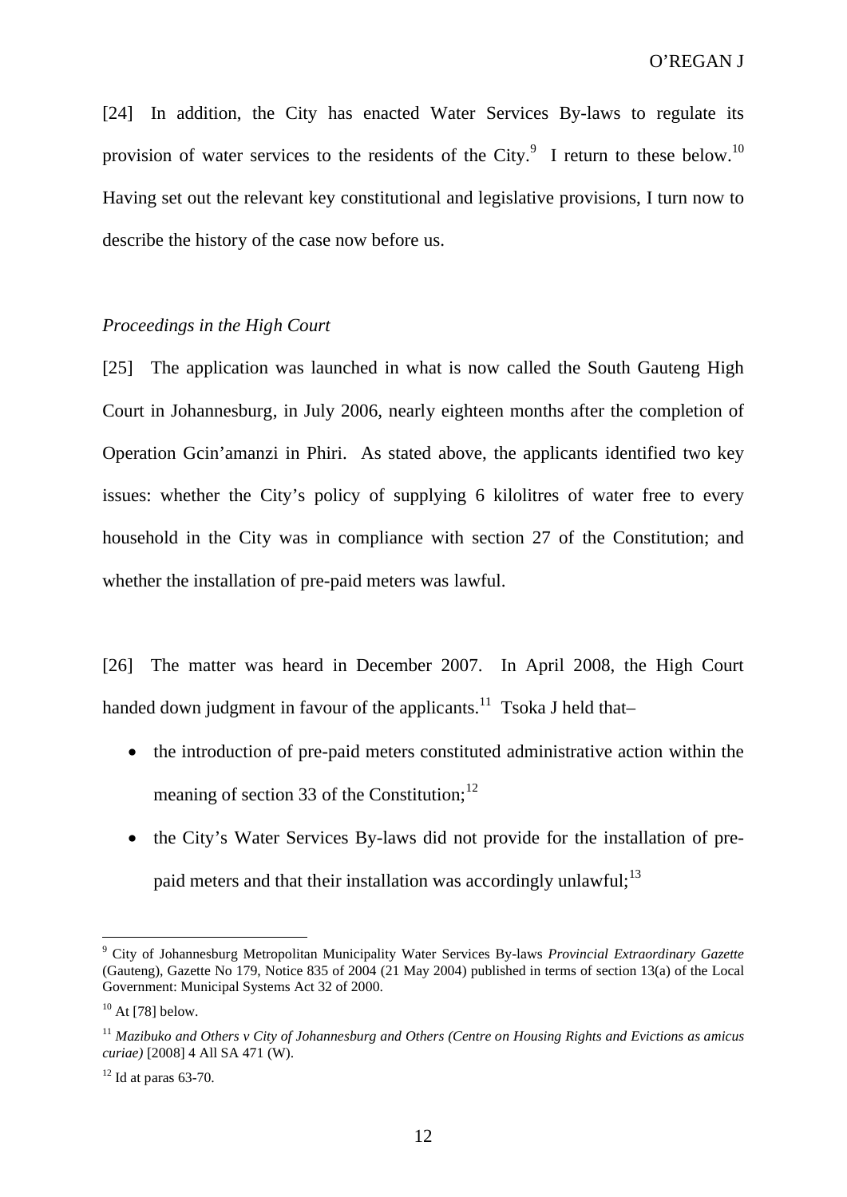[24] In addition, the City has enacted Water Services By-laws to regulate its provision of water services to the residents of the City.[9] I return to these below.[10] Having set out the relevant key constitutional and legislative provisions, I turn now to describe the history of the case now before us.

*Proceedings in the High Court*

[25] The application was launched in what is now called the South Gauteng High Court in Johannesburg, in July 2006, nearly eighteen months after the completion of Operation Gcin'amanzi in Phiri. As stated above, the applicants identified two key issues: whether the City's policy of supplying 6 kilolitres of water free to every household in the City was in compliance with section 27 of the Constitution; and whether the installation of pre-paid meters was lawful.

[26] The matter was heard in December 2007. In April 2008, the High Court handed down judgment in favour of the applicants.[11] Tsoka J held that–

- the introduction of pre-paid meters constituted administrative action within the meaning of section 33 of the Constitution;[12]
- the City's Water Services By-laws did not provide for the installation of pre-paid meters and that their installation was accordingly unlawful;[13]

---

[9] City of Johannesburg Metropolitan Municipality Water Services By-laws *Provincial Extraordinary Gazette* (Gauteng), Gazette No 179, Notice 835 of 2004 (21 May 2004) published in terms of section 13(a) of the Local Government: Municipal Systems Act 32 of 2000.

[10] At [78] below.

[11] *Mazibuko and Others v City of Johannesburg and Others (Centre on Housing Rights and Evictions as amicus curiae)* [2008] 4 All SA 471 (W).

[12] Id at paras 63-70.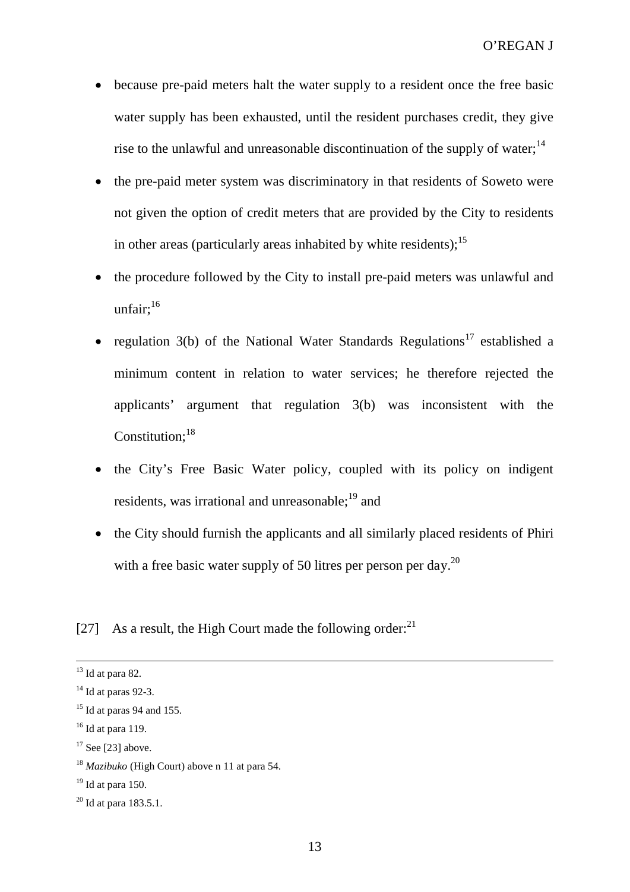- because pre-paid meters halt the water supply to a resident once the free basic water supply has been exhausted, until the resident purchases credit, they give rise to the unlawful and unreasonable discontinuation of the supply of water;[14]
- the pre-paid meter system was discriminatory in that residents of Soweto were not given the option of credit meters that are provided by the City to residents in other areas (particularly areas inhabited by white residents);[15]
- the procedure followed by the City to install pre-paid meters was unlawful and unfair;[16]
- regulation 3(b) of the National Water Standards Regulations[17] established a minimum content in relation to water services; he therefore rejected the applicants' argument that regulation 3(b) was inconsistent with the Constitution;[18]
- the City's Free Basic Water policy, coupled with its policy on indigent residents, was irrational and unreasonable;[19] and
- the City should furnish the applicants and all similarly placed residents of Phiri with a free basic water supply of 50 litres per person per day.[20]

[27] As a result, the High Court made the following order:[21]

---

[13] Id at para 82.

[14] Id at paras 92-3.

[15] Id at paras 94 and 155.

[16] Id at para 119.

[17] See [23] above.

[18] *Mazibuko* (High Court) above n 11 at para 54.

[19] Id at para 150.

[20] Id at para 183.5.1.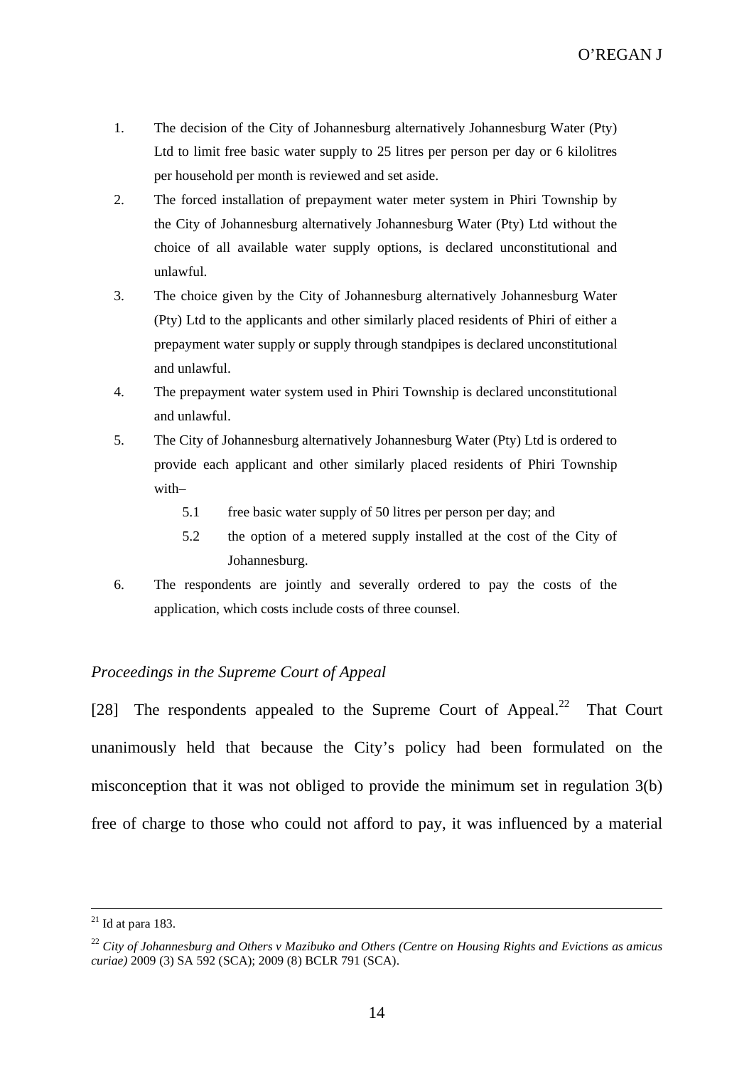1. The decision of the City of Johannesburg alternatively Johannesburg Water (Pty) Ltd to limit free basic water supply to 25 litres per person per day or 6 kilolitres per household per month is reviewed and set aside.
2. The forced installation of prepayment water meter system in Phiri Township by the City of Johannesburg alternatively Johannesburg Water (Pty) Ltd without the choice of all available water supply options, is declared unconstitutional and unlawful.
3. The choice given by the City of Johannesburg alternatively Johannesburg Water (Pty) Ltd to the applicants and other similarly placed residents of Phiri of either a prepayment water supply or supply through standpipes is declared unconstitutional and unlawful.
4. The prepayment water system used in Phiri Township is declared unconstitutional and unlawful.
5. The City of Johannesburg alternatively Johannesburg Water (Pty) Ltd is ordered to provide each applicant and other similarly placed residents of Phiri Township with–
    - 5.1 free basic water supply of 50 litres per person per day; and
    - 5.2 the option of a metered supply installed at the cost of the City of Johannesburg.
6. The respondents are jointly and severally ordered to pay the costs of the application, which costs include costs of three counsel.

*Proceedings in the Supreme Court of Appeal*

[28] The respondents appealed to the Supreme Court of Appeal.[22] That Court unanimously held that because the City's policy had been formulated on the misconception that it was not obliged to provide the minimum set in regulation 3(b) free of charge to those who could not afford to pay, it was influenced by a material

---

[21] Id at para 183.

[22] *City of Johannesburg and Others v Mazibuko and Others (Centre on Housing Rights and Evictions as amicus curiae)* 2009 (3) SA 592 (SCA); 2009 (8) BCLR 791 (SCA).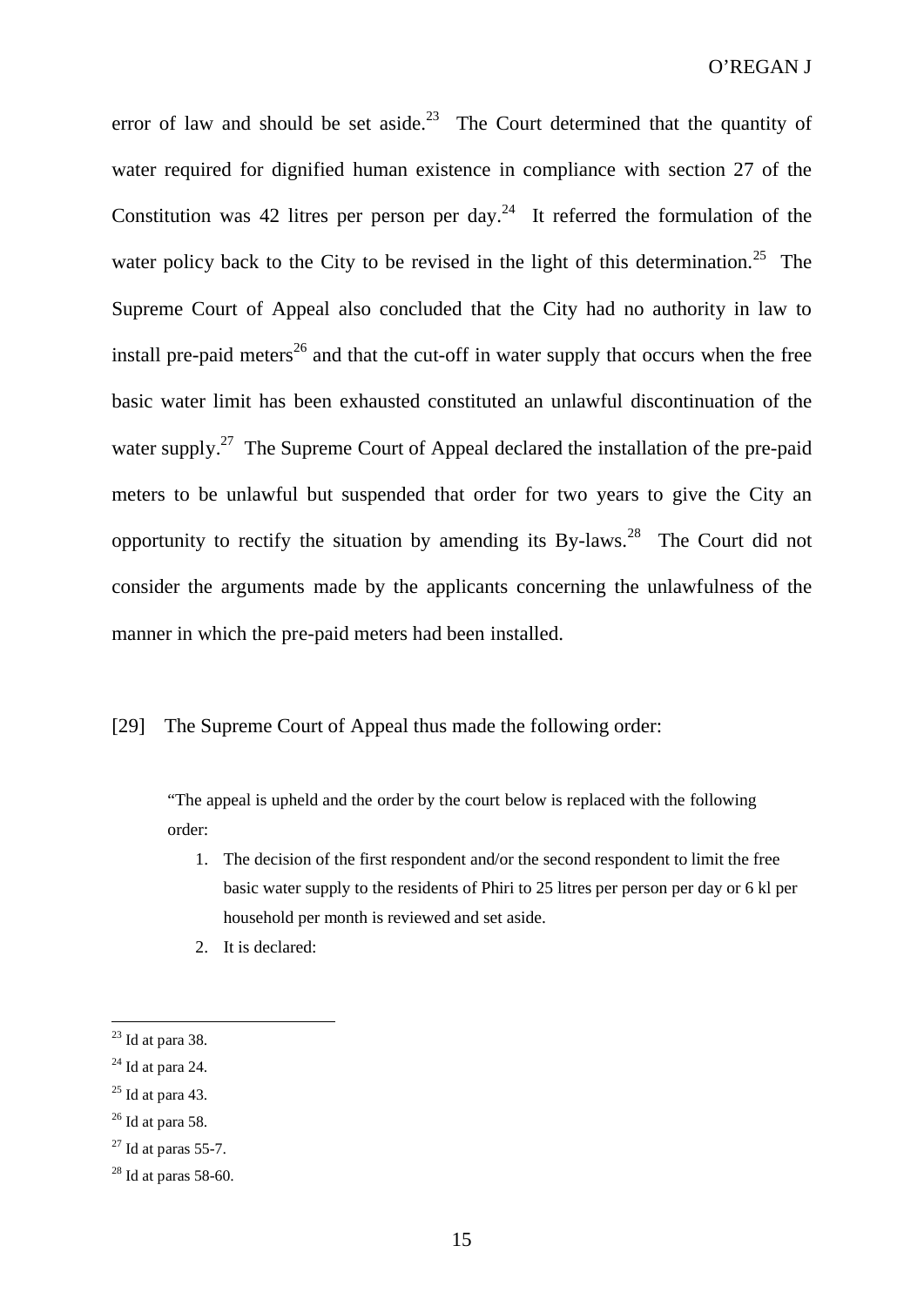error of law and should be set aside.[23] The Court determined that the quantity of water required for dignified human existence in compliance with section 27 of the Constitution was 42 litres per person per day.[24] It referred the formulation of the water policy back to the City to be revised in the light of this determination.[25] The Supreme Court of Appeal also concluded that the City had no authority in law to install pre-paid meters[26] and that the cut-off in water supply that occurs when the free basic water limit has been exhausted constituted an unlawful discontinuation of the water supply.[27] The Supreme Court of Appeal declared the installation of the pre-paid meters to be unlawful but suspended that order for two years to give the City an opportunity to rectify the situation by amending its By-laws.[28] The Court did not consider the arguments made by the applicants concerning the unlawfulness of the manner in which the pre-paid meters had been installed.

[29] The Supreme Court of Appeal thus made the following order:

> "The appeal is upheld and the order by the court below is replaced with the following order:
>
> 1. The decision of the first respondent and/or the second respondent to limit the free basic water supply to the residents of Phiri to 25 litres per person per day or 6 kl per household per month is reviewed and set aside.
> 2. It is declared:

[23] Id at para 38.

[24] Id at para 24.

[25] Id at para 43.

[26] Id at para 58.

[27] Id at paras 55-7.

[28] Id at paras 58-60.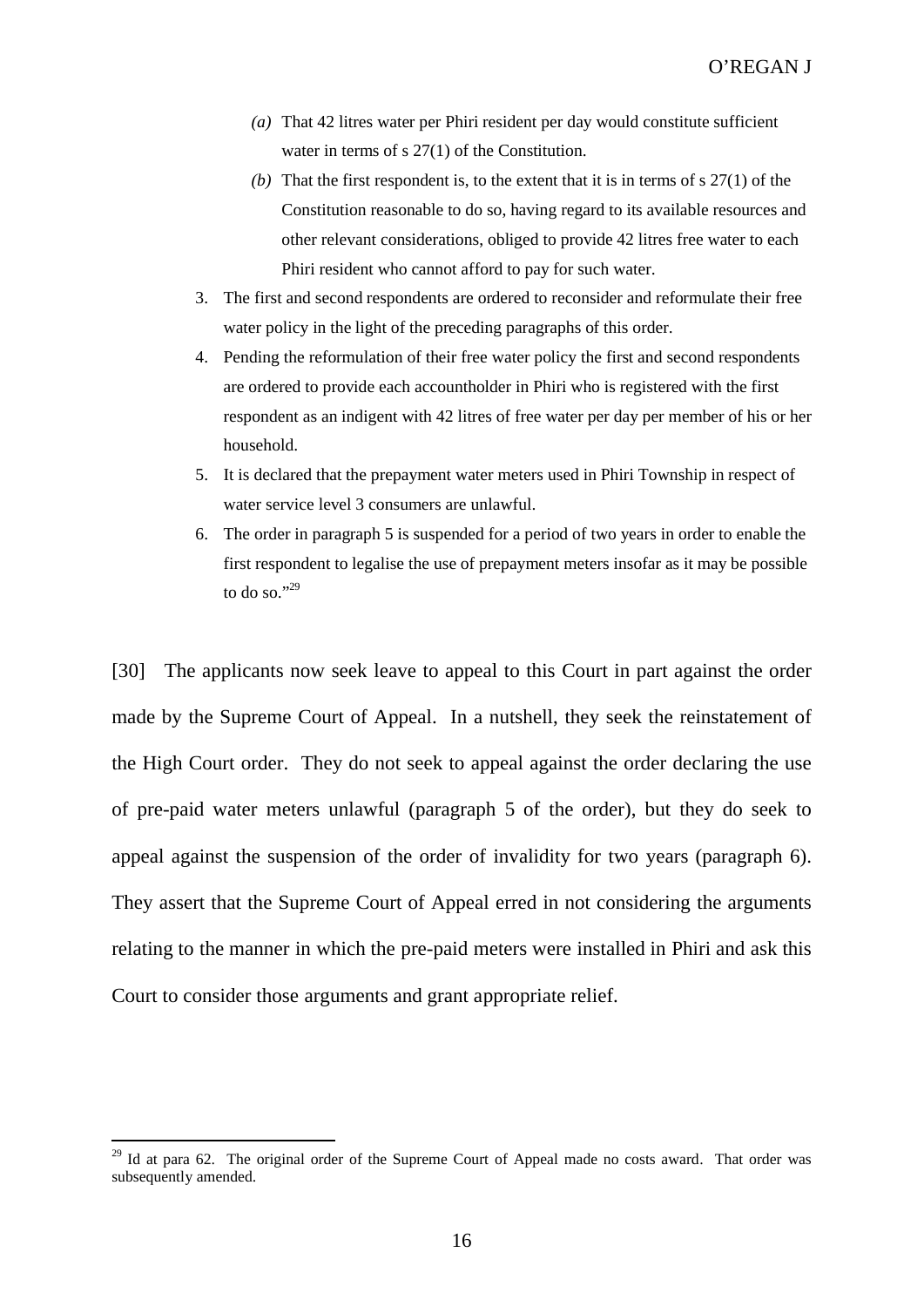*(a)* That 42 litres water per Phiri resident per day would constitute sufficient water in terms of s 27(1) of the Constitution.

*(b)* That the first respondent is, to the extent that it is in terms of s 27(1) of the Constitution reasonable to do so, having regard to its available resources and other relevant considerations, obliged to provide 42 litres free water to each Phiri resident who cannot afford to pay for such water.

3. The first and second respondents are ordered to reconsider and reformulate their free water policy in the light of the preceding paragraphs of this order.
4. Pending the reformulation of their free water policy the first and second respondents are ordered to provide each accountholder in Phiri who is registered with the first respondent as an indigent with 42 litres of free water per day per member of his or her household.
5. It is declared that the prepayment water meters used in Phiri Township in respect of water service level 3 consumers are unlawful.
6. The order in paragraph 5 is suspended for a period of two years in order to enable the first respondent to legalise the use of prepayment meters insofar as it may be possible to do so."[29]

[30] The applicants now seek leave to appeal to this Court in part against the order made by the Supreme Court of Appeal. In a nutshell, they seek the reinstatement of the High Court order. They do not seek to appeal against the order declaring the use of pre-paid water meters unlawful (paragraph 5 of the order), but they do seek to appeal against the suspension of the order of invalidity for two years (paragraph 6). They assert that the Supreme Court of Appeal erred in not considering the arguments relating to the manner in which the pre-paid meters were installed in Phiri and ask this Court to consider those arguments and grant appropriate relief.

---

[29] Id at para 62. The original order of the Supreme Court of Appeal made no costs award. That order was subsequently amended.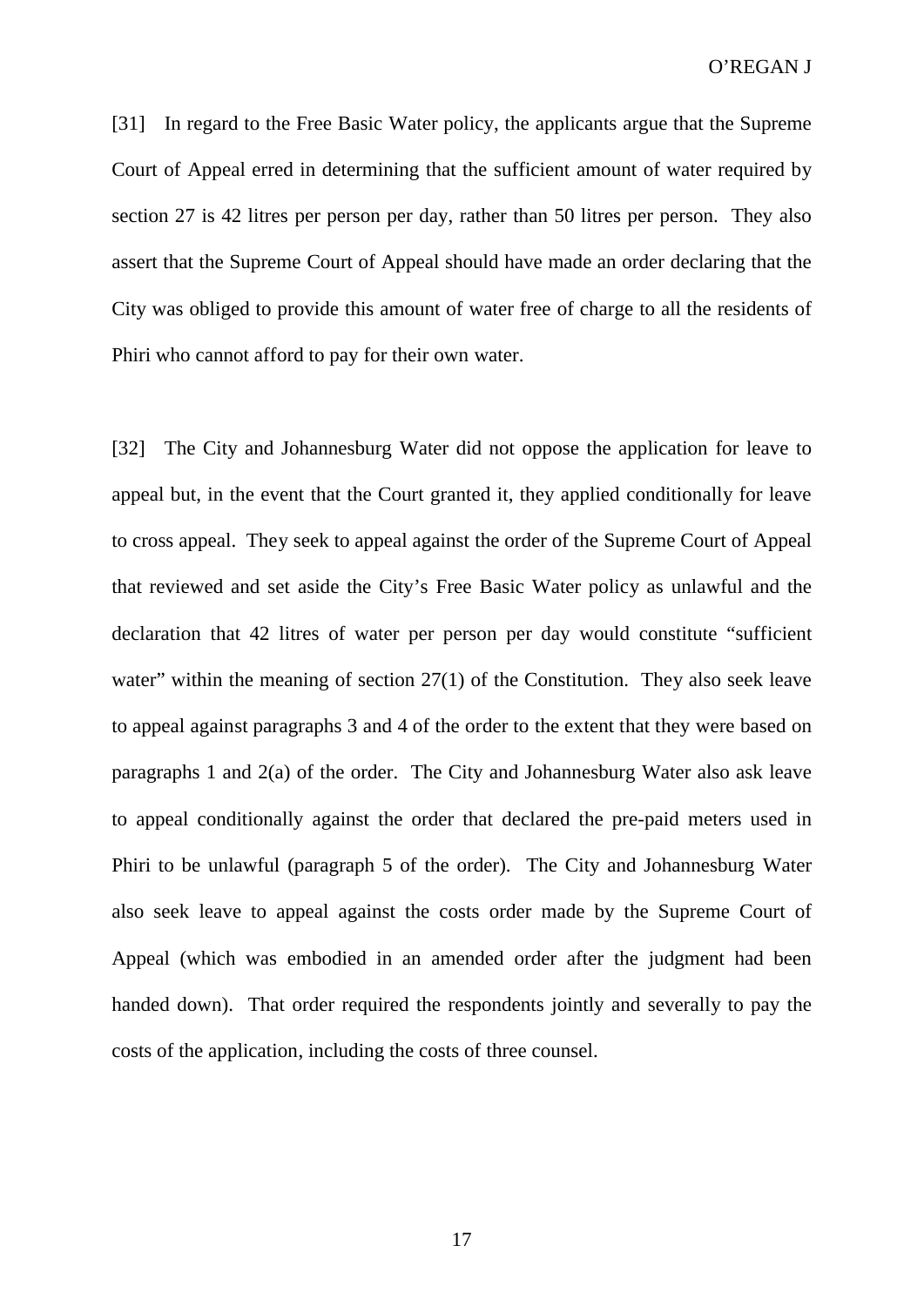[31] In regard to the Free Basic Water policy, the applicants argue that the Supreme Court of Appeal erred in determining that the sufficient amount of water required by section 27 is 42 litres per person per day, rather than 50 litres per person. They also assert that the Supreme Court of Appeal should have made an order declaring that the City was obliged to provide this amount of water free of charge to all the residents of Phiri who cannot afford to pay for their own water.

[32] The City and Johannesburg Water did not oppose the application for leave to appeal but, in the event that the Court granted it, they applied conditionally for leave to cross appeal. They seek to appeal against the order of the Supreme Court of Appeal that reviewed and set aside the City's Free Basic Water policy as unlawful and the declaration that 42 litres of water per person per day would constitute "sufficient water" within the meaning of section 27(1) of the Constitution. They also seek leave to appeal against paragraphs 3 and 4 of the order to the extent that they were based on paragraphs 1 and 2(a) of the order. The City and Johannesburg Water also ask leave to appeal conditionally against the order that declared the pre-paid meters used in Phiri to be unlawful (paragraph 5 of the order). The City and Johannesburg Water also seek leave to appeal against the costs order made by the Supreme Court of Appeal (which was embodied in an amended order after the judgment had been handed down). That order required the respondents jointly and severally to pay the costs of the application, including the costs of three counsel.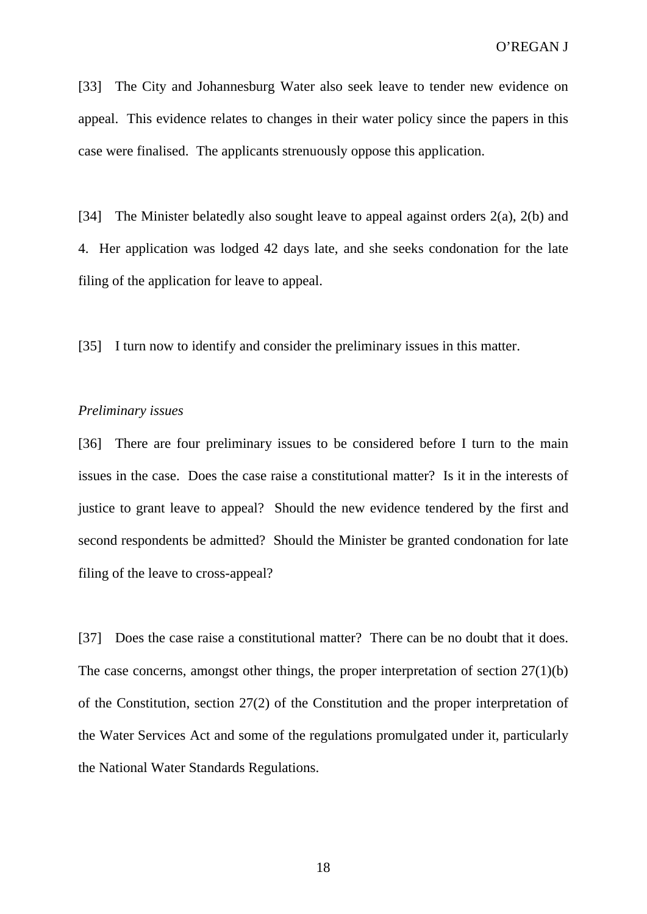[33] The City and Johannesburg Water also seek leave to tender new evidence on appeal. This evidence relates to changes in their water policy since the papers in this case were finalised. The applicants strenuously oppose this application.

[34] The Minister belatedly also sought leave to appeal against orders 2(a), 2(b) and 4. Her application was lodged 42 days late, and she seeks condonation for the late filing of the application for leave to appeal.

[35] I turn now to identify and consider the preliminary issues in this matter.

*Preliminary issues*

[36] There are four preliminary issues to be considered before I turn to the main issues in the case. Does the case raise a constitutional matter? Is it in the interests of justice to grant leave to appeal? Should the new evidence tendered by the first and second respondents be admitted? Should the Minister be granted condonation for late filing of the leave to cross-appeal?

[37] Does the case raise a constitutional matter? There can be no doubt that it does. The case concerns, amongst other things, the proper interpretation of section 27(1)(b) of the Constitution, section 27(2) of the Constitution and the proper interpretation of the Water Services Act and some of the regulations promulgated under it, particularly the National Water Standards Regulations.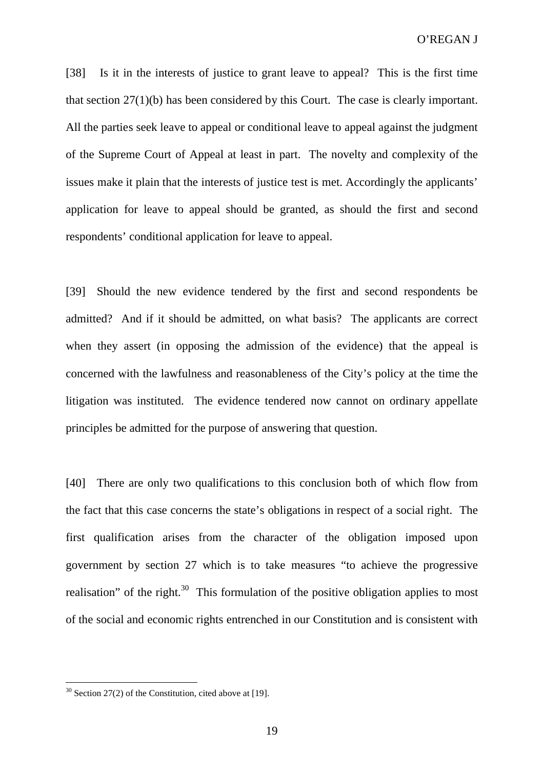[38] Is it in the interests of justice to grant leave to appeal? This is the first time that section 27(1)(b) has been considered by this Court. The case is clearly important. All the parties seek leave to appeal or conditional leave to appeal against the judgment of the Supreme Court of Appeal at least in part. The novelty and complexity of the issues make it plain that the interests of justice test is met. Accordingly the applicants' application for leave to appeal should be granted, as should the first and second respondents' conditional application for leave to appeal.

[39] Should the new evidence tendered by the first and second respondents be admitted? And if it should be admitted, on what basis? The applicants are correct when they assert (in opposing the admission of the evidence) that the appeal is concerned with the lawfulness and reasonableness of the City's policy at the time the litigation was instituted. The evidence tendered now cannot on ordinary appellate principles be admitted for the purpose of answering that question.

[40] There are only two qualifications to this conclusion both of which flow from the fact that this case concerns the state's obligations in respect of a social right. The first qualification arises from the character of the obligation imposed upon government by section 27 which is to take measures "to achieve the progressive realisation" of the right.[30] This formulation of the positive obligation applies to most of the social and economic rights entrenched in our Constitution and is consistent with

[30] Section 27(2) of the Constitution, cited above at [19].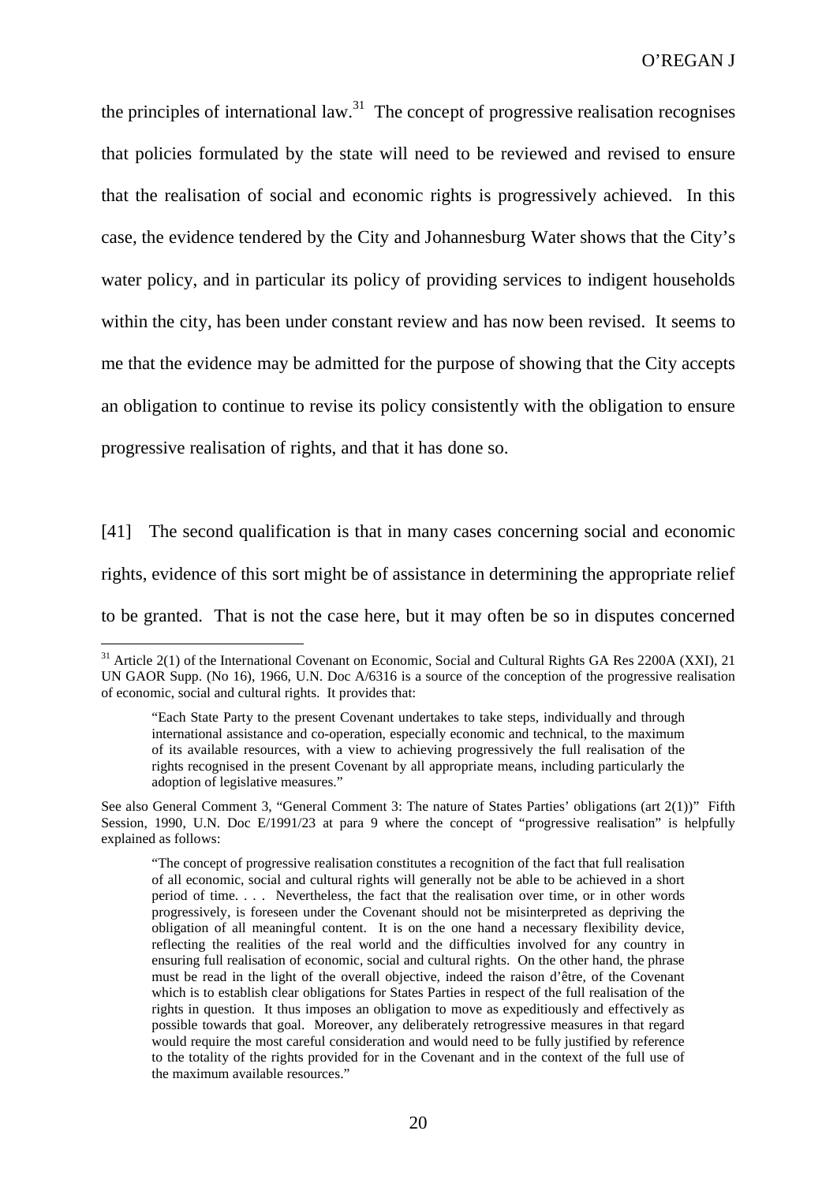the principles of international law.[31] The concept of progressive realisation recognises that policies formulated by the state will need to be reviewed and revised to ensure that the realisation of social and economic rights is progressively achieved. In this case, the evidence tendered by the City and Johannesburg Water shows that the City's water policy, and in particular its policy of providing services to indigent households within the city, has been under constant review and has now been revised. It seems to me that the evidence may be admitted for the purpose of showing that the City accepts an obligation to continue to revise its policy consistently with the obligation to ensure progressive realisation of rights, and that it has done so.

[41] The second qualification is that in many cases concerning social and economic rights, evidence of this sort might be of assistance in determining the appropriate relief to be granted. That is not the case here, but it may often be so in disputes concerned

---

[31] Article 2(1) of the International Covenant on Economic, Social and Cultural Rights GA Res 2200A (XXI), 21 UN GAOR Supp. (No 16), 1966, U.N. Doc A/6316 is a source of the conception of the progressive realisation of economic, social and cultural rights. It provides that:

> "Each State Party to the present Covenant undertakes to take steps, individually and through international assistance and co-operation, especially economic and technical, to the maximum of its available resources, with a view to achieving progressively the full realisation of the rights recognised in the present Covenant by all appropriate means, including particularly the adoption of legislative measures."

See also General Comment 3, "General Comment 3: The nature of States Parties' obligations (art 2(1))" Fifth Session, 1990, U.N. Doc E/1991/23 at para 9 where the concept of "progressive realisation" is helpfully explained as follows:

> "The concept of progressive realisation constitutes a recognition of the fact that full realisation of all economic, social and cultural rights will generally not be able to be achieved in a short period of time. . . . Nevertheless, the fact that the realisation over time, or in other words progressively, is foreseen under the Covenant should not be misinterpreted as depriving the obligation of all meaningful content. It is on the one hand a necessary flexibility device, reflecting the realities of the real world and the difficulties involved for any country in ensuring full realisation of economic, social and cultural rights. On the other hand, the phrase must be read in the light of the overall objective, indeed the raison d'être, of the Covenant which is to establish clear obligations for States Parties in respect of the full realisation of the rights in question. It thus imposes an obligation to move as expeditiously and effectively as possible towards that goal. Moreover, any deliberately retrogressive measures in that regard would require the most careful consideration and would need to be fully justified by reference to the totality of the rights provided for in the Covenant and in the context of the full use of the maximum available resources."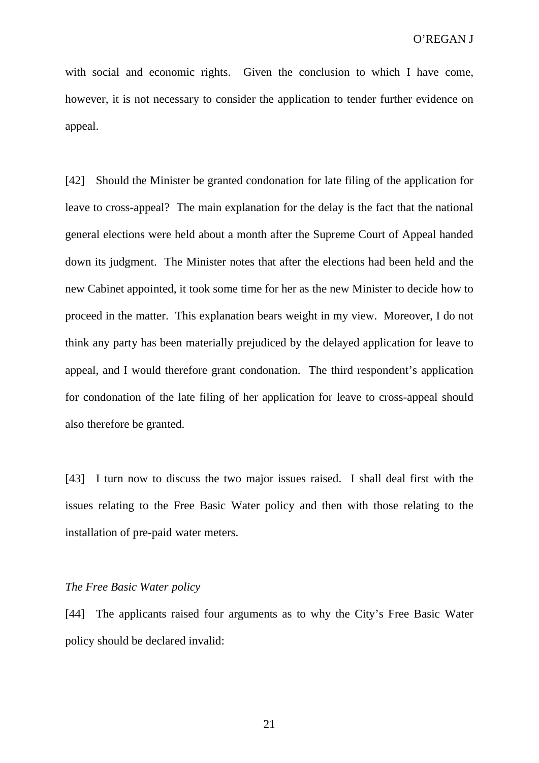with social and economic rights. Given the conclusion to which I have come, however, it is not necessary to consider the application to tender further evidence on appeal.

[42] Should the Minister be granted condonation for late filing of the application for leave to cross-appeal? The main explanation for the delay is the fact that the national general elections were held about a month after the Supreme Court of Appeal handed down its judgment. The Minister notes that after the elections had been held and the new Cabinet appointed, it took some time for her as the new Minister to decide how to proceed in the matter. This explanation bears weight in my view. Moreover, I do not think any party has been materially prejudiced by the delayed application for leave to appeal, and I would therefore grant condonation. The third respondent's application for condonation of the late filing of her application for leave to cross-appeal should also therefore be granted.

[43] I turn now to discuss the two major issues raised. I shall deal first with the issues relating to the Free Basic Water policy and then with those relating to the installation of pre-paid water meters.

*The Free Basic Water policy*

[44] The applicants raised four arguments as to why the City's Free Basic Water policy should be declared invalid: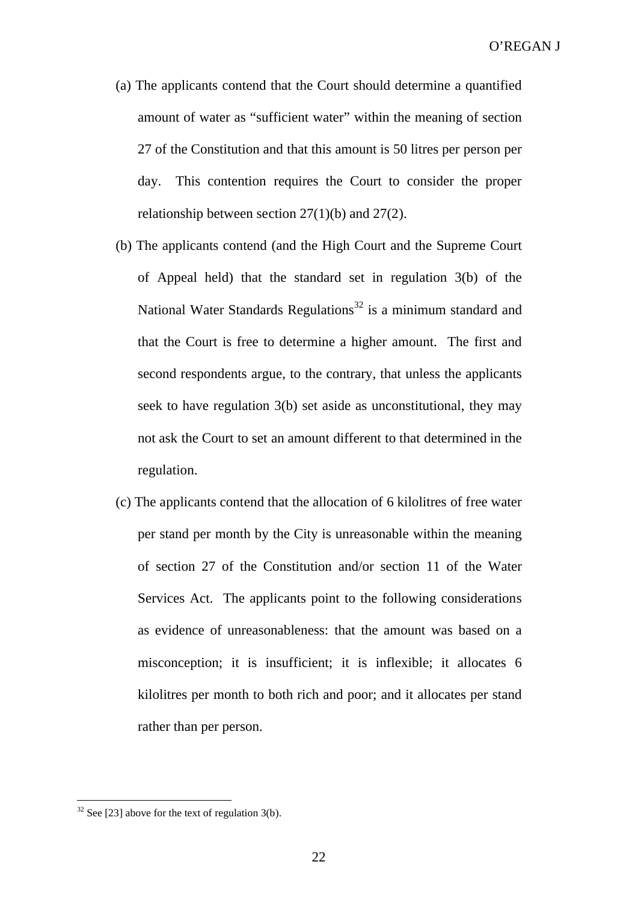(a) The applicants contend that the Court should determine a quantified amount of water as "sufficient water" within the meaning of section 27 of the Constitution and that this amount is 50 litres per person per day. This contention requires the Court to consider the proper relationship between section 27(1)(b) and 27(2).

(b) The applicants contend (and the High Court and the Supreme Court of Appeal held) that the standard set in regulation 3(b) of the National Water Standards Regulations[32] is a minimum standard and that the Court is free to determine a higher amount. The first and second respondents argue, to the contrary, that unless the applicants seek to have regulation 3(b) set aside as unconstitutional, they may not ask the Court to set an amount different to that determined in the regulation.

(c) The applicants contend that the allocation of 6 kilolitres of free water per stand per month by the City is unreasonable within the meaning of section 27 of the Constitution and/or section 11 of the Water Services Act. The applicants point to the following considerations as evidence of unreasonableness: that the amount was based on a misconception; it is insufficient; it is inflexible; it allocates 6 kilolitres per month to both rich and poor; and it allocates per stand rather than per person.

---

[32] See [23] above for the text of regulation 3(b).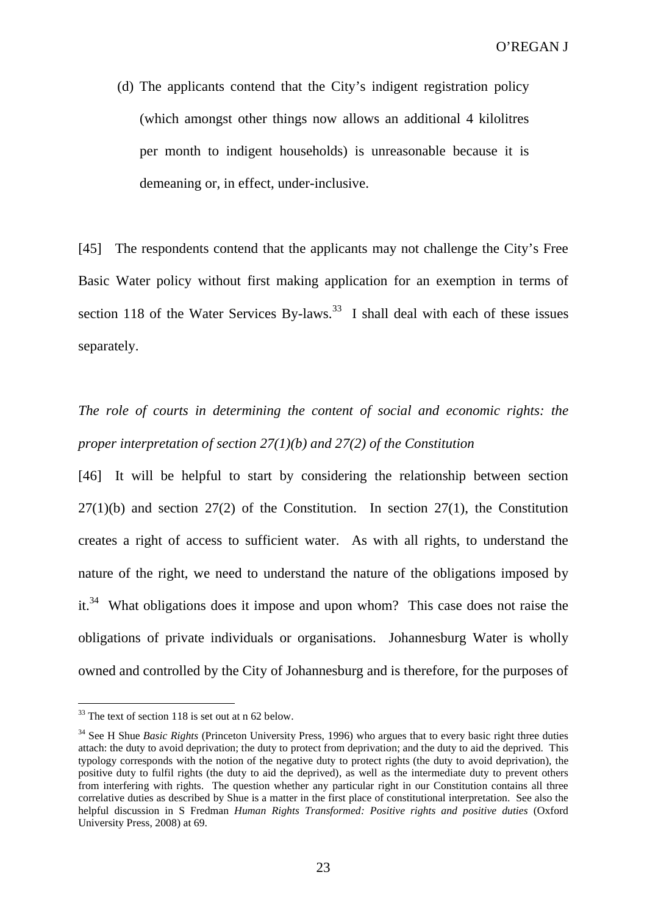(d) The applicants contend that the City's indigent registration policy (which amongst other things now allows an additional 4 kilolitres per month to indigent households) is unreasonable because it is demeaning or, in effect, under-inclusive.

[45] The respondents contend that the applicants may not challenge the City's Free Basic Water policy without first making application for an exemption in terms of section 118 of the Water Services By-laws.[33] I shall deal with each of these issues separately.

*The role of courts in determining the content of social and economic rights: the proper interpretation of section 27(1)(b) and 27(2) of the Constitution*

[46] It will be helpful to start by considering the relationship between section 27(1)(b) and section 27(2) of the Constitution. In section 27(1), the Constitution creates a right of access to sufficient water. As with all rights, to understand the nature of the right, we need to understand the nature of the obligations imposed by it.[34] What obligations does it impose and upon whom? This case does not raise the obligations of private individuals or organisations. Johannesburg Water is wholly owned and controlled by the City of Johannesburg and is therefore, for the purposes of

---

[33] The text of section 118 is set out at n 62 below.

[34] See H Shue *Basic Rights* (Princeton University Press, 1996) who argues that to every basic right three duties attach: the duty to avoid deprivation; the duty to protect from deprivation; and the duty to aid the deprived. This typology corresponds with the notion of the negative duty to protect rights (the duty to avoid deprivation), the positive duty to fulfil rights (the duty to aid the deprived), as well as the intermediate duty to prevent others from interfering with rights. The question whether any particular right in our Constitution contains all three correlative duties as described by Shue is a matter in the first place of constitutional interpretation. See also the helpful discussion in S Fredman *Human Rights Transformed: Positive rights and positive duties* (Oxford University Press, 2008) at 69.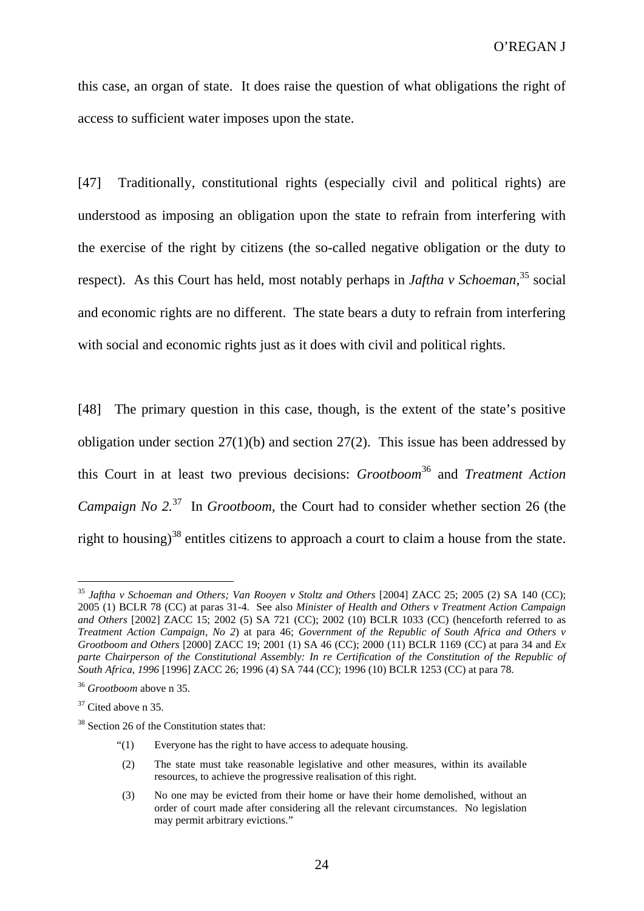this case, an organ of state. It does raise the question of what obligations the right of access to sufficient water imposes upon the state.

[47] Traditionally, constitutional rights (especially civil and political rights) are understood as imposing an obligation upon the state to refrain from interfering with the exercise of the right by citizens (the so-called negative obligation or the duty to respect). As this Court has held, most notably perhaps in *Jaftha v Schoeman*,[35] social and economic rights are no different. The state bears a duty to refrain from interfering with social and economic rights just as it does with civil and political rights.

[48] The primary question in this case, though, is the extent of the state's positive obligation under section 27(1)(b) and section 27(2). This issue has been addressed by this Court in at least two previous decisions: *Grootboom*[36] and *Treatment Action Campaign No 2.*[37] In *Grootboom*, the Court had to consider whether section 26 (the right to housing)[38] entitles citizens to approach a court to claim a house from the state.

---

[35] *Jaftha v Schoeman and Others; Van Rooyen v Stoltz and Others* [2004] ZACC 25; 2005 (2) SA 140 (CC); 2005 (1) BCLR 78 (CC) at paras 31-4. See also *Minister of Health and Others v Treatment Action Campaign and Others* [2002] ZACC 15; 2002 (5) SA 721 (CC); 2002 (10) BCLR 1033 (CC) (henceforth referred to as *Treatment Action Campaign, No 2*) at para 46; *Government of the Republic of South Africa and Others v Grootboom and Others* [2000] ZACC 19; 2001 (1) SA 46 (CC); 2000 (11) BCLR 1169 (CC) at para 34 and *Ex parte Chairperson of the Constitutional Assembly: In re Certification of the Constitution of the Republic of South Africa, 1996* [1996] ZACC 26; 1996 (4) SA 744 (CC); 1996 (10) BCLR 1253 (CC) at para 78.

[36] *Grootboom* above n 35.

[37] Cited above n 35.

[38] Section 26 of the Constitution states that:

> "(1) Everyone has the right to have access to adequate housing.
>
> (2) The state must take reasonable legislative and other measures, within its available resources, to achieve the progressive realisation of this right.
>
> (3) No one may be evicted from their home or have their home demolished, without an order of court made after considering all the relevant circumstances. No legislation may permit arbitrary evictions."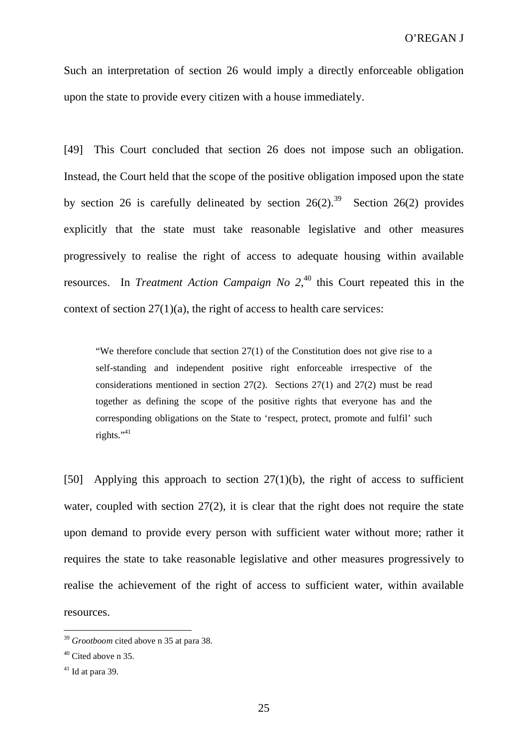Such an interpretation of section 26 would imply a directly enforceable obligation upon the state to provide every citizen with a house immediately.

[49] This Court concluded that section 26 does not impose such an obligation. Instead, the Court held that the scope of the positive obligation imposed upon the state by section 26 is carefully delineated by section 26(2).[39] Section 26(2) provides explicitly that the state must take reasonable legislative and other measures progressively to realise the right of access to adequate housing within available resources. In *Treatment Action Campaign No 2*,[40] this Court repeated this in the context of section 27(1)(a), the right of access to health care services:

> "We therefore conclude that section 27(1) of the Constitution does not give rise to a self-standing and independent positive right enforceable irrespective of the considerations mentioned in section 27(2). Sections 27(1) and 27(2) must be read together as defining the scope of the positive rights that everyone has and the corresponding obligations on the State to 'respect, protect, promote and fulfil' such rights."[41]

[50] Applying this approach to section 27(1)(b), the right of access to sufficient water, coupled with section 27(2), it is clear that the right does not require the state upon demand to provide every person with sufficient water without more; rather it requires the state to take reasonable legislative and other measures progressively to realise the achievement of the right of access to sufficient water, within available resources.

---

[39] *Grootboom* cited above n 35 at para 38.

[40] Cited above n 35.

[41] Id at para 39.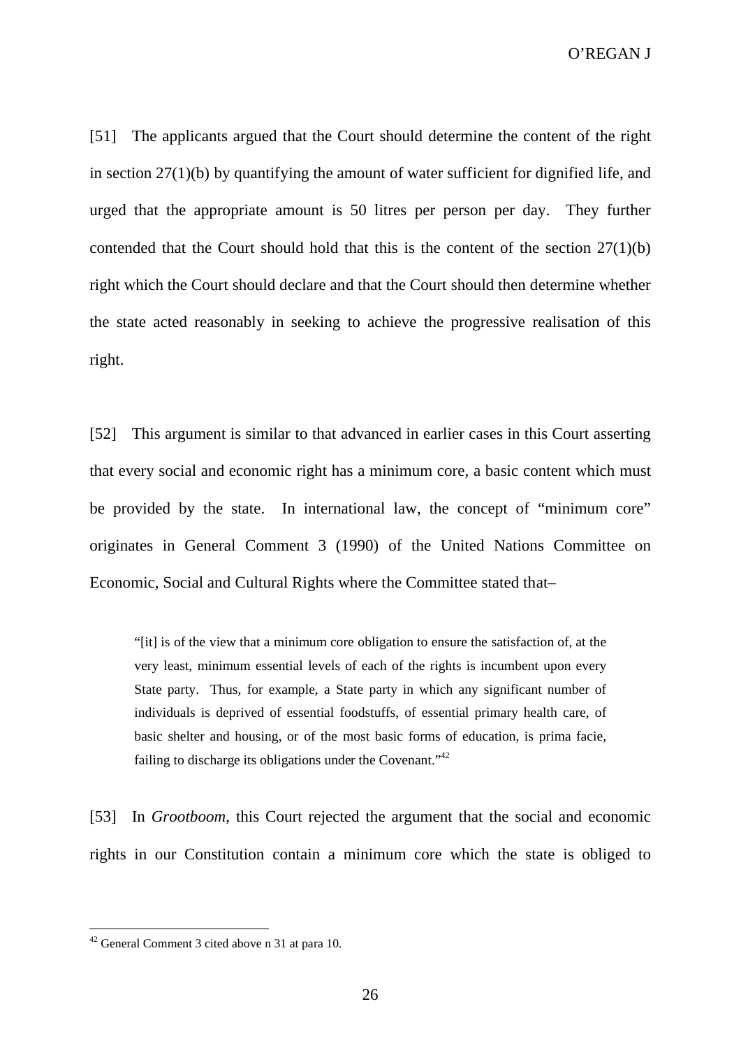[51] The applicants argued that the Court should determine the content of the right in section 27(1)(b) by quantifying the amount of water sufficient for dignified life, and urged that the appropriate amount is 50 litres per person per day. They further contended that the Court should hold that this is the content of the section 27(1)(b) right which the Court should declare and that the Court should then determine whether the state acted reasonably in seeking to achieve the progressive realisation of this right.

[52] This argument is similar to that advanced in earlier cases in this Court asserting that every social and economic right has a minimum core, a basic content which must be provided by the state. In international law, the concept of "minimum core" originates in General Comment 3 (1990) of the United Nations Committee on Economic, Social and Cultural Rights where the Committee stated that–

> "[it] is of the view that a minimum core obligation to ensure the satisfaction of, at the very least, minimum essential levels of each of the rights is incumbent upon every State party. Thus, for example, a State party in which any significant number of individuals is deprived of essential foodstuffs, of essential primary health care, of basic shelter and housing, or of the most basic forms of education, is prima facie, failing to discharge its obligations under the Covenant."[42]

[53] In *Grootboom*, this Court rejected the argument that the social and economic rights in our Constitution contain a minimum core which the state is obliged to

---

[42] General Comment 3 cited above n 31 at para 10.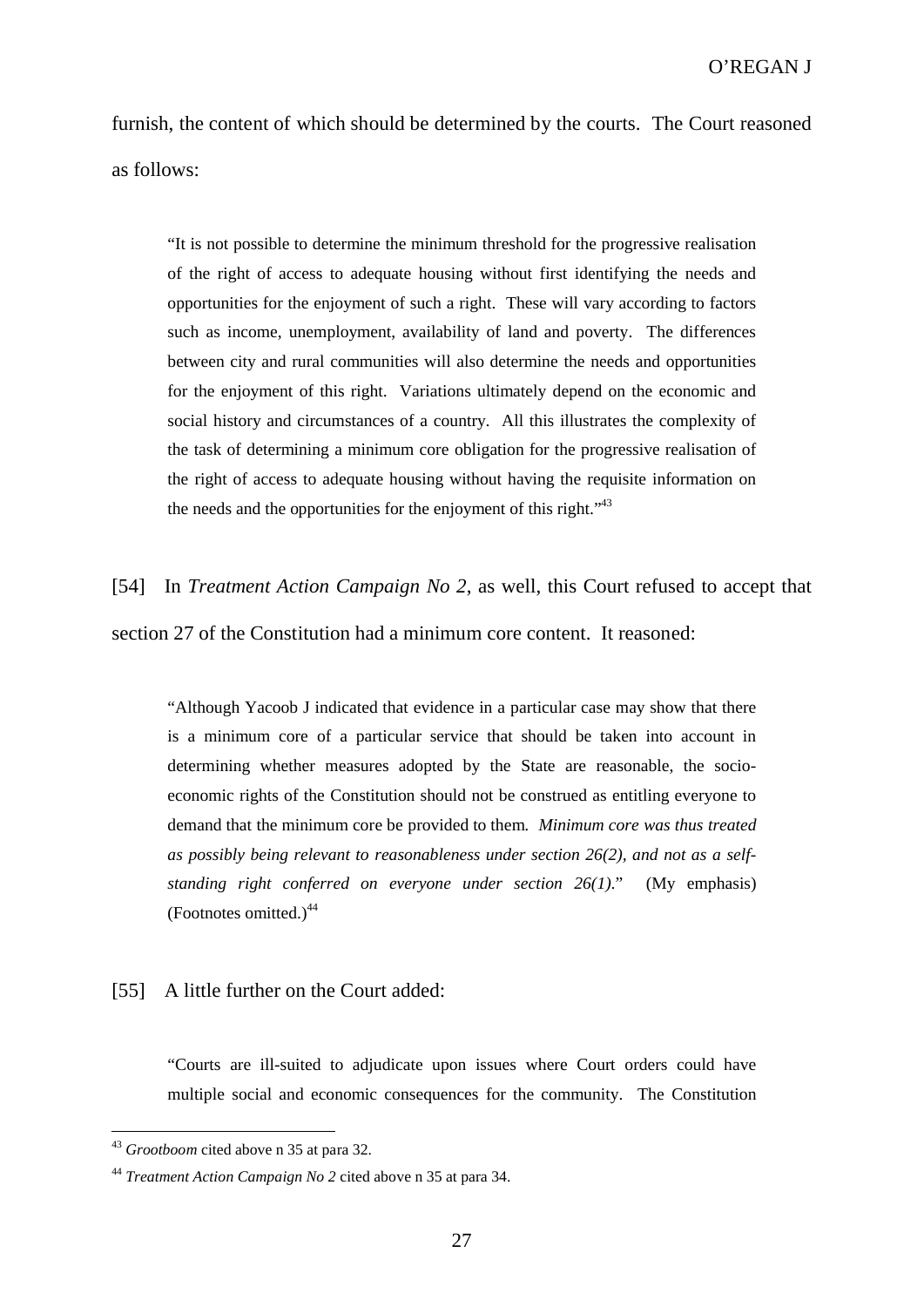furnish, the content of which should be determined by the courts. The Court reasoned as follows:

> "It is not possible to determine the minimum threshold for the progressive realisation of the right of access to adequate housing without first identifying the needs and opportunities for the enjoyment of such a right. These will vary according to factors such as income, unemployment, availability of land and poverty. The differences between city and rural communities will also determine the needs and opportunities for the enjoyment of this right. Variations ultimately depend on the economic and social history and circumstances of a country. All this illustrates the complexity of the task of determining a minimum core obligation for the progressive realisation of the right of access to adequate housing without having the requisite information on the needs and the opportunities for the enjoyment of this right."[43]

[54] In *Treatment Action Campaign No 2*, as well, this Court refused to accept that section 27 of the Constitution had a minimum core content. It reasoned:

> "Although Yacoob J indicated that evidence in a particular case may show that there is a minimum core of a particular service that should be taken into account in determining whether measures adopted by the State are reasonable, the socio-economic rights of the Constitution should not be construed as entitling everyone to demand that the minimum core be provided to them. *Minimum core was thus treated as possibly being relevant to reasonableness under section 26(2), and not as a self-standing right conferred on everyone under section 26(1).*" (My emphasis) (Footnotes omitted.)[44]

[55] A little further on the Court added:

> "Courts are ill-suited to adjudicate upon issues where Court orders could have multiple social and economic consequences for the community. The Constitution

---

[43] *Grootboom* cited above n 35 at para 32.

[44] *Treatment Action Campaign No 2* cited above n 35 at para 34.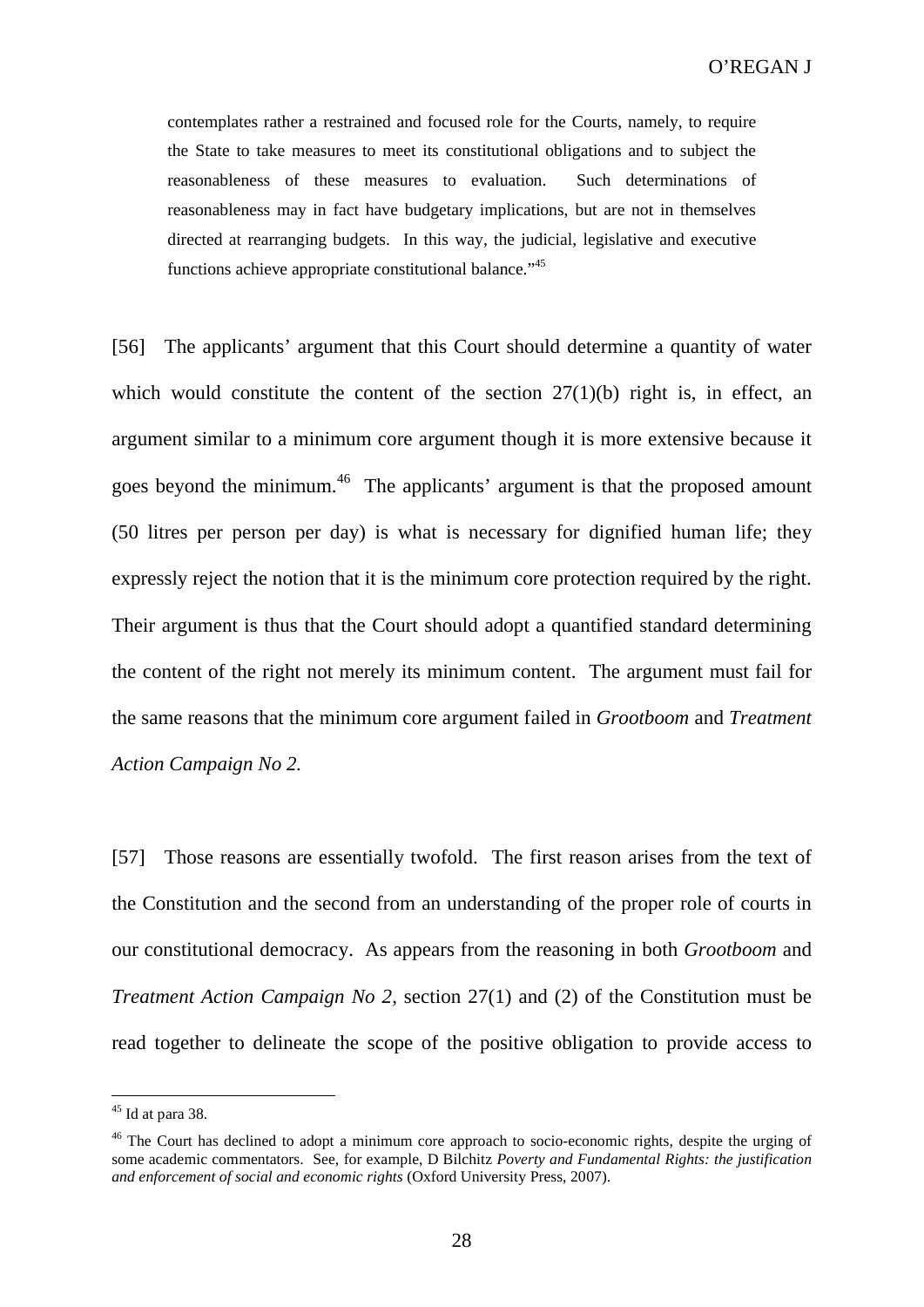> contemplates rather a restrained and focused role for the Courts, namely, to require the State to take measures to meet its constitutional obligations and to subject the reasonableness of these measures to evaluation. Such determinations of reasonableness may in fact have budgetary implications, but are not in themselves directed at rearranging budgets. In this way, the judicial, legislative and executive functions achieve appropriate constitutional balance."[45]

[56] The applicants' argument that this Court should determine a quantity of water which would constitute the content of the section 27(1)(b) right is, in effect, an argument similar to a minimum core argument though it is more extensive because it goes beyond the minimum.[46] The applicants' argument is that the proposed amount (50 litres per person per day) is what is necessary for dignified human life; they expressly reject the notion that it is the minimum core protection required by the right. Their argument is thus that the Court should adopt a quantified standard determining the content of the right not merely its minimum content. The argument must fail for the same reasons that the minimum core argument failed in *Grootboom* and *Treatment Action Campaign No 2*.

[57] Those reasons are essentially twofold. The first reason arises from the text of the Constitution and the second from an understanding of the proper role of courts in our constitutional democracy. As appears from the reasoning in both *Grootboom* and *Treatment Action Campaign No 2*, section 27(1) and (2) of the Constitution must be read together to delineate the scope of the positive obligation to provide access to

---

[45] Id at para 38.

[46] The Court has declined to adopt a minimum core approach to socio-economic rights, despite the urging of some academic commentators. See, for example, D Bilchitz *Poverty and Fundamental Rights: the justification and enforcement of social and economic rights* (Oxford University Press, 2007).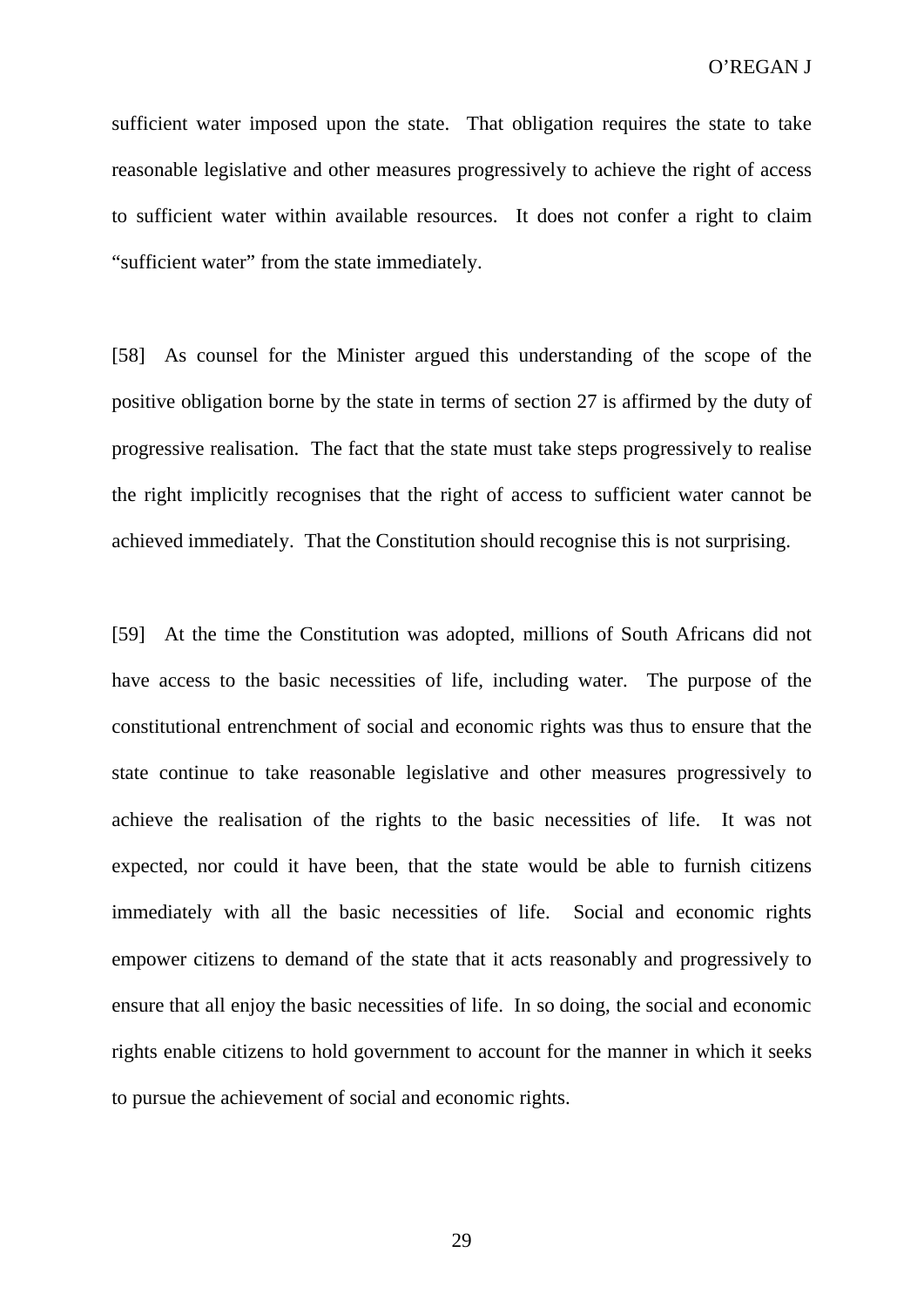sufficient water imposed upon the state. That obligation requires the state to take reasonable legislative and other measures progressively to achieve the right of access to sufficient water within available resources. It does not confer a right to claim "sufficient water" from the state immediately.

[58] As counsel for the Minister argued this understanding of the scope of the positive obligation borne by the state in terms of section 27 is affirmed by the duty of progressive realisation. The fact that the state must take steps progressively to realise the right implicitly recognises that the right of access to sufficient water cannot be achieved immediately. That the Constitution should recognise this is not surprising.

[59] At the time the Constitution was adopted, millions of South Africans did not have access to the basic necessities of life, including water. The purpose of the constitutional entrenchment of social and economic rights was thus to ensure that the state continue to take reasonable legislative and other measures progressively to achieve the realisation of the rights to the basic necessities of life. It was not expected, nor could it have been, that the state would be able to furnish citizens immediately with all the basic necessities of life. Social and economic rights empower citizens to demand of the state that it acts reasonably and progressively to ensure that all enjoy the basic necessities of life. In so doing, the social and economic rights enable citizens to hold government to account for the manner in which it seeks to pursue the achievement of social and economic rights.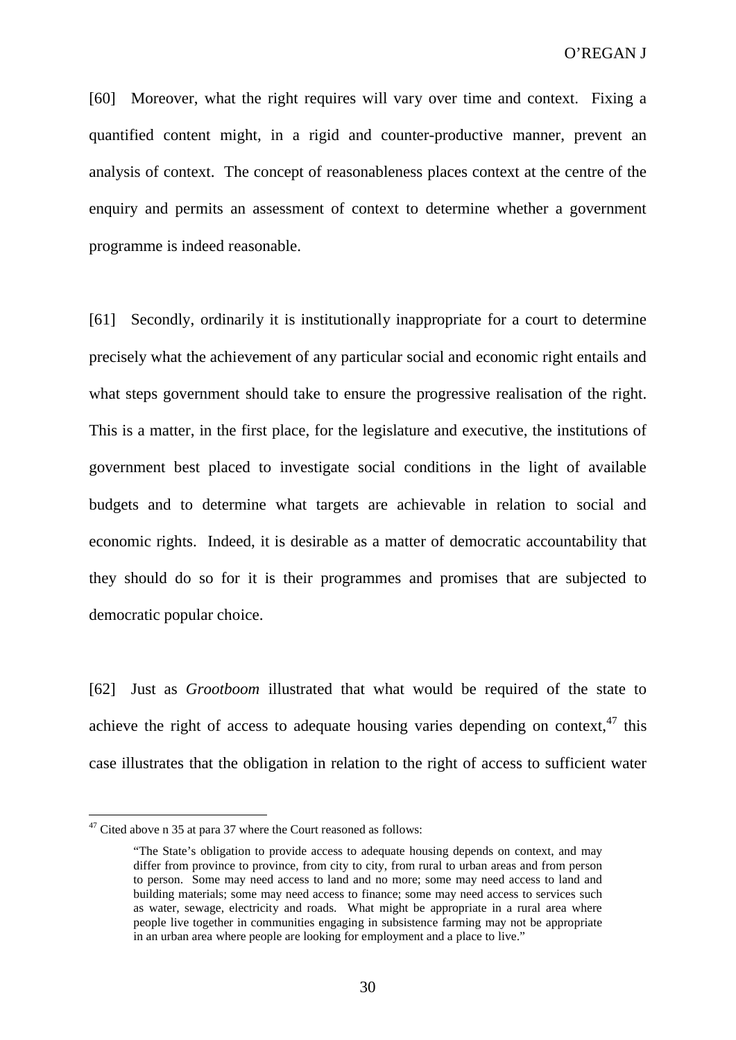[60] Moreover, what the right requires will vary over time and context. Fixing a quantified content might, in a rigid and counter-productive manner, prevent an analysis of context. The concept of reasonableness places context at the centre of the enquiry and permits an assessment of context to determine whether a government programme is indeed reasonable.

[61] Secondly, ordinarily it is institutionally inappropriate for a court to determine precisely what the achievement of any particular social and economic right entails and what steps government should take to ensure the progressive realisation of the right. This is a matter, in the first place, for the legislature and executive, the institutions of government best placed to investigate social conditions in the light of available budgets and to determine what targets are achievable in relation to social and economic rights. Indeed, it is desirable as a matter of democratic accountability that they should do so for it is their programmes and promises that are subjected to democratic popular choice.

[62] Just as *Grootboom* illustrated that what would be required of the state to achieve the right of access to adequate housing varies depending on context,[47] this case illustrates that the obligation in relation to the right of access to sufficient water

---

[47] Cited above n 35 at para 37 where the Court reasoned as follows:

> "The State's obligation to provide access to adequate housing depends on context, and may differ from province to province, from city to city, from rural to urban areas and from person to person. Some may need access to land and no more; some may need access to land and building materials; some may need access to finance; some may need access to services such as water, sewage, electricity and roads. What might be appropriate in a rural area where people live together in communities engaging in subsistence farming may not be appropriate in an urban area where people are looking for employment and a place to live."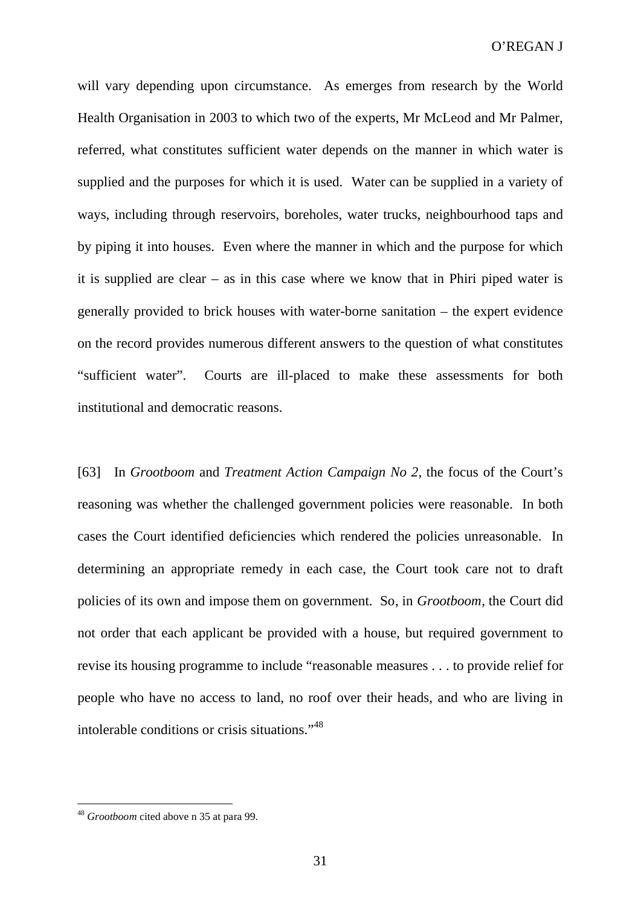will vary depending upon circumstance. As emerges from research by the World Health Organisation in 2003 to which two of the experts, Mr McLeod and Mr Palmer, referred, what constitutes sufficient water depends on the manner in which water is supplied and the purposes for which it is used. Water can be supplied in a variety of ways, including through reservoirs, boreholes, water trucks, neighbourhood taps and by piping it into houses. Even where the manner in which and the purpose for which it is supplied are clear – as in this case where we know that in Phiri piped water is generally provided to brick houses with water-borne sanitation – the expert evidence on the record provides numerous different answers to the question of what constitutes "sufficient water". Courts are ill-placed to make these assessments for both institutional and democratic reasons.

[63] In *Grootboom* and *Treatment Action Campaign No 2*, the focus of the Court's reasoning was whether the challenged government policies were reasonable. In both cases the Court identified deficiencies which rendered the policies unreasonable. In determining an appropriate remedy in each case, the Court took care not to draft policies of its own and impose them on government. So, in *Grootboom*, the Court did not order that each applicant be provided with a house, but required government to revise its housing programme to include "reasonable measures . . . to provide relief for people who have no access to land, no roof over their heads, and who are living in intolerable conditions or crisis situations."[48]

---

[48] *Grootboom* cited above n 35 at para 99.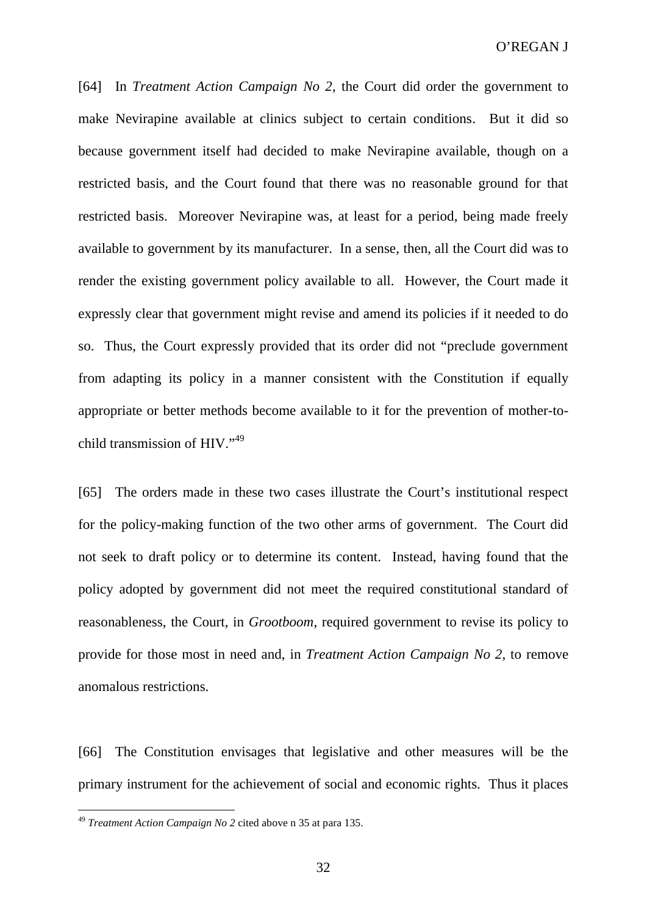[64] In *Treatment Action Campaign No 2*, the Court did order the government to make Nevirapine available at clinics subject to certain conditions. But it did so because government itself had decided to make Nevirapine available, though on a restricted basis, and the Court found that there was no reasonable ground for that restricted basis. Moreover Nevirapine was, at least for a period, being made freely available to government by its manufacturer. In a sense, then, all the Court did was to render the existing government policy available to all. However, the Court made it expressly clear that government might revise and amend its policies if it needed to do so. Thus, the Court expressly provided that its order did not "preclude government from adapting its policy in a manner consistent with the Constitution if equally appropriate or better methods become available to it for the prevention of mother-to-child transmission of HIV."[49]

[65] The orders made in these two cases illustrate the Court's institutional respect for the policy-making function of the two other arms of government. The Court did not seek to draft policy or to determine its content. Instead, having found that the policy adopted by government did not meet the required constitutional standard of reasonableness, the Court, in *Grootboom*, required government to revise its policy to provide for those most in need and, in *Treatment Action Campaign No 2*, to remove anomalous restrictions.

[66] The Constitution envisages that legislative and other measures will be the primary instrument for the achievement of social and economic rights. Thus it places

[49] *Treatment Action Campaign No 2* cited above n 35 at para 135.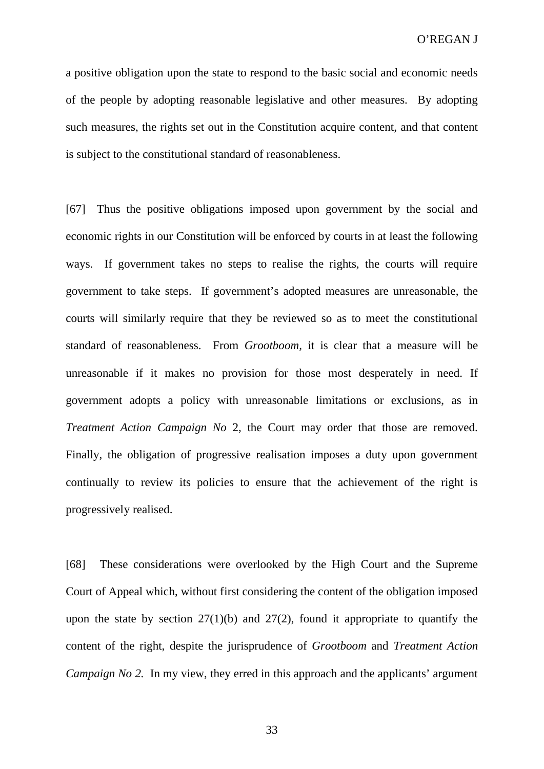a positive obligation upon the state to respond to the basic social and economic needs of the people by adopting reasonable legislative and other measures. By adopting such measures, the rights set out in the Constitution acquire content, and that content is subject to the constitutional standard of reasonableness.

[67] Thus the positive obligations imposed upon government by the social and economic rights in our Constitution will be enforced by courts in at least the following ways. If government takes no steps to realise the rights, the courts will require government to take steps. If government's adopted measures are unreasonable, the courts will similarly require that they be reviewed so as to meet the constitutional standard of reasonableness. From *Grootboom,* it is clear that a measure will be unreasonable if it makes no provision for those most desperately in need. If government adopts a policy with unreasonable limitations or exclusions, as in *Treatment Action Campaign No* 2, the Court may order that those are removed. Finally, the obligation of progressive realisation imposes a duty upon government continually to review its policies to ensure that the achievement of the right is progressively realised.

[68] These considerations were overlooked by the High Court and the Supreme Court of Appeal which, without first considering the content of the obligation imposed upon the state by section 27(1)(b) and 27(2), found it appropriate to quantify the content of the right, despite the jurisprudence of *Grootboom* and *Treatment Action Campaign No 2.* In my view, they erred in this approach and the applicants' argument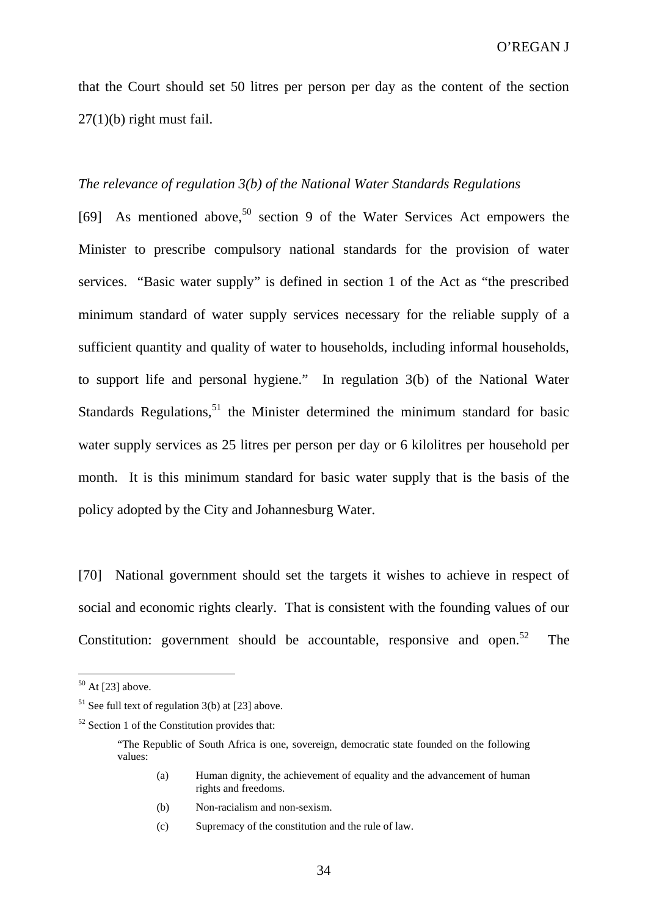that the Court should set 50 litres per person per day as the content of the section 27(1)(b) right must fail.

*The relevance of regulation 3(b) of the National Water Standards Regulations*

[69] As mentioned above,[50] section 9 of the Water Services Act empowers the Minister to prescribe compulsory national standards for the provision of water services. "Basic water supply" is defined in section 1 of the Act as "the prescribed minimum standard of water supply services necessary for the reliable supply of a sufficient quantity and quality of water to households, including informal households, to support life and personal hygiene." In regulation 3(b) of the National Water Standards Regulations,[51] the Minister determined the minimum standard for basic water supply services as 25 litres per person per day or 6 kilolitres per household per month. It is this minimum standard for basic water supply that is the basis of the policy adopted by the City and Johannesburg Water.

[70] National government should set the targets it wishes to achieve in respect of social and economic rights clearly. That is consistent with the founding values of our Constitution: government should be accountable, responsive and open.[52] The

---

[50] At [23] above.

[51] See full text of regulation 3(b) at [23] above.

[52] Section 1 of the Constitution provides that:

> "The Republic of South Africa is one, sovereign, democratic state founded on the following values:
>
> (a) Human dignity, the achievement of equality and the advancement of human rights and freedoms.
>
> (b) Non-racialism and non-sexism.
>
> (c) Supremacy of the constitution and the rule of law.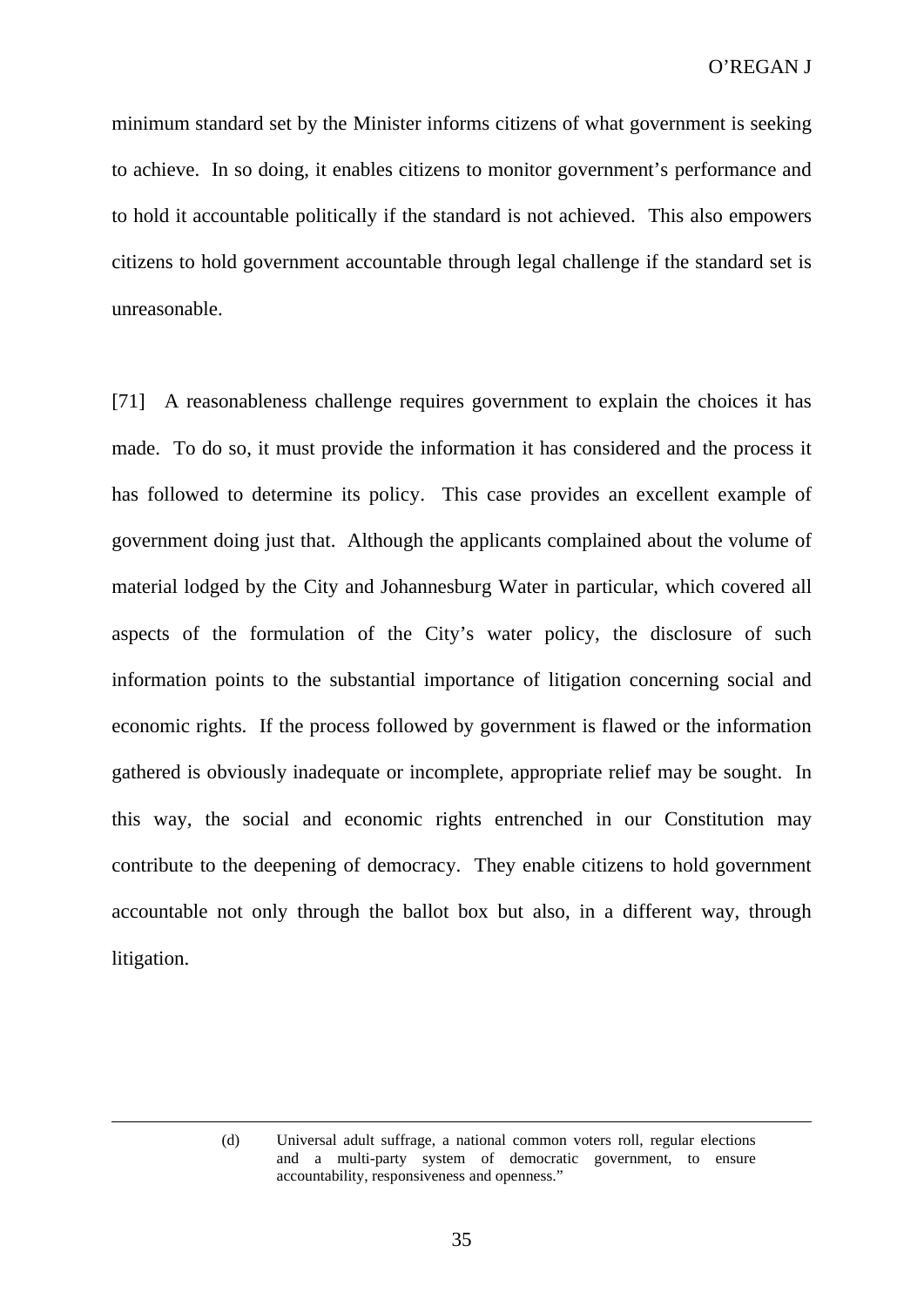minimum standard set by the Minister informs citizens of what government is seeking to achieve. In so doing, it enables citizens to monitor government's performance and to hold it accountable politically if the standard is not achieved. This also empowers citizens to hold government accountable through legal challenge if the standard set is unreasonable.

[71] A reasonableness challenge requires government to explain the choices it has made. To do so, it must provide the information it has considered and the process it has followed to determine its policy. This case provides an excellent example of government doing just that. Although the applicants complained about the volume of material lodged by the City and Johannesburg Water in particular, which covered all aspects of the formulation of the City's water policy, the disclosure of such information points to the substantial importance of litigation concerning social and economic rights. If the process followed by government is flawed or the information gathered is obviously inadequate or incomplete, appropriate relief may be sought. In this way, the social and economic rights entrenched in our Constitution may contribute to the deepening of democracy. They enable citizens to hold government accountable not only through the ballot box but also, in a different way, through litigation.

---

> (d) Universal adult suffrage, a national common voters roll, regular elections and a multi-party system of democratic government, to ensure accountability, responsiveness and openness."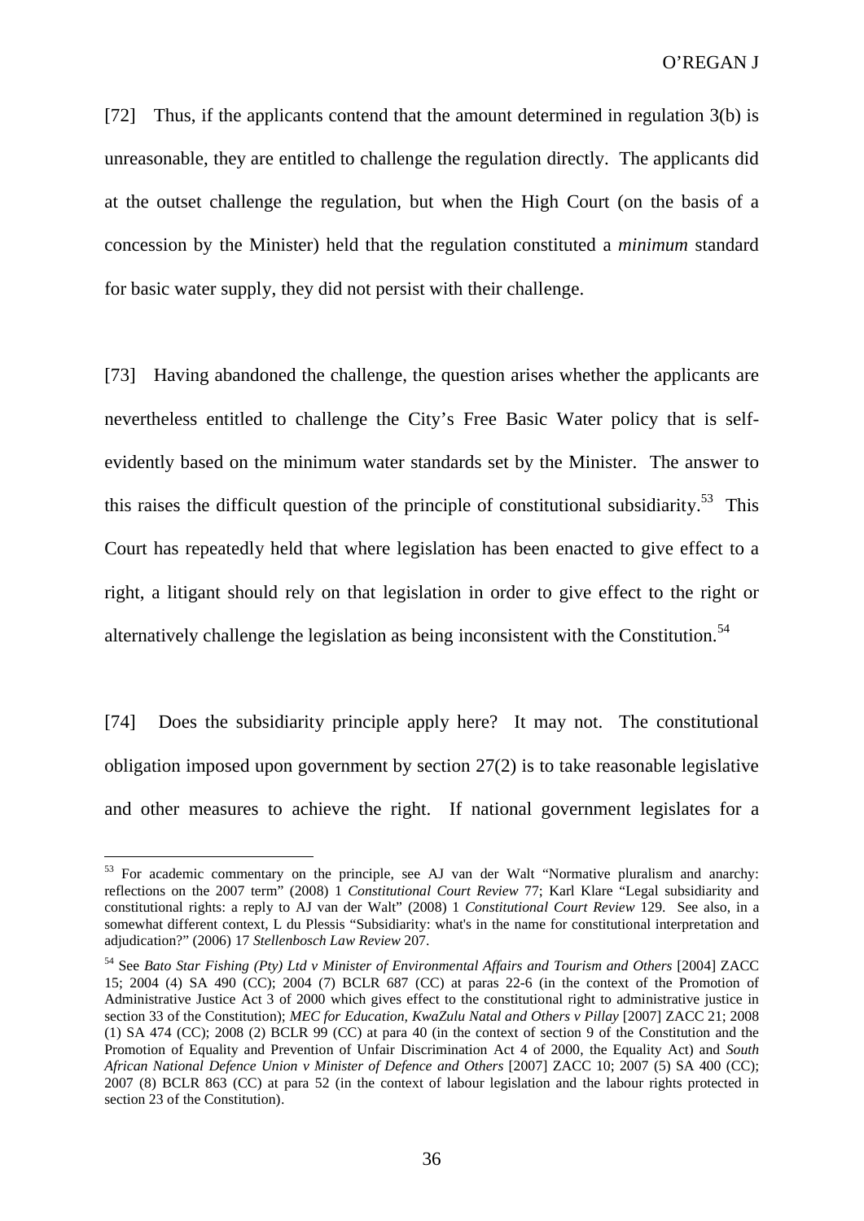[72] Thus, if the applicants contend that the amount determined in regulation 3(b) is unreasonable, they are entitled to challenge the regulation directly. The applicants did at the outset challenge the regulation, but when the High Court (on the basis of a concession by the Minister) held that the regulation constituted a *minimum* standard for basic water supply, they did not persist with their challenge.

[73] Having abandoned the challenge, the question arises whether the applicants are nevertheless entitled to challenge the City's Free Basic Water policy that is self-evidently based on the minimum water standards set by the Minister. The answer to this raises the difficult question of the principle of constitutional subsidiarity.[53] This Court has repeatedly held that where legislation has been enacted to give effect to a right, a litigant should rely on that legislation in order to give effect to the right or alternatively challenge the legislation as being inconsistent with the Constitution.[54]

[74] Does the subsidiarity principle apply here? It may not. The constitutional obligation imposed upon government by section 27(2) is to take reasonable legislative and other measures to achieve the right. If national government legislates for a

---

[53] For academic commentary on the principle, see AJ van der Walt "Normative pluralism and anarchy: reflections on the 2007 term" (2008) 1 *Constitutional Court Review* 77; Karl Klare "Legal subsidiarity and constitutional rights: a reply to AJ van der Walt" (2008) 1 *Constitutional Court Review* 129. See also, in a somewhat different context, L du Plessis "Subsidiarity: what's in the name for constitutional interpretation and adjudication?" (2006) 17 *Stellenbosch Law Review* 207.

[54] See *Bato Star Fishing (Pty) Ltd v Minister of Environmental Affairs and Tourism and Others* [2004] ZACC 15; 2004 (4) SA 490 (CC); 2004 (7) BCLR 687 (CC) at paras 22-6 (in the context of the Promotion of Administrative Justice Act 3 of 2000 which gives effect to the constitutional right to administrative justice in section 33 of the Constitution); *MEC for Education, KwaZulu Natal and Others v Pillay* [2007] ZACC 21; 2008 (1) SA 474 (CC); 2008 (2) BCLR 99 (CC) at para 40 (in the context of section 9 of the Constitution and the Promotion of Equality and Prevention of Unfair Discrimination Act 4 of 2000, the Equality Act) and *South African National Defence Union v Minister of Defence and Others* [2007] ZACC 10; 2007 (5) SA 400 (CC); 2007 (8) BCLR 863 (CC) at para 52 (in the context of labour legislation and the labour rights protected in section 23 of the Constitution).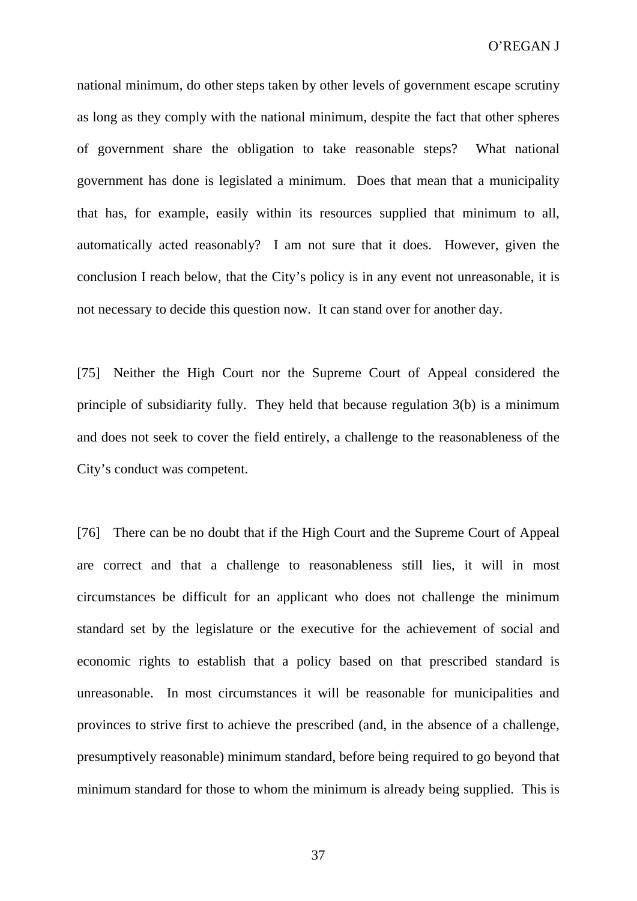national minimum, do other steps taken by other levels of government escape scrutiny as long as they comply with the national minimum, despite the fact that other spheres of government share the obligation to take reasonable steps? What national government has done is legislated a minimum. Does that mean that a municipality that has, for example, easily within its resources supplied that minimum to all, automatically acted reasonably? I am not sure that it does. However, given the conclusion I reach below, that the City's policy is in any event not unreasonable, it is not necessary to decide this question now. It can stand over for another day.

[75] Neither the High Court nor the Supreme Court of Appeal considered the principle of subsidiarity fully. They held that because regulation 3(b) is a minimum and does not seek to cover the field entirely, a challenge to the reasonableness of the City's conduct was competent.

[76] There can be no doubt that if the High Court and the Supreme Court of Appeal are correct and that a challenge to reasonableness still lies, it will in most circumstances be difficult for an applicant who does not challenge the minimum standard set by the legislature or the executive for the achievement of social and economic rights to establish that a policy based on that prescribed standard is unreasonable. In most circumstances it will be reasonable for municipalities and provinces to strive first to achieve the prescribed (and, in the absence of a challenge, presumptively reasonable) minimum standard, before being required to go beyond that minimum standard for those to whom the minimum is already being supplied. This is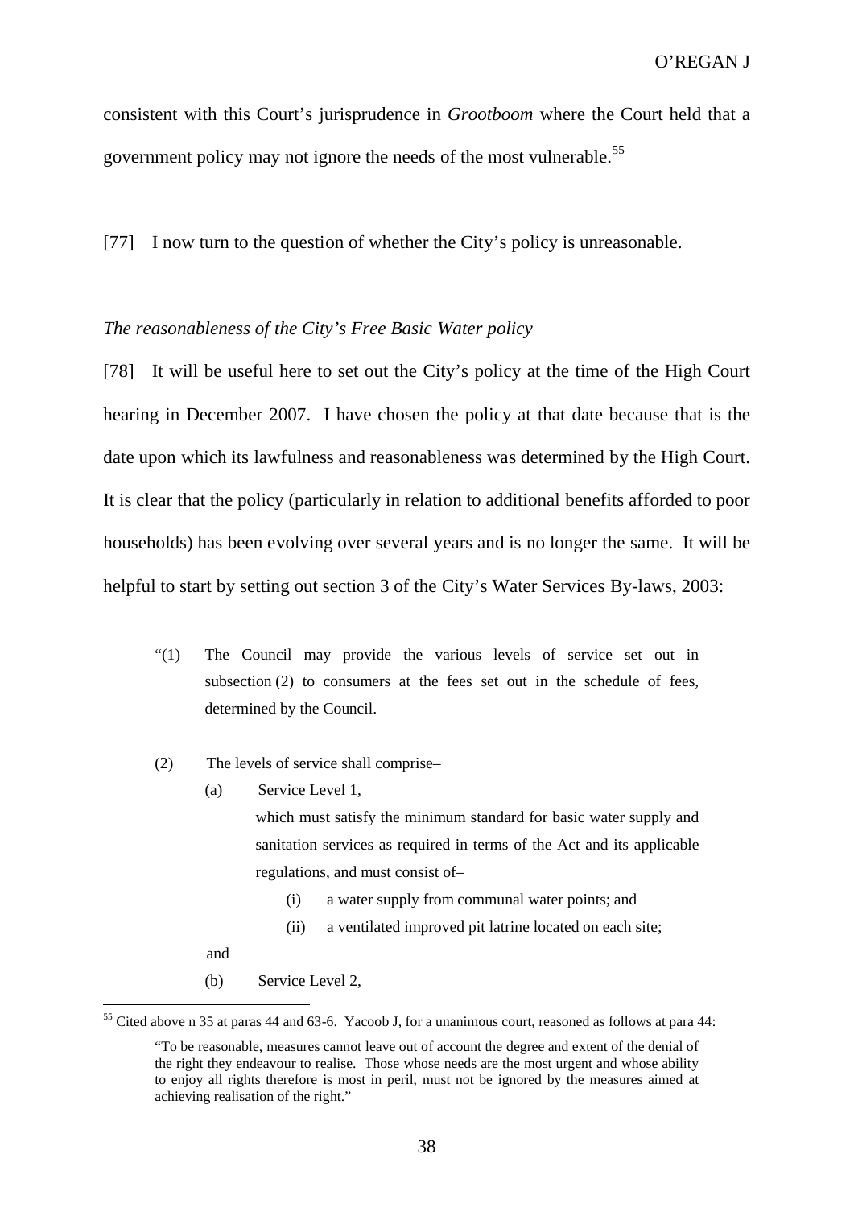consistent with this Court's jurisprudence in *Grootboom* where the Court held that a government policy may not ignore the needs of the most vulnerable.[55]

[77] I now turn to the question of whether the City's policy is unreasonable.

*The reasonableness of the City's Free Basic Water policy*

[78] It will be useful here to set out the City's policy at the time of the High Court hearing in December 2007. I have chosen the policy at that date because that is the date upon which its lawfulness and reasonableness was determined by the High Court. It is clear that the policy (particularly in relation to additional benefits afforded to poor households) has been evolving over several years and is no longer the same. It will be helpful to start by setting out section 3 of the City's Water Services By-laws, 2003:

> "(1) The Council may provide the various levels of service set out in subsection (2) to consumers at the fees set out in the schedule of fees, determined by the Council.
>
> (2) The levels of service shall comprise–
>
> (a) Service Level 1,
>
> which must satisfy the minimum standard for basic water supply and sanitation services as required in terms of the Act and its applicable regulations, and must consist of–
>
> (i) a water supply from communal water points; and
>
> (ii) a ventilated improved pit latrine located on each site;
>
> and
>
> (b) Service Level 2,

[55] Cited above n 35 at paras 44 and 63-6. Yacoob J, for a unanimous court, reasoned as follows at para 44:

> "To be reasonable, measures cannot leave out of account the degree and extent of the denial of the right they endeavour to realise. Those whose needs are the most urgent and whose ability to enjoy all rights therefore is most in peril, must not be ignored by the measures aimed at achieving realisation of the right."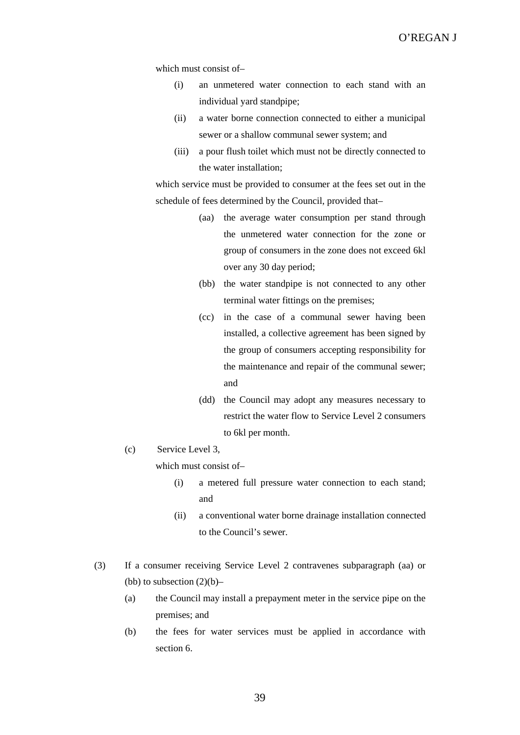which must consist of–

(i) an unmetered water connection to each stand with an individual yard standpipe;

(ii) a water borne connection connected to either a municipal sewer or a shallow communal sewer system; and

(iii) a pour flush toilet which must not be directly connected to the water installation;

which service must be provided to consumer at the fees set out in the schedule of fees determined by the Council, provided that–

(aa) the average water consumption per stand through the unmetered water connection for the zone or group of consumers in the zone does not exceed 6kl over any 30 day period;

(bb) the water standpipe is not connected to any other terminal water fittings on the premises;

(cc) in the case of a communal sewer having been installed, a collective agreement has been signed by the group of consumers accepting responsibility for the maintenance and repair of the communal sewer; and

(dd) the Council may adopt any measures necessary to restrict the water flow to Service Level 2 consumers to 6kl per month.

(c) Service Level 3,

which must consist of–

(i) a metered full pressure water connection to each stand; and

(ii) a conventional water borne drainage installation connected to the Council's sewer.

(3) If a consumer receiving Service Level 2 contravenes subparagraph (aa) or (bb) to subsection (2)(b)–

(a) the Council may install a prepayment meter in the service pipe on the premises; and

(b) the fees for water services must be applied in accordance with section 6.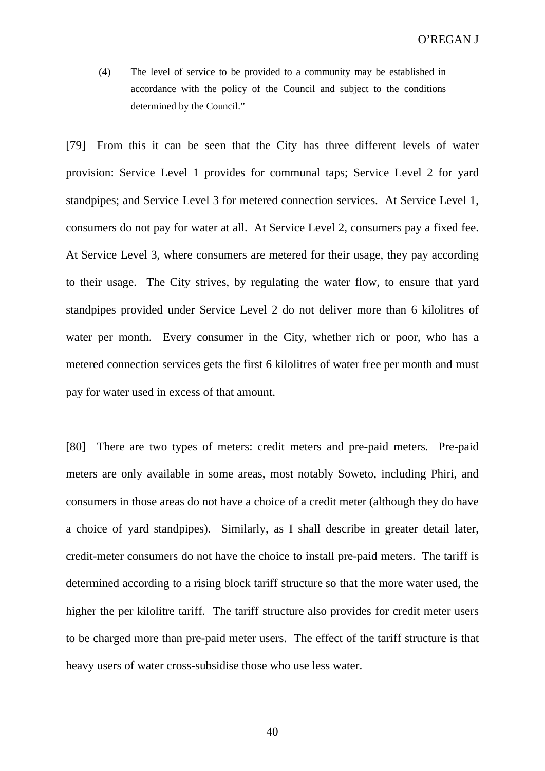> (4) The level of service to be provided to a community may be established in accordance with the policy of the Council and subject to the conditions determined by the Council."

[79] From this it can be seen that the City has three different levels of water provision: Service Level 1 provides for communal taps; Service Level 2 for yard standpipes; and Service Level 3 for metered connection services. At Service Level 1, consumers do not pay for water at all. At Service Level 2, consumers pay a fixed fee. At Service Level 3, where consumers are metered for their usage, they pay according to their usage. The City strives, by regulating the water flow, to ensure that yard standpipes provided under Service Level 2 do not deliver more than 6 kilolitres of water per month. Every consumer in the City, whether rich or poor, who has a metered connection services gets the first 6 kilolitres of water free per month and must pay for water used in excess of that amount.

[80] There are two types of meters: credit meters and pre-paid meters. Pre-paid meters are only available in some areas, most notably Soweto, including Phiri, and consumers in those areas do not have a choice of a credit meter (although they do have a choice of yard standpipes). Similarly, as I shall describe in greater detail later, credit-meter consumers do not have the choice to install pre-paid meters. The tariff is determined according to a rising block tariff structure so that the more water used, the higher the per kilolitre tariff. The tariff structure also provides for credit meter users to be charged more than pre-paid meter users. The effect of the tariff structure is that heavy users of water cross-subsidise those who use less water.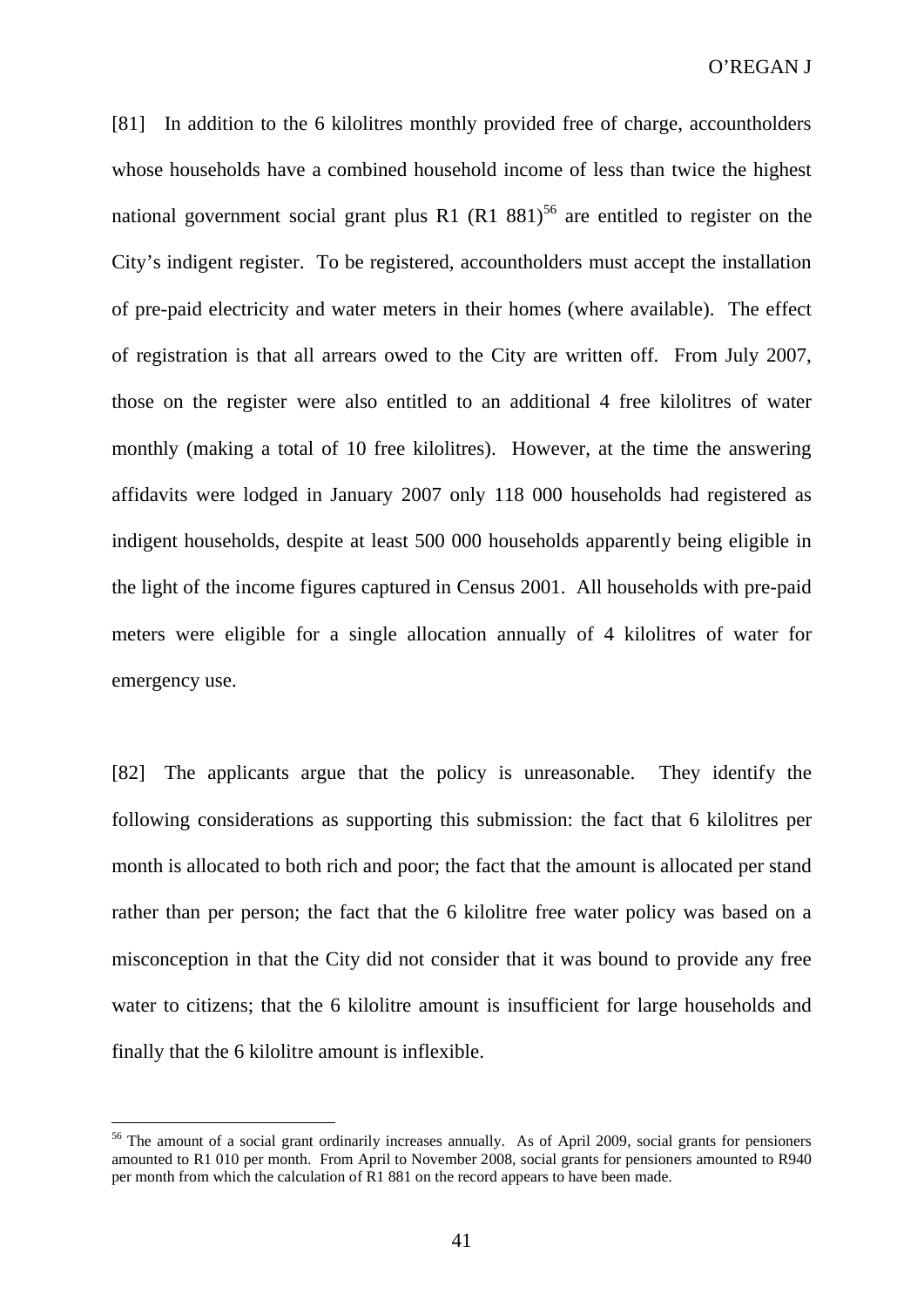[81] In addition to the 6 kilolitres monthly provided free of charge, accountholders whose households have a combined household income of less than twice the highest national government social grant plus R1 (R1 881)[56] are entitled to register on the City's indigent register. To be registered, accountholders must accept the installation of pre-paid electricity and water meters in their homes (where available). The effect of registration is that all arrears owed to the City are written off. From July 2007, those on the register were also entitled to an additional 4 free kilolitres of water monthly (making a total of 10 free kilolitres). However, at the time the answering affidavits were lodged in January 2007 only 118 000 households had registered as indigent households, despite at least 500 000 households apparently being eligible in the light of the income figures captured in Census 2001. All households with pre-paid meters were eligible for a single allocation annually of 4 kilolitres of water for emergency use.

[82] The applicants argue that the policy is unreasonable. They identify the following considerations as supporting this submission: the fact that 6 kilolitres per month is allocated to both rich and poor; the fact that the amount is allocated per stand rather than per person; the fact that the 6 kilolitre free water policy was based on a misconception in that the City did not consider that it was bound to provide any free water to citizens; that the 6 kilolitre amount is insufficient for large households and finally that the 6 kilolitre amount is inflexible.

---

[56] The amount of a social grant ordinarily increases annually. As of April 2009, social grants for pensioners amounted to R1 010 per month. From April to November 2008, social grants for pensioners amounted to R940 per month from which the calculation of R1 881 on the record appears to have been made.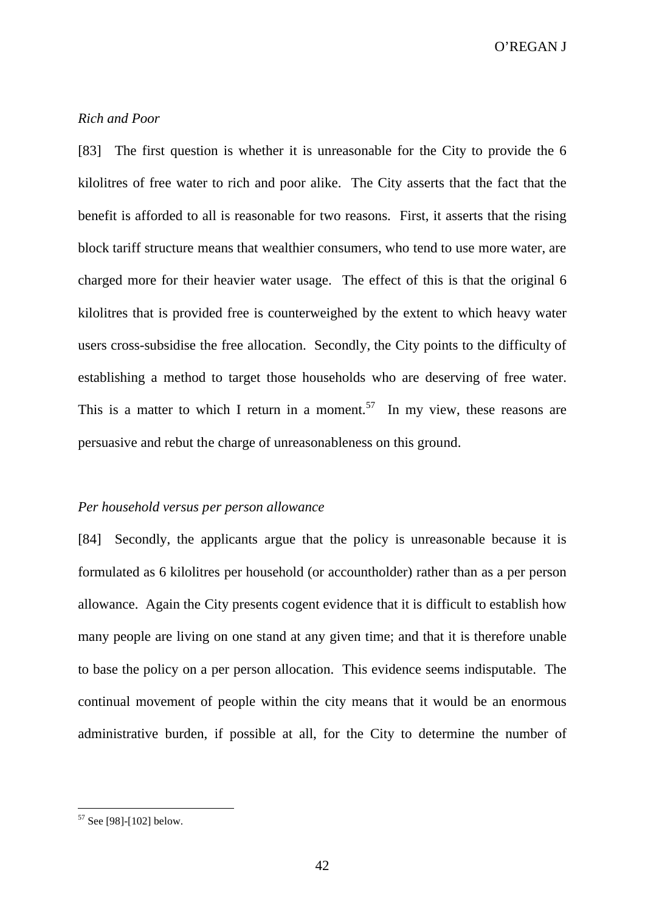*Rich and Poor*

[83] The first question is whether it is unreasonable for the City to provide the 6 kilolitres of free water to rich and poor alike. The City asserts that the fact that the benefit is afforded to all is reasonable for two reasons. First, it asserts that the rising block tariff structure means that wealthier consumers, who tend to use more water, are charged more for their heavier water usage. The effect of this is that the original 6 kilolitres that is provided free is counterweighed by the extent to which heavy water users cross-subsidise the free allocation. Secondly, the City points to the difficulty of establishing a method to target those households who are deserving of free water. This is a matter to which I return in a moment.[57] In my view, these reasons are persuasive and rebut the charge of unreasonableness on this ground.

*Per household versus per person allowance*

[84] Secondly, the applicants argue that the policy is unreasonable because it is formulated as 6 kilolitres per household (or accountholder) rather than as a per person allowance. Again the City presents cogent evidence that it is difficult to establish how many people are living on one stand at any given time; and that it is therefore unable to base the policy on a per person allocation. This evidence seems indisputable. The continual movement of people within the city means that it would be an enormous administrative burden, if possible at all, for the City to determine the number of

[57] See [98]-[102] below.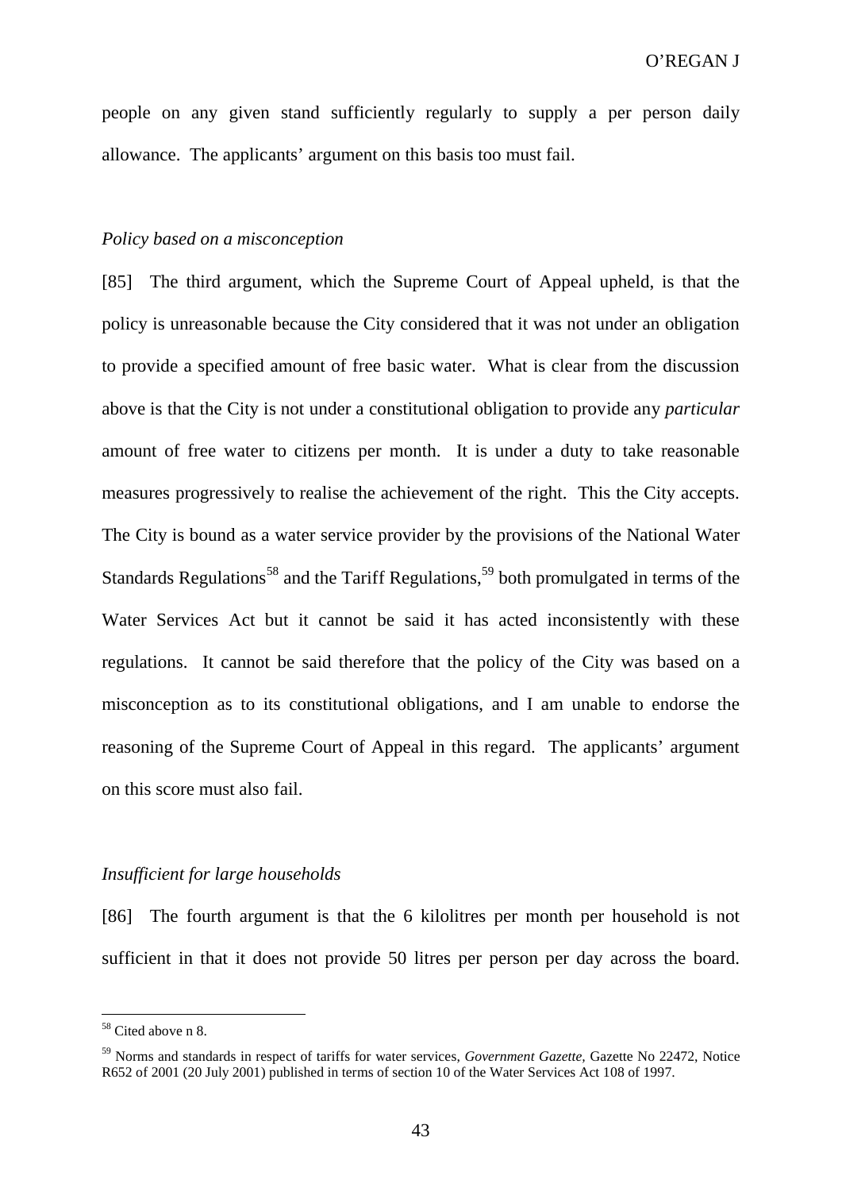people on any given stand sufficiently regularly to supply a per person daily allowance. The applicants' argument on this basis too must fail.

*Policy based on a misconception*

[85] The third argument, which the Supreme Court of Appeal upheld, is that the policy is unreasonable because the City considered that it was not under an obligation to provide a specified amount of free basic water. What is clear from the discussion above is that the City is not under a constitutional obligation to provide any *particular* amount of free water to citizens per month. It is under a duty to take reasonable measures progressively to realise the achievement of the right. This the City accepts. The City is bound as a water service provider by the provisions of the National Water Standards Regulations[58] and the Tariff Regulations,[59] both promulgated in terms of the Water Services Act but it cannot be said it has acted inconsistently with these regulations. It cannot be said therefore that the policy of the City was based on a misconception as to its constitutional obligations, and I am unable to endorse the reasoning of the Supreme Court of Appeal in this regard. The applicants' argument on this score must also fail.

*Insufficient for large households*

[86] The fourth argument is that the 6 kilolitres per month per household is not sufficient in that it does not provide 50 litres per person per day across the board.

---

[58] Cited above n 8.

[59] Norms and standards in respect of tariffs for water services, *Government Gazette,* Gazette No 22472, Notice R652 of 2001 (20 July 2001) published in terms of section 10 of the Water Services Act 108 of 1997.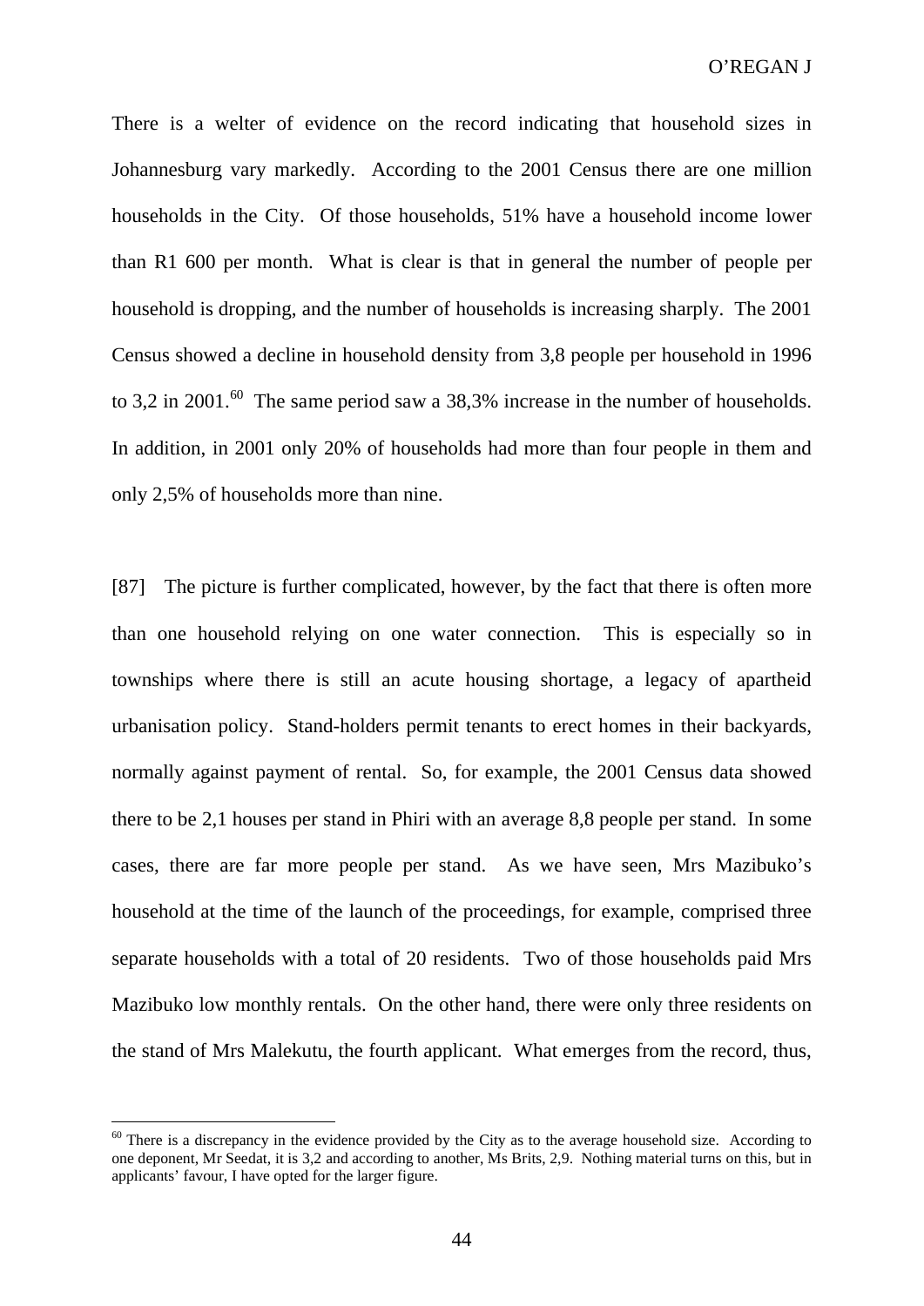There is a welter of evidence on the record indicating that household sizes in Johannesburg vary markedly. According to the 2001 Census there are one million households in the City. Of those households, 51% have a household income lower than R1 600 per month. What is clear is that in general the number of people per household is dropping, and the number of households is increasing sharply. The 2001 Census showed a decline in household density from 3,8 people per household in 1996 to 3,2 in 2001.[60] The same period saw a 38,3% increase in the number of households. In addition, in 2001 only 20% of households had more than four people in them and only 2,5% of households more than nine.

[87] The picture is further complicated, however, by the fact that there is often more than one household relying on one water connection. This is especially so in townships where there is still an acute housing shortage, a legacy of apartheid urbanisation policy. Stand-holders permit tenants to erect homes in their backyards, normally against payment of rental. So, for example, the 2001 Census data showed there to be 2,1 houses per stand in Phiri with an average 8,8 people per stand. In some cases, there are far more people per stand. As we have seen, Mrs Mazibuko's household at the time of the launch of the proceedings, for example, comprised three separate households with a total of 20 residents. Two of those households paid Mrs Mazibuko low monthly rentals. On the other hand, there were only three residents on the stand of Mrs Malekutu, the fourth applicant. What emerges from the record, thus,

---

[60] There is a discrepancy in the evidence provided by the City as to the average household size. According to one deponent, Mr Seedat, it is 3,2 and according to another, Ms Brits, 2,9. Nothing material turns on this, but in applicants' favour, I have opted for the larger figure.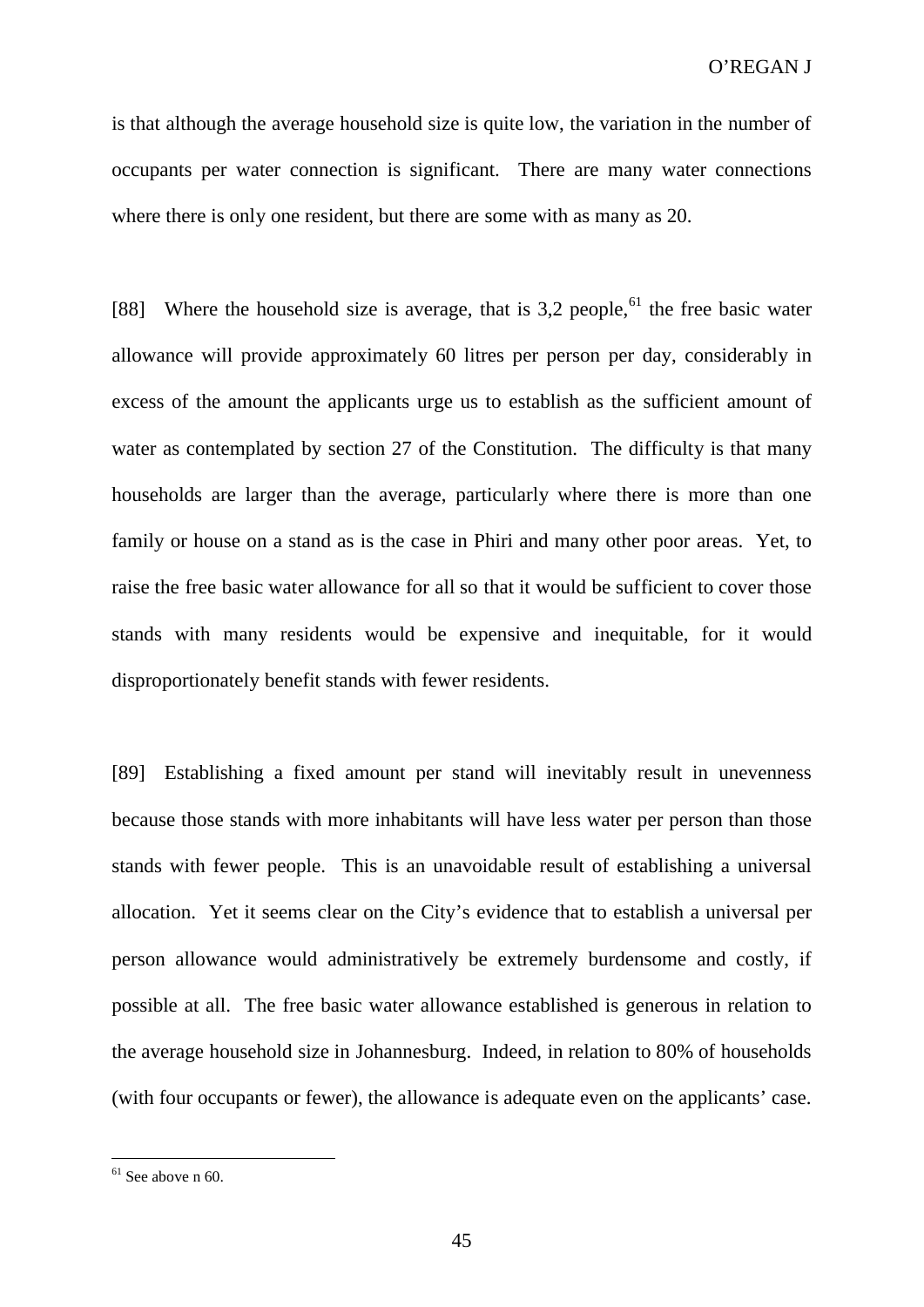is that although the average household size is quite low, the variation in the number of occupants per water connection is significant. There are many water connections where there is only one resident, but there are some with as many as 20.

[88] Where the household size is average, that is 3,2 people,[61] the free basic water allowance will provide approximately 60 litres per person per day, considerably in excess of the amount the applicants urge us to establish as the sufficient amount of water as contemplated by section 27 of the Constitution. The difficulty is that many households are larger than the average, particularly where there is more than one family or house on a stand as is the case in Phiri and many other poor areas. Yet, to raise the free basic water allowance for all so that it would be sufficient to cover those stands with many residents would be expensive and inequitable, for it would disproportionately benefit stands with fewer residents.

[89] Establishing a fixed amount per stand will inevitably result in unevenness because those stands with more inhabitants will have less water per person than those stands with fewer people. This is an unavoidable result of establishing a universal allocation. Yet it seems clear on the City's evidence that to establish a universal per person allowance would administratively be extremely burdensome and costly, if possible at all. The free basic water allowance established is generous in relation to the average household size in Johannesburg. Indeed, in relation to 80% of households (with four occupants or fewer), the allowance is adequate even on the applicants' case.

---

[61] See above n 60.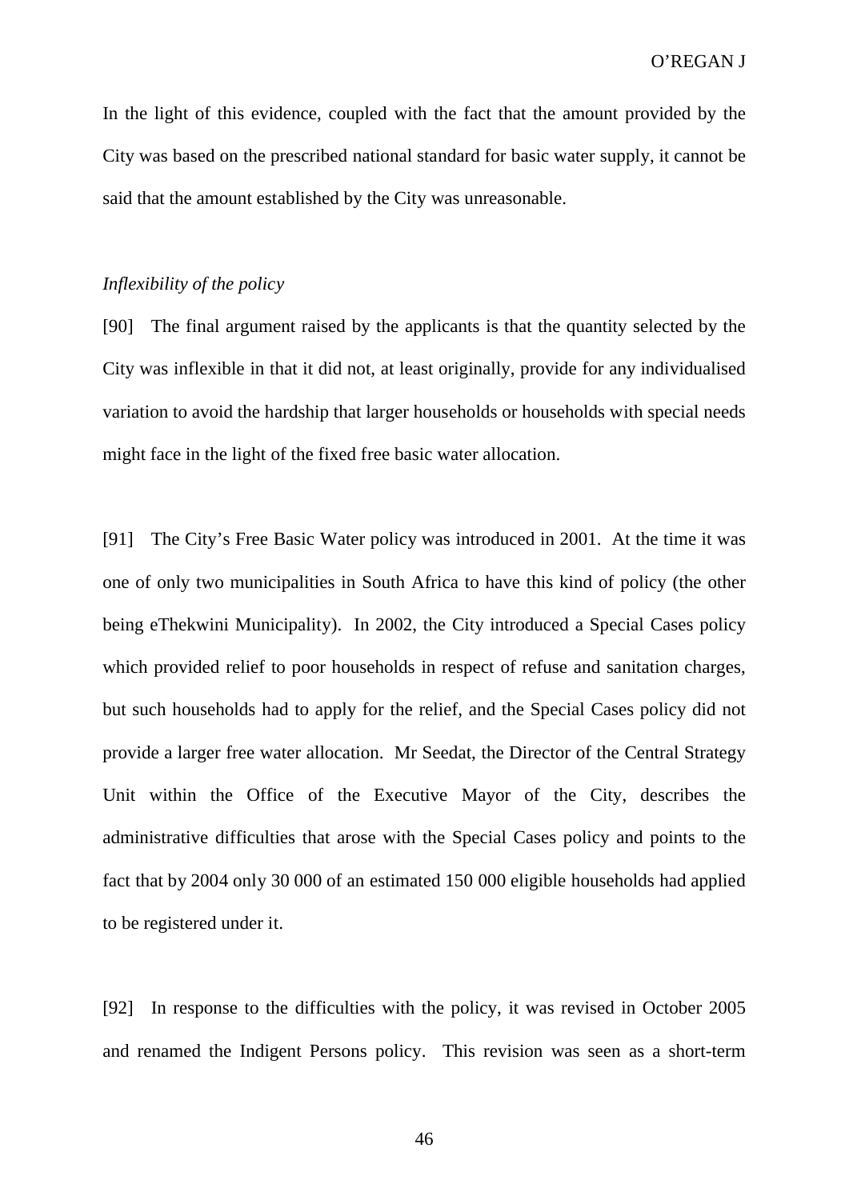In the light of this evidence, coupled with the fact that the amount provided by the City was based on the prescribed national standard for basic water supply, it cannot be said that the amount established by the City was unreasonable.

*Inflexibility of the policy*

[90] The final argument raised by the applicants is that the quantity selected by the City was inflexible in that it did not, at least originally, provide for any individualised variation to avoid the hardship that larger households or households with special needs might face in the light of the fixed free basic water allocation.

[91] The City's Free Basic Water policy was introduced in 2001. At the time it was one of only two municipalities in South Africa to have this kind of policy (the other being eThekwini Municipality). In 2002, the City introduced a Special Cases policy which provided relief to poor households in respect of refuse and sanitation charges, but such households had to apply for the relief, and the Special Cases policy did not provide a larger free water allocation. Mr Seedat, the Director of the Central Strategy Unit within the Office of the Executive Mayor of the City, describes the administrative difficulties that arose with the Special Cases policy and points to the fact that by 2004 only 30 000 of an estimated 150 000 eligible households had applied to be registered under it.

[92] In response to the difficulties with the policy, it was revised in October 2005 and renamed the Indigent Persons policy. This revision was seen as a short-term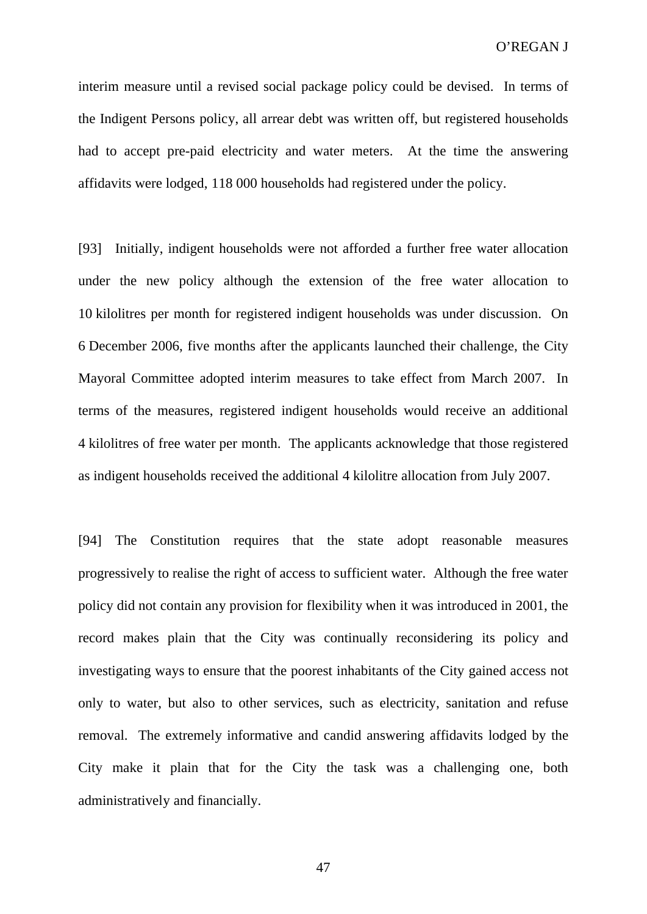interim measure until a revised social package policy could be devised. In terms of the Indigent Persons policy, all arrear debt was written off, but registered households had to accept pre-paid electricity and water meters. At the time the answering affidavits were lodged, 118 000 households had registered under the policy.

[93] Initially, indigent households were not afforded a further free water allocation under the new policy although the extension of the free water allocation to 10 kilolitres per month for registered indigent households was under discussion. On 6 December 2006, five months after the applicants launched their challenge, the City Mayoral Committee adopted interim measures to take effect from March 2007. In terms of the measures, registered indigent households would receive an additional 4 kilolitres of free water per month. The applicants acknowledge that those registered as indigent households received the additional 4 kilolitre allocation from July 2007.

[94] The Constitution requires that the state adopt reasonable measures progressively to realise the right of access to sufficient water. Although the free water policy did not contain any provision for flexibility when it was introduced in 2001, the record makes plain that the City was continually reconsidering its policy and investigating ways to ensure that the poorest inhabitants of the City gained access not only to water, but also to other services, such as electricity, sanitation and refuse removal. The extremely informative and candid answering affidavits lodged by the City make it plain that for the City the task was a challenging one, both administratively and financially.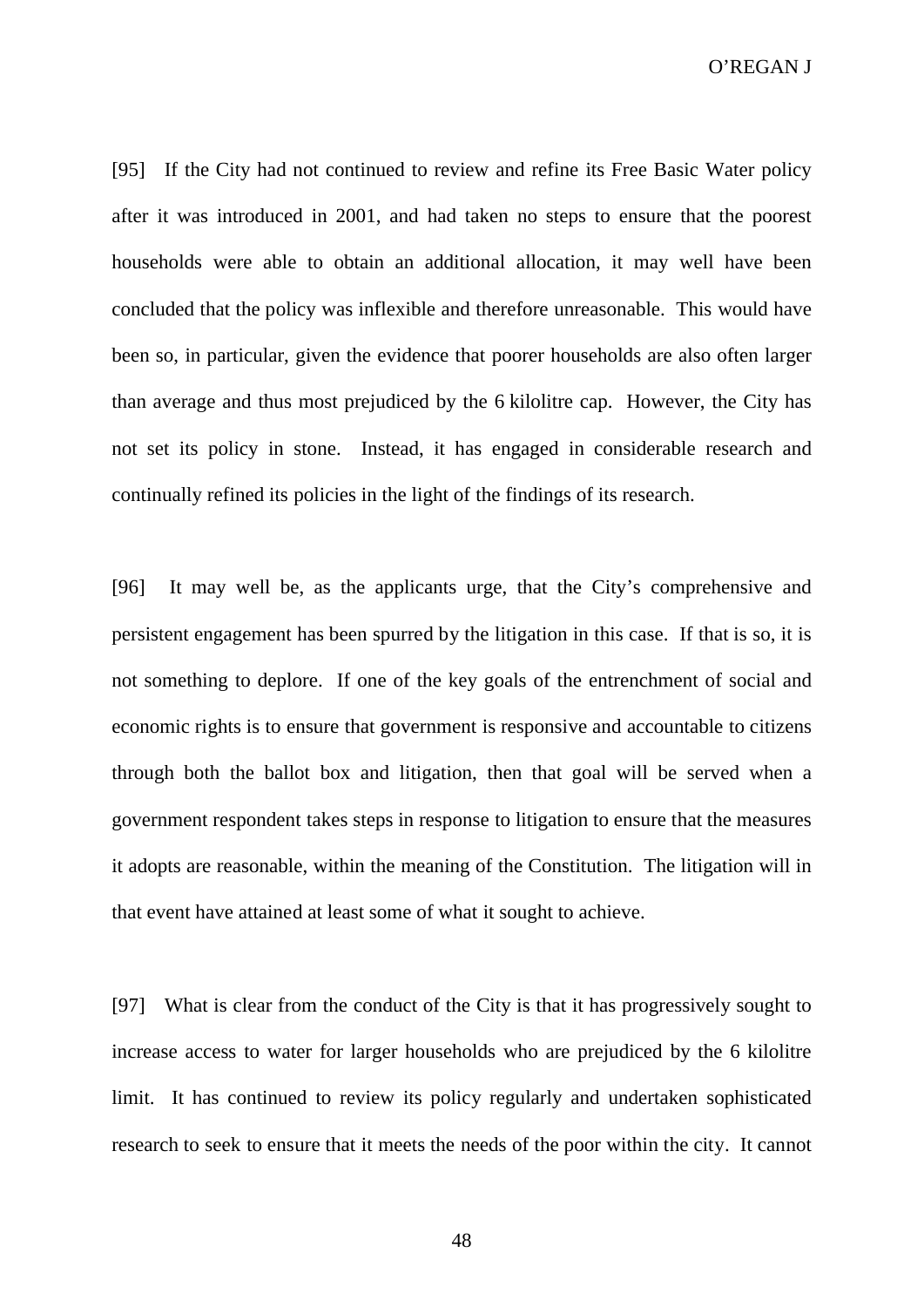[95] If the City had not continued to review and refine its Free Basic Water policy after it was introduced in 2001, and had taken no steps to ensure that the poorest households were able to obtain an additional allocation, it may well have been concluded that the policy was inflexible and therefore unreasonable. This would have been so, in particular, given the evidence that poorer households are also often larger than average and thus most prejudiced by the 6 kilolitre cap. However, the City has not set its policy in stone. Instead, it has engaged in considerable research and continually refined its policies in the light of the findings of its research.

[96] It may well be, as the applicants urge, that the City's comprehensive and persistent engagement has been spurred by the litigation in this case. If that is so, it is not something to deplore. If one of the key goals of the entrenchment of social and economic rights is to ensure that government is responsive and accountable to citizens through both the ballot box and litigation, then that goal will be served when a government respondent takes steps in response to litigation to ensure that the measures it adopts are reasonable, within the meaning of the Constitution. The litigation will in that event have attained at least some of what it sought to achieve.

[97] What is clear from the conduct of the City is that it has progressively sought to increase access to water for larger households who are prejudiced by the 6 kilolitre limit. It has continued to review its policy regularly and undertaken sophisticated research to seek to ensure that it meets the needs of the poor within the city. It cannot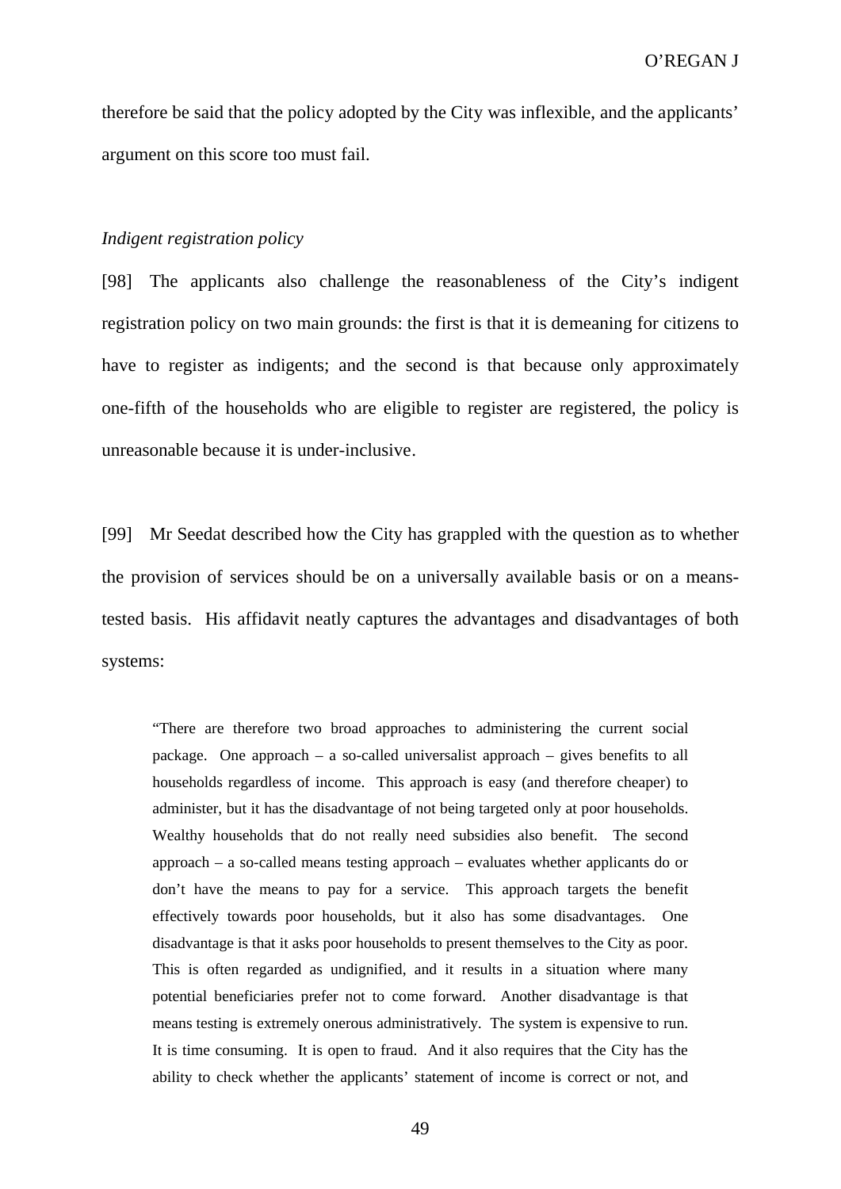therefore be said that the policy adopted by the City was inflexible, and the applicants' argument on this score too must fail.

*Indigent registration policy*

[98] The applicants also challenge the reasonableness of the City's indigent registration policy on two main grounds: the first is that it is demeaning for citizens to have to register as indigents; and the second is that because only approximately one-fifth of the households who are eligible to register are registered, the policy is unreasonable because it is under-inclusive.

[99] Mr Seedat described how the City has grappled with the question as to whether the provision of services should be on a universally available basis or on a means-tested basis. His affidavit neatly captures the advantages and disadvantages of both systems:

> "There are therefore two broad approaches to administering the current social package. One approach – a so-called universalist approach – gives benefits to all households regardless of income. This approach is easy (and therefore cheaper) to administer, but it has the disadvantage of not being targeted only at poor households. Wealthy households that do not really need subsidies also benefit. The second approach – a so-called means testing approach – evaluates whether applicants do or don't have the means to pay for a service. This approach targets the benefit effectively towards poor households, but it also has some disadvantages. One disadvantage is that it asks poor households to present themselves to the City as poor. This is often regarded as undignified, and it results in a situation where many potential beneficiaries prefer not to come forward. Another disadvantage is that means testing is extremely onerous administratively. The system is expensive to run. It is time consuming. It is open to fraud. And it also requires that the City has the ability to check whether the applicants' statement of income is correct or not, and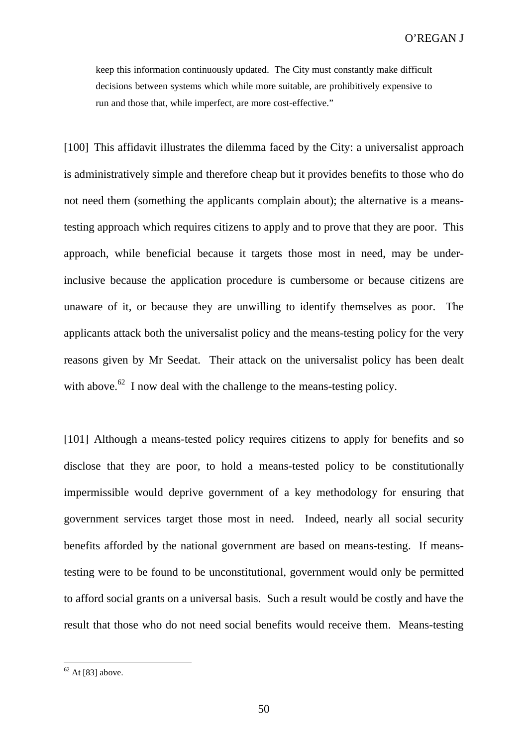> keep this information continuously updated. The City must constantly make difficult decisions between systems which while more suitable, are prohibitively expensive to run and those that, while imperfect, are more cost-effective."

[100] This affidavit illustrates the dilemma faced by the City: a universalist approach is administratively simple and therefore cheap but it provides benefits to those who do not need them (something the applicants complain about); the alternative is a means-testing approach which requires citizens to apply and to prove that they are poor. This approach, while beneficial because it targets those most in need, may be under-inclusive because the application procedure is cumbersome or because citizens are unaware of it, or because they are unwilling to identify themselves as poor. The applicants attack both the universalist policy and the means-testing policy for the very reasons given by Mr Seedat. Their attack on the universalist policy has been dealt with above.[62] I now deal with the challenge to the means-testing policy.

[101] Although a means-tested policy requires citizens to apply for benefits and so disclose that they are poor, to hold a means-tested policy to be constitutionally impermissible would deprive government of a key methodology for ensuring that government services target those most in need. Indeed, nearly all social security benefits afforded by the national government are based on means-testing. If means-testing were to be found to be unconstitutional, government would only be permitted to afford social grants on a universal basis. Such a result would be costly and have the result that those who do not need social benefits would receive them. Means-testing

---

[62] At [83] above.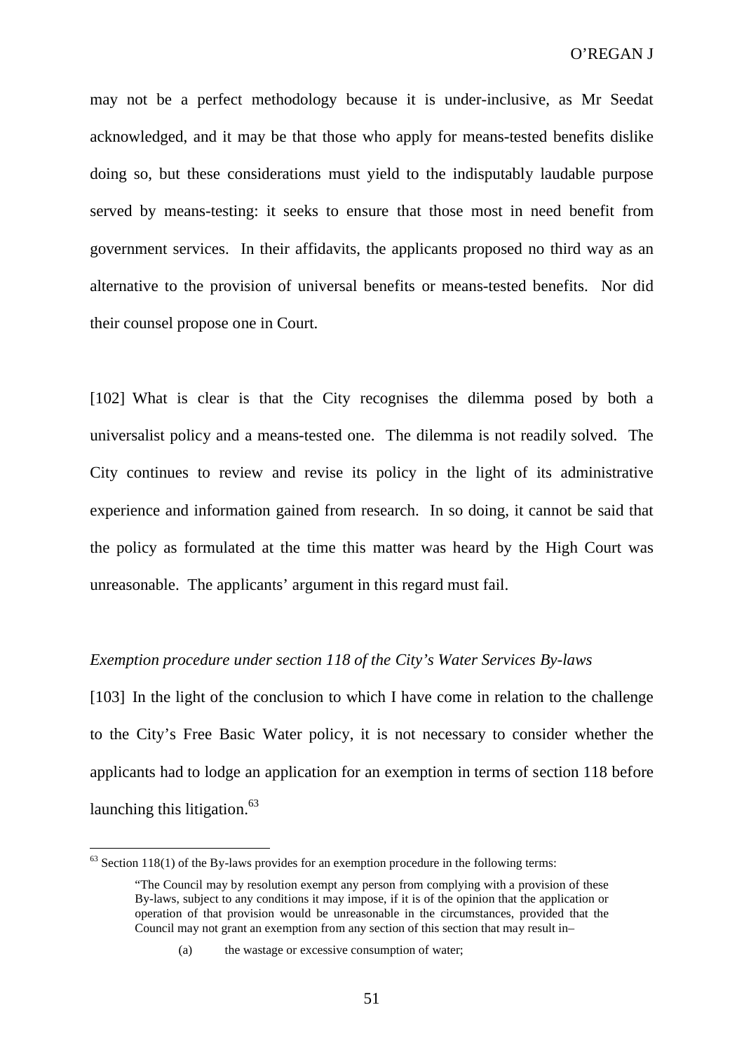may not be a perfect methodology because it is under-inclusive, as Mr Seedat acknowledged, and it may be that those who apply for means-tested benefits dislike doing so, but these considerations must yield to the indisputably laudable purpose served by means-testing: it seeks to ensure that those most in need benefit from government services. In their affidavits, the applicants proposed no third way as an alternative to the provision of universal benefits or means-tested benefits. Nor did their counsel propose one in Court.

[102] What is clear is that the City recognises the dilemma posed by both a universalist policy and a means-tested one. The dilemma is not readily solved. The City continues to review and revise its policy in the light of its administrative experience and information gained from research. In so doing, it cannot be said that the policy as formulated at the time this matter was heard by the High Court was unreasonable. The applicants' argument in this regard must fail.

*Exemption procedure under section 118 of the City's Water Services By-laws*

[103] In the light of the conclusion to which I have come in relation to the challenge to the City's Free Basic Water policy, it is not necessary to consider whether the applicants had to lodge an application for an exemption in terms of section 118 before launching this litigation.[63]

---

[63] Section 118(1) of the By-laws provides for an exemption procedure in the following terms:

> "The Council may by resolution exempt any person from complying with a provision of these By-laws, subject to any conditions it may impose, if it is of the opinion that the application or operation of that provision would be unreasonable in the circumstances, provided that the Council may not grant an exemption from any section of this section that may result in–
>
> (a) the wastage or excessive consumption of water;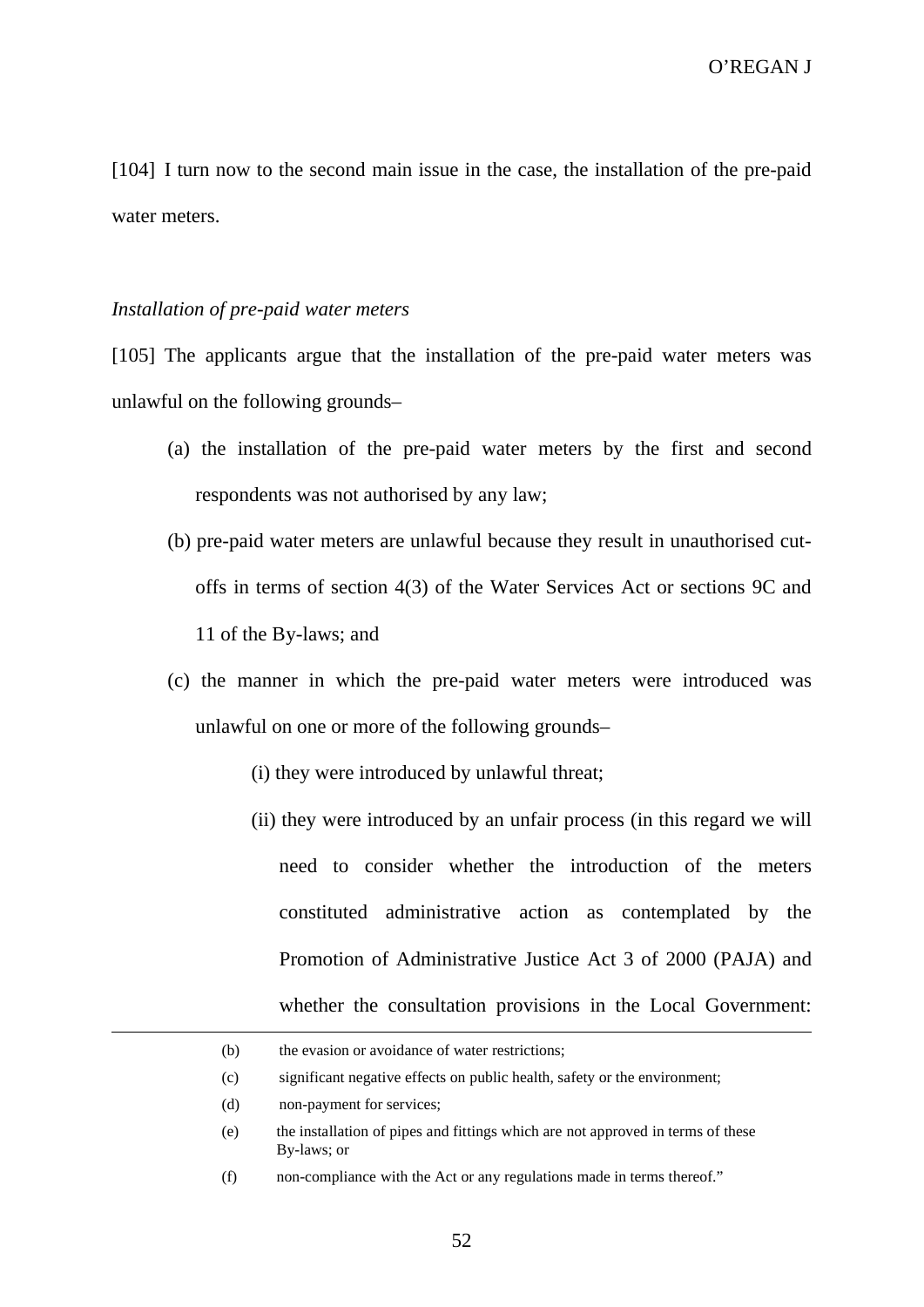[104] I turn now to the second main issue in the case, the installation of the pre-paid water meters.

*Installation of pre-paid water meters*

[105] The applicants argue that the installation of the pre-paid water meters was unlawful on the following grounds–

(a) the installation of the pre-paid water meters by the first and second respondents was not authorised by any law;

(b) pre-paid water meters are unlawful because they result in unauthorised cut-offs in terms of section 4(3) of the Water Services Act or sections 9C and 11 of the By-laws; and

(c) the manner in which the pre-paid water meters were introduced was unlawful on one or more of the following grounds–

(i) they were introduced by unlawful threat;

(ii) they were introduced by an unfair process (in this regard we will need to consider whether the introduction of the meters constituted administrative action as contemplated by the Promotion of Administrative Justice Act 3 of 2000 (PAJA) and whether the consultation provisions in the Local Government:

---

(b) the evasion or avoidance of water restrictions;

(c) significant negative effects on public health, safety or the environment;

(d) non-payment for services;

(e) the installation of pipes and fittings which are not approved in terms of these By-laws; or

(f) non-compliance with the Act or any regulations made in terms thereof."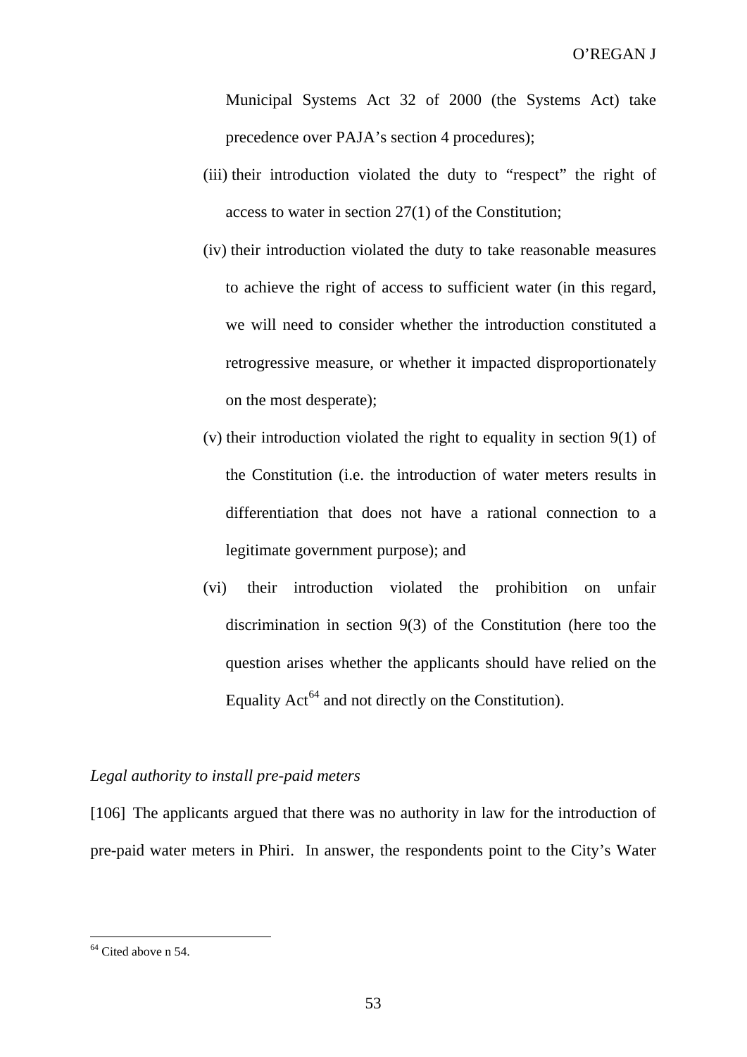Municipal Systems Act 32 of 2000 (the Systems Act) take precedence over PAJA's section 4 procedures);

(iii) their introduction violated the duty to "respect" the right of access to water in section 27(1) of the Constitution;

(iv) their introduction violated the duty to take reasonable measures to achieve the right of access to sufficient water (in this regard, we will need to consider whether the introduction constituted a retrogressive measure, or whether it impacted disproportionately on the most desperate);

(v) their introduction violated the right to equality in section 9(1) of the Constitution (i.e. the introduction of water meters results in differentiation that does not have a rational connection to a legitimate government purpose); and

(vi) their introduction violated the prohibition on unfair discrimination in section 9(3) of the Constitution (here too the question arises whether the applicants should have relied on the Equality Act[64] and not directly on the Constitution).

*Legal authority to install pre-paid meters*

[106] The applicants argued that there was no authority in law for the introduction of pre-paid water meters in Phiri. In answer, the respondents point to the City's Water

---

[64] Cited above n 54.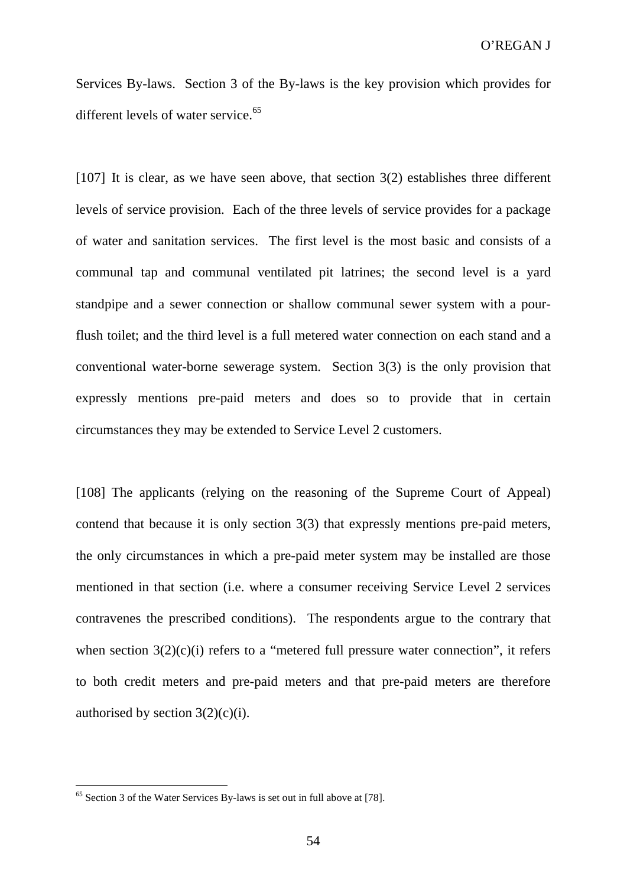Services By-laws. Section 3 of the By-laws is the key provision which provides for different levels of water service.[65]

[107] It is clear, as we have seen above, that section 3(2) establishes three different levels of service provision. Each of the three levels of service provides for a package of water and sanitation services. The first level is the most basic and consists of a communal tap and communal ventilated pit latrines; the second level is a yard standpipe and a sewer connection or shallow communal sewer system with a pour-flush toilet; and the third level is a full metered water connection on each stand and a conventional water-borne sewerage system. Section 3(3) is the only provision that expressly mentions pre-paid meters and does so to provide that in certain circumstances they may be extended to Service Level 2 customers.

[108] The applicants (relying on the reasoning of the Supreme Court of Appeal) contend that because it is only section 3(3) that expressly mentions pre-paid meters, the only circumstances in which a pre-paid meter system may be installed are those mentioned in that section (i.e. where a consumer receiving Service Level 2 services contravenes the prescribed conditions). The respondents argue to the contrary that when section 3(2)(c)(i) refers to a "metered full pressure water connection", it refers to both credit meters and pre-paid meters and that pre-paid meters are therefore authorised by section 3(2)(c)(i).

[65] Section 3 of the Water Services By-laws is set out in full above at [78].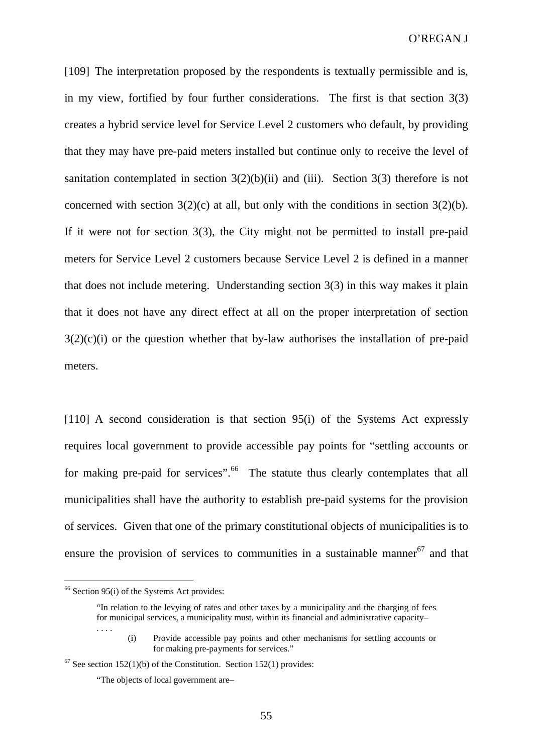[109] The interpretation proposed by the respondents is textually permissible and is, in my view, fortified by four further considerations. The first is that section 3(3) creates a hybrid service level for Service Level 2 customers who default, by providing that they may have pre-paid meters installed but continue only to receive the level of sanitation contemplated in section 3(2)(b)(ii) and (iii). Section 3(3) therefore is not concerned with section 3(2)(c) at all, but only with the conditions in section 3(2)(b). If it were not for section 3(3), the City might not be permitted to install pre-paid meters for Service Level 2 customers because Service Level 2 is defined in a manner that does not include metering. Understanding section 3(3) in this way makes it plain that it does not have any direct effect at all on the proper interpretation of section 3(2)(c)(i) or the question whether that by-law authorises the installation of pre-paid meters.

[110] A second consideration is that section 95(i) of the Systems Act expressly requires local government to provide accessible pay points for "settling accounts or for making pre-paid for services".[66] The statute thus clearly contemplates that all municipalities shall have the authority to establish pre-paid systems for the provision of services. Given that one of the primary constitutional objects of municipalities is to ensure the provision of services to communities in a sustainable manner[67] and that

---

[66] Section 95(i) of the Systems Act provides:

> "In relation to the levying of rates and other taxes by a municipality and the charging of fees for municipal services, a municipality must, within its financial and administrative capacity–
>
> . . . .
>
> (i) Provide accessible pay points and other mechanisms for settling accounts or for making pre-payments for services."

[67] See section 152(1)(b) of the Constitution. Section 152(1) provides:

> "The objects of local government are–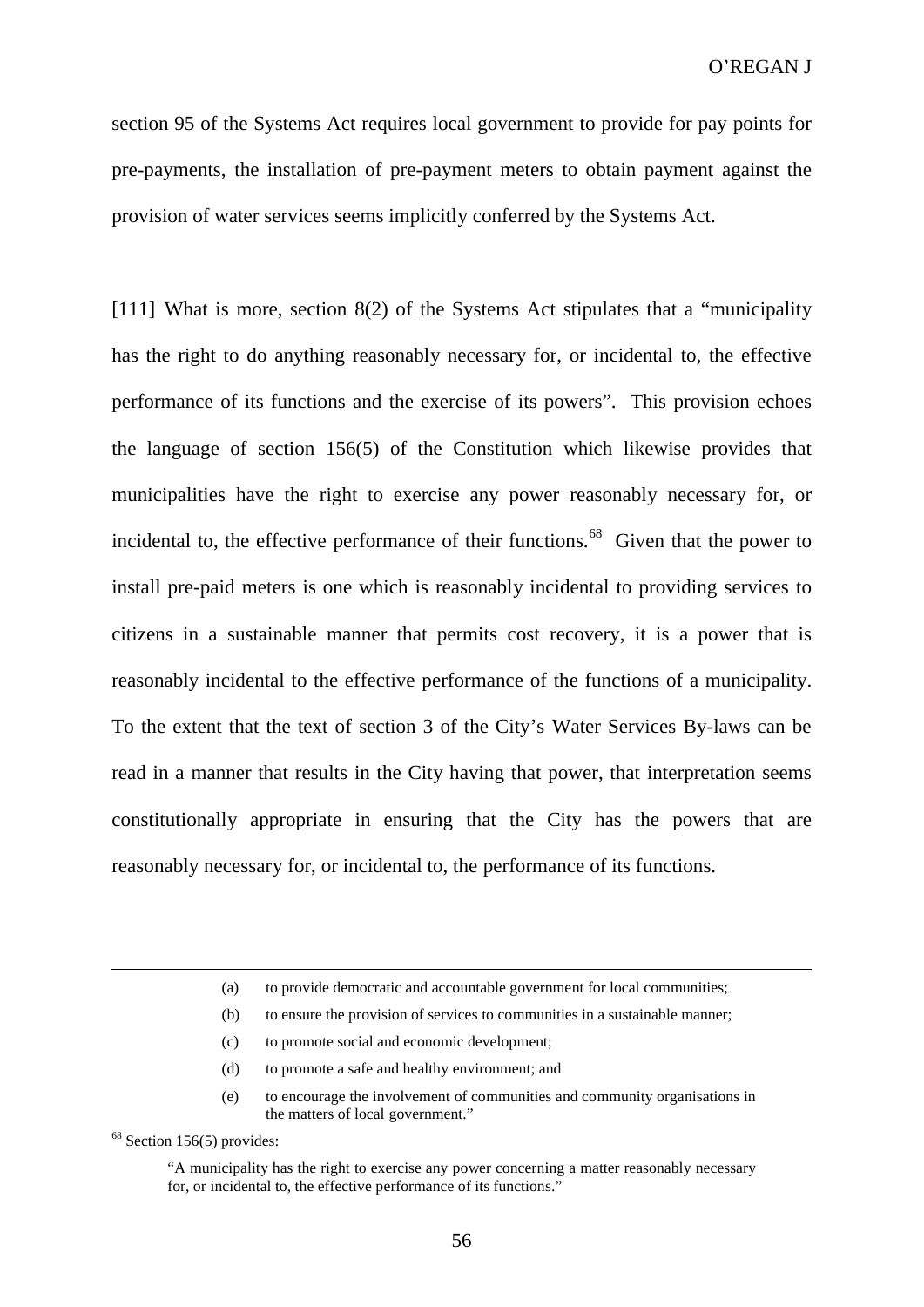section 95 of the Systems Act requires local government to provide for pay points for pre-payments, the installation of pre-payment meters to obtain payment against the provision of water services seems implicitly conferred by the Systems Act.

[111] What is more, section 8(2) of the Systems Act stipulates that a "municipality has the right to do anything reasonably necessary for, or incidental to, the effective performance of its functions and the exercise of its powers". This provision echoes the language of section 156(5) of the Constitution which likewise provides that municipalities have the right to exercise any power reasonably necessary for, or incidental to, the effective performance of their functions.[68] Given that the power to install pre-paid meters is one which is reasonably incidental to providing services to citizens in a sustainable manner that permits cost recovery, it is a power that is reasonably incidental to the effective performance of the functions of a municipality. To the extent that the text of section 3 of the City's Water Services By-laws can be read in a manner that results in the City having that power, that interpretation seems constitutionally appropriate in ensuring that the City has the powers that are reasonably necessary for, or incidental to, the performance of its functions.

---

> (a) to provide democratic and accountable government for local communities;
>
> (b) to ensure the provision of services to communities in a sustainable manner;
>
> (c) to promote social and economic development;
>
> (d) to promote a safe and healthy environment; and
>
> (e) to encourage the involvement of communities and community organisations in the matters of local government."

[68] Section 156(5) provides:

> "A municipality has the right to exercise any power concerning a matter reasonably necessary for, or incidental to, the effective performance of its functions."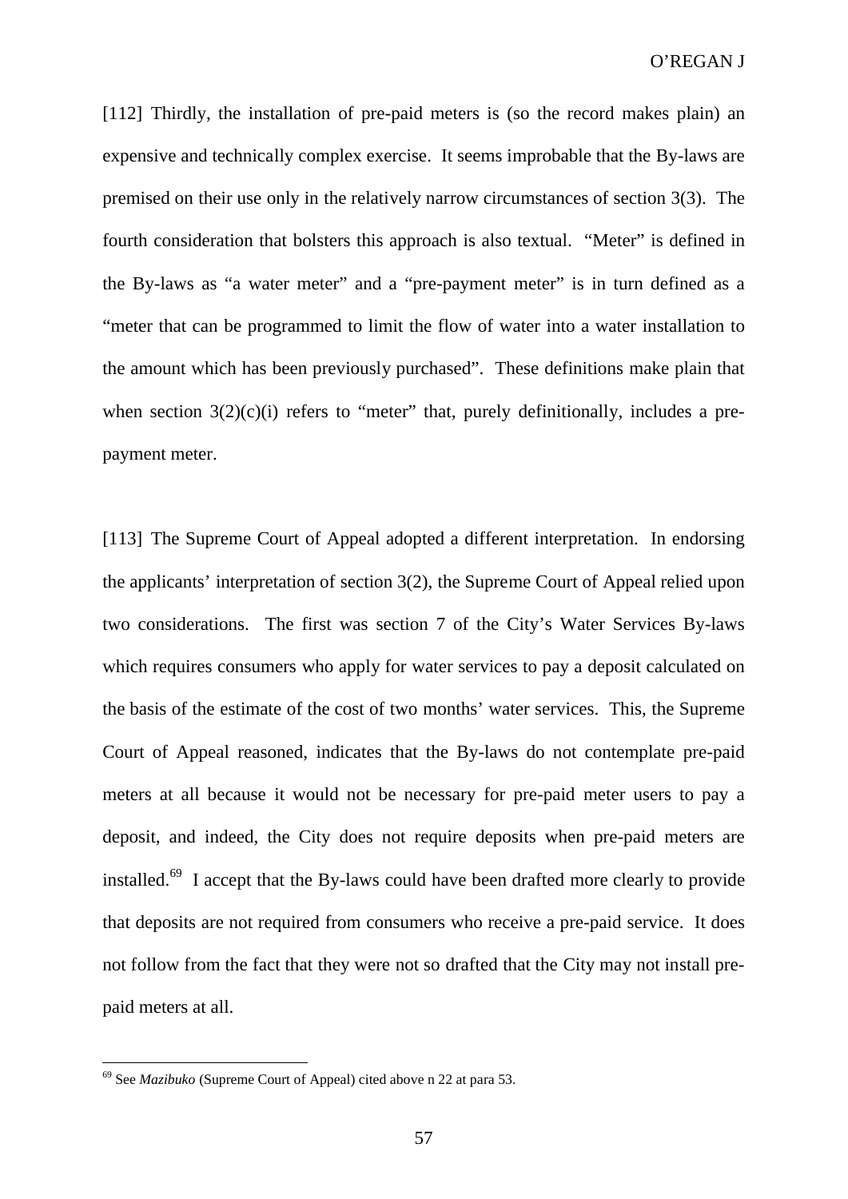[112] Thirdly, the installation of pre-paid meters is (so the record makes plain) an expensive and technically complex exercise. It seems improbable that the By-laws are premised on their use only in the relatively narrow circumstances of section 3(3). The fourth consideration that bolsters this approach is also textual. "Meter" is defined in the By-laws as "a water meter" and a "pre-payment meter" is in turn defined as a "meter that can be programmed to limit the flow of water into a water installation to the amount which has been previously purchased". These definitions make plain that when section 3(2)(c)(i) refers to "meter" that, purely definitionally, includes a pre-payment meter.

[113] The Supreme Court of Appeal adopted a different interpretation. In endorsing the applicants' interpretation of section 3(2), the Supreme Court of Appeal relied upon two considerations. The first was section 7 of the City's Water Services By-laws which requires consumers who apply for water services to pay a deposit calculated on the basis of the estimate of the cost of two months' water services. This, the Supreme Court of Appeal reasoned, indicates that the By-laws do not contemplate pre-paid meters at all because it would not be necessary for pre-paid meter users to pay a deposit, and indeed, the City does not require deposits when pre-paid meters are installed.[69] I accept that the By-laws could have been drafted more clearly to provide that deposits are not required from consumers who receive a pre-paid service. It does not follow from the fact that they were not so drafted that the City may not install pre-paid meters at all.

---

[69] See *Mazibuko* (Supreme Court of Appeal) cited above n 22 at para 53.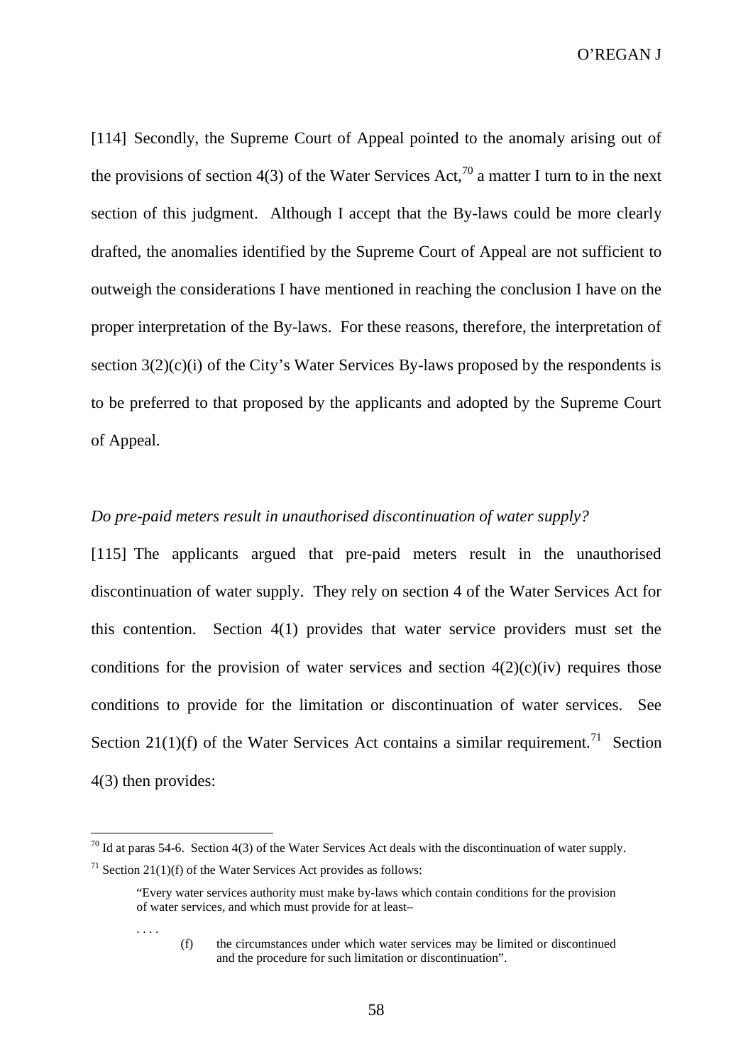[114] Secondly, the Supreme Court of Appeal pointed to the anomaly arising out of the provisions of section 4(3) of the Water Services Act,[70] a matter I turn to in the next section of this judgment. Although I accept that the By-laws could be more clearly drafted, the anomalies identified by the Supreme Court of Appeal are not sufficient to outweigh the considerations I have mentioned in reaching the conclusion I have on the proper interpretation of the By-laws. For these reasons, therefore, the interpretation of section 3(2)(c)(i) of the City's Water Services By-laws proposed by the respondents is to be preferred to that proposed by the applicants and adopted by the Supreme Court of Appeal.

*Do pre-paid meters result in unauthorised discontinuation of water supply?*

[115] The applicants argued that pre-paid meters result in the unauthorised discontinuation of water supply. They rely on section 4 of the Water Services Act for this contention. Section 4(1) provides that water service providers must set the conditions for the provision of water services and section 4(2)(c)(iv) requires those conditions to provide for the limitation or discontinuation of water services. See Section 21(1)(f) of the Water Services Act contains a similar requirement.[71] Section 4(3) then provides:

---

[70] Id at paras 54-6. Section 4(3) of the Water Services Act deals with the discontinuation of water supply.

[71] Section 21(1)(f) of the Water Services Act provides as follows:

> "Every water services authority must make by-laws which contain conditions for the provision of water services, and which must provide for at least–
>
> . . . .
>
> (f) the circumstances under which water services may be limited or discontinued and the procedure for such limitation or discontinuation".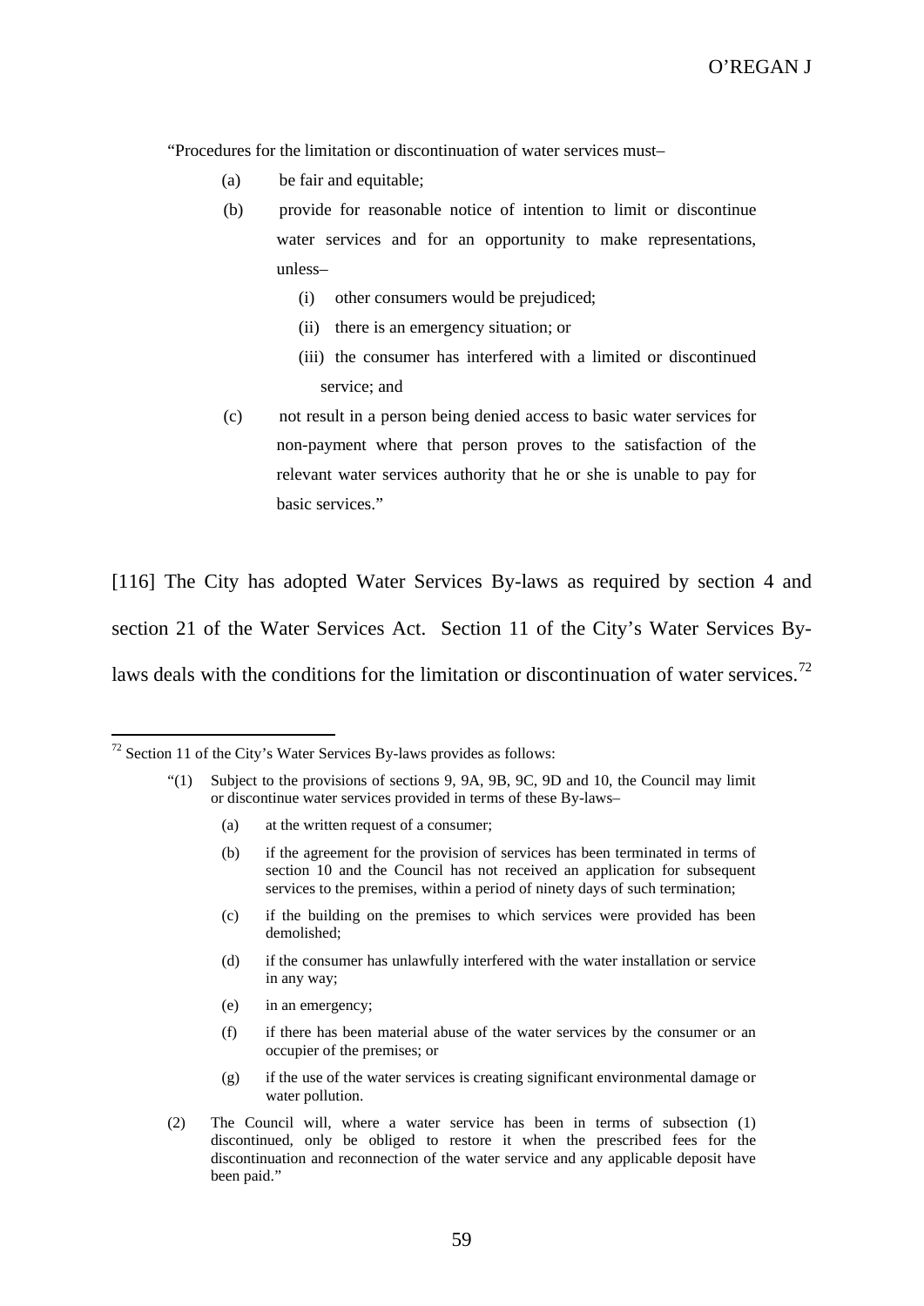"Procedures for the limitation or discontinuation of water services must–

(a) be fair and equitable;

(b) provide for reasonable notice of intention to limit or discontinue water services and for an opportunity to make representations, unless–

  (i) other consumers would be prejudiced;

  (ii) there is an emergency situation; or

  (iii) the consumer has interfered with a limited or discontinued service; and

(c) not result in a person being denied access to basic water services for non-payment where that person proves to the satisfaction of the relevant water services authority that he or she is unable to pay for basic services."

[116] The City has adopted Water Services By-laws as required by section 4 and section 21 of the Water Services Act. Section 11 of the City's Water Services By-laws deals with the conditions for the limitation or discontinuation of water services.[72]

---

[72] Section 11 of the City's Water Services By-laws provides as follows:

"(1) Subject to the provisions of sections 9, 9A, 9B, 9C, 9D and 10, the Council may limit or discontinue water services provided in terms of these By-laws–

(a) at the written request of a consumer;

(b) if the agreement for the provision of services has been terminated in terms of section 10 and the Council has not received an application for subsequent services to the premises, within a period of ninety days of such termination;

(c) if the building on the premises to which services were provided has been demolished;

(d) if the consumer has unlawfully interfered with the water installation or service in any way;

(e) in an emergency;

(f) if there has been material abuse of the water services by the consumer or an occupier of the premises; or

(g) if the use of the water services is creating significant environmental damage or water pollution.

(2) The Council will, where a water service has been in terms of subsection (1) discontinued, only be obliged to restore it when the prescribed fees for the discontinuation and reconnection of the water service and any applicable deposit have been paid."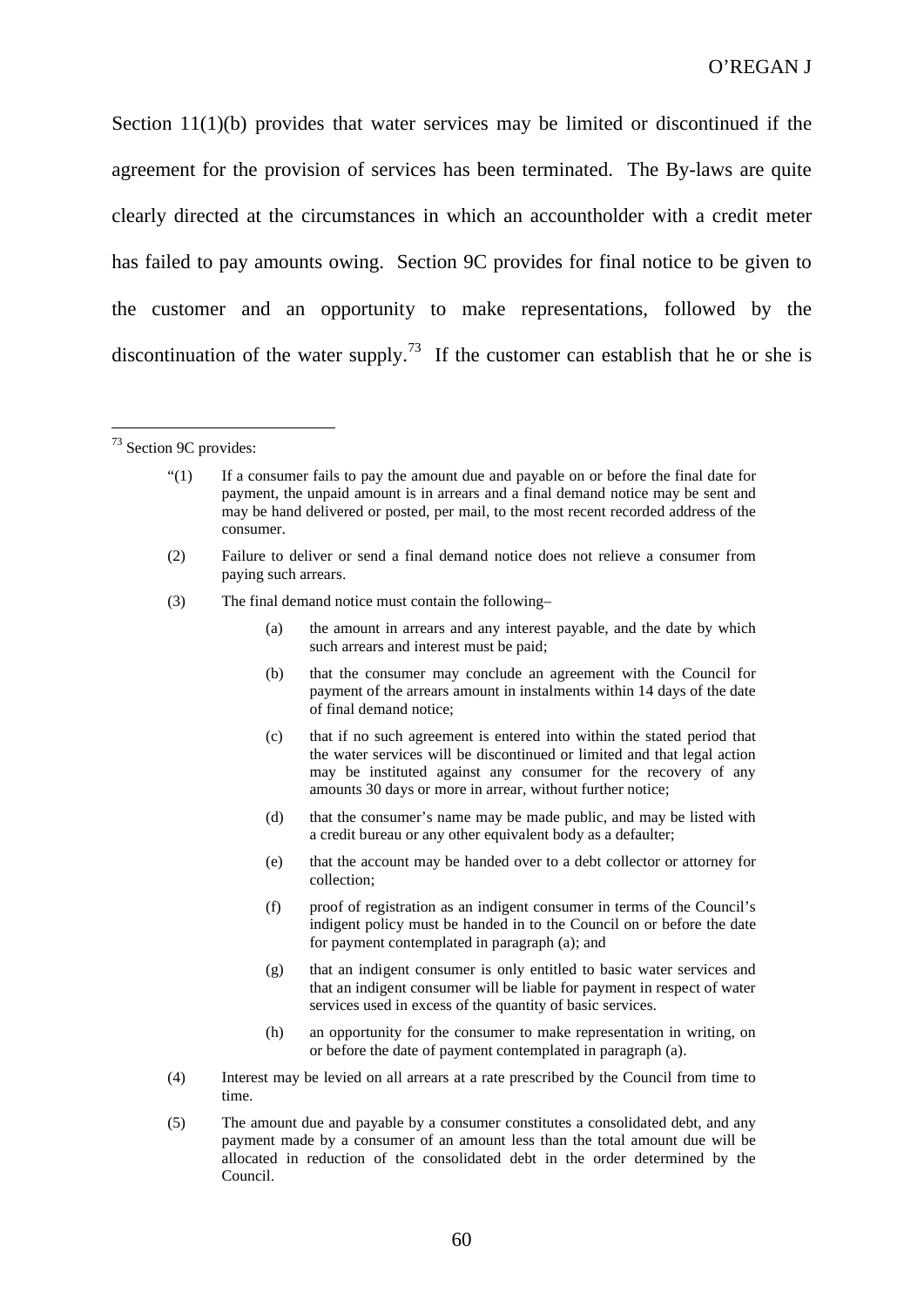Section 11(1)(b) provides that water services may be limited or discontinued if the agreement for the provision of services has been terminated. The By-laws are quite clearly directed at the circumstances in which an accountholder with a credit meter has failed to pay amounts owing. Section 9C provides for final notice to be given to the customer and an opportunity to make representations, followed by the discontinuation of the water supply.[73] If the customer can establish that he or she is

---

[73] Section 9C provides:

> "(1) If a consumer fails to pay the amount due and payable on or before the final date for payment, the unpaid amount is in arrears and a final demand notice may be sent and may be hand delivered or posted, per mail, to the most recent recorded address of the consumer.
>
> (2) Failure to deliver or send a final demand notice does not relieve a consumer from paying such arrears.
>
> (3) The final demand notice must contain the following–
>
> > (a) the amount in arrears and any interest payable, and the date by which such arrears and interest must be paid;
> >
> > (b) that the consumer may conclude an agreement with the Council for payment of the arrears amount in instalments within 14 days of the date of final demand notice;
> >
> > (c) that if no such agreement is entered into within the stated period that the water services will be discontinued or limited and that legal action may be instituted against any consumer for the recovery of any amounts 30 days or more in arrear, without further notice;
> >
> > (d) that the consumer's name may be made public, and may be listed with a credit bureau or any other equivalent body as a defaulter;
> >
> > (e) that the account may be handed over to a debt collector or attorney for collection;
> >
> > (f) proof of registration as an indigent consumer in terms of the Council's indigent policy must be handed in to the Council on or before the date for payment contemplated in paragraph (a); and
> >
> > (g) that an indigent consumer is only entitled to basic water services and that an indigent consumer will be liable for payment in respect of water services used in excess of the quantity of basic services.
> >
> > (h) an opportunity for the consumer to make representation in writing, on or before the date of payment contemplated in paragraph (a).
>
> (4) Interest may be levied on all arrears at a rate prescribed by the Council from time to time.
>
> (5) The amount due and payable by a consumer constitutes a consolidated debt, and any payment made by a consumer of an amount less than the total amount due will be allocated in reduction of the consolidated debt in the order determined by the Council.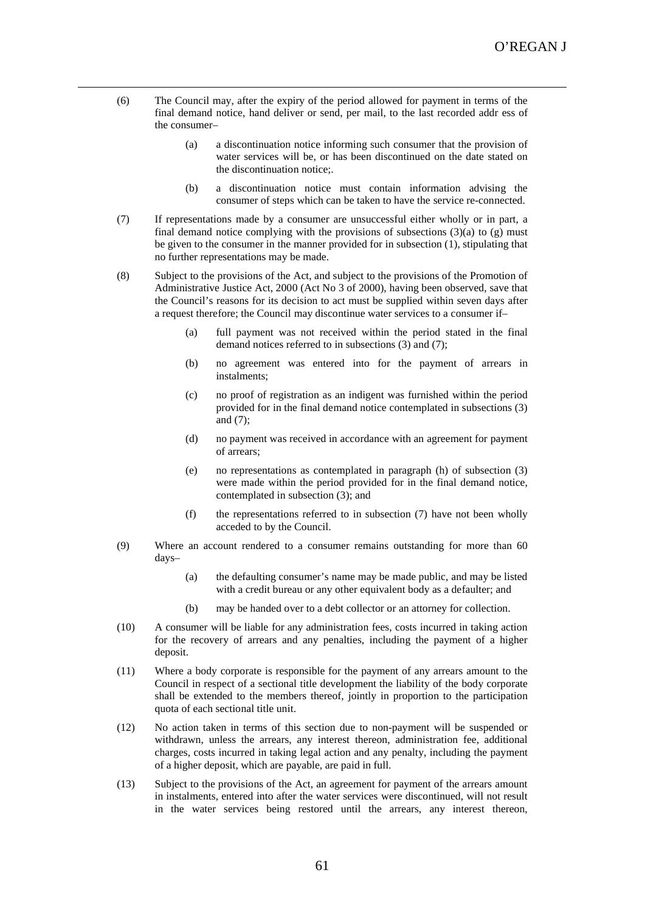(6) The Council may, after the expiry of the period allowed for payment in terms of the final demand notice, hand deliver or send, per mail, to the last recorded addr ess of the consumer–

> (a) a discontinuation notice informing such consumer that the provision of water services will be, or has been discontinued on the date stated on the discontinuation notice;.
>
> (b) a discontinuation notice must contain information advising the consumer of steps which can be taken to have the service re-connected.

(7) If representations made by a consumer are unsuccessful either wholly or in part, a final demand notice complying with the provisions of subsections (3)(a) to (g) must be given to the consumer in the manner provided for in subsection (1), stipulating that no further representations may be made.

(8) Subject to the provisions of the Act, and subject to the provisions of the Promotion of Administrative Justice Act, 2000 (Act No 3 of 2000), having been observed, save that the Council's reasons for its decision to act must be supplied within seven days after a request therefore; the Council may discontinue water services to a consumer if–

> (a) full payment was not received within the period stated in the final demand notices referred to in subsections (3) and (7);
>
> (b) no agreement was entered into for the payment of arrears in instalments;
>
> (c) no proof of registration as an indigent was furnished within the period provided for in the final demand notice contemplated in subsections (3) and (7);
>
> (d) no payment was received in accordance with an agreement for payment of arrears;
>
> (e) no representations as contemplated in paragraph (h) of subsection (3) were made within the period provided for in the final demand notice, contemplated in subsection (3); and
>
> (f) the representations referred to in subsection (7) have not been wholly acceded to by the Council.

(9) Where an account rendered to a consumer remains outstanding for more than 60 days–

> (a) the defaulting consumer's name may be made public, and may be listed with a credit bureau or any other equivalent body as a defaulter; and
>
> (b) may be handed over to a debt collector or an attorney for collection.

(10) A consumer will be liable for any administration fees, costs incurred in taking action for the recovery of arrears and any penalties, including the payment of a higher deposit.

(11) Where a body corporate is responsible for the payment of any arrears amount to the Council in respect of a sectional title development the liability of the body corporate shall be extended to the members thereof, jointly in proportion to the participation quota of each sectional title unit.

(12) No action taken in terms of this section due to non-payment will be suspended or withdrawn, unless the arrears, any interest thereon, administration fee, additional charges, costs incurred in taking legal action and any penalty, including the payment of a higher deposit, which are payable, are paid in full.

(13) Subject to the provisions of the Act, an agreement for payment of the arrears amount in instalments, entered into after the water services were discontinued, will not result in the water services being restored until the arrears, any interest thereon,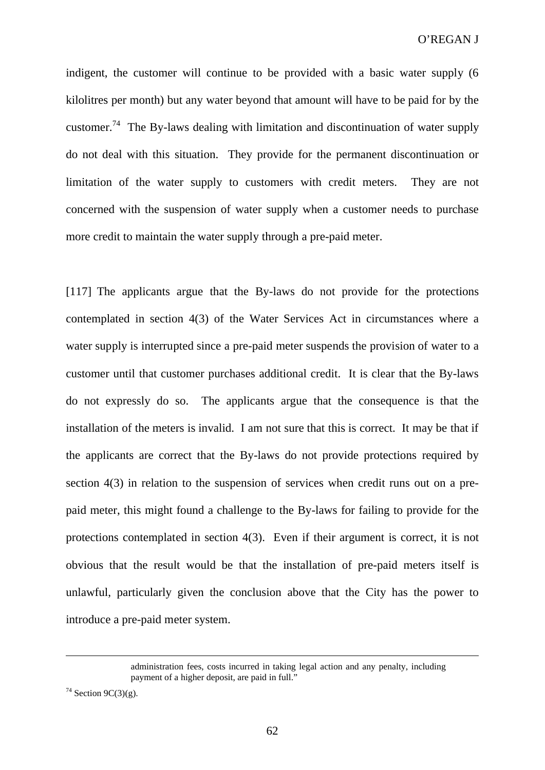indigent, the customer will continue to be provided with a basic water supply (6 kilolitres per month) but any water beyond that amount will have to be paid for by the customer.[74] The By-laws dealing with limitation and discontinuation of water supply do not deal with this situation. They provide for the permanent discontinuation or limitation of the water supply to customers with credit meters. They are not concerned with the suspension of water supply when a customer needs to purchase more credit to maintain the water supply through a pre-paid meter.

[117] The applicants argue that the By-laws do not provide for the protections contemplated in section 4(3) of the Water Services Act in circumstances where a water supply is interrupted since a pre-paid meter suspends the provision of water to a customer until that customer purchases additional credit. It is clear that the By-laws do not expressly do so. The applicants argue that the consequence is that the installation of the meters is invalid. I am not sure that this is correct. It may be that if the applicants are correct that the By-laws do not provide protections required by section 4(3) in relation to the suspension of services when credit runs out on a pre-paid meter, this might found a challenge to the By-laws for failing to provide for the protections contemplated in section 4(3). Even if their argument is correct, it is not obvious that the result would be that the installation of pre-paid meters itself is unlawful, particularly given the conclusion above that the City has the power to introduce a pre-paid meter system.

---

> administration fees, costs incurred in taking legal action and any penalty, including payment of a higher deposit, are paid in full."

[74] Section 9C(3)(g).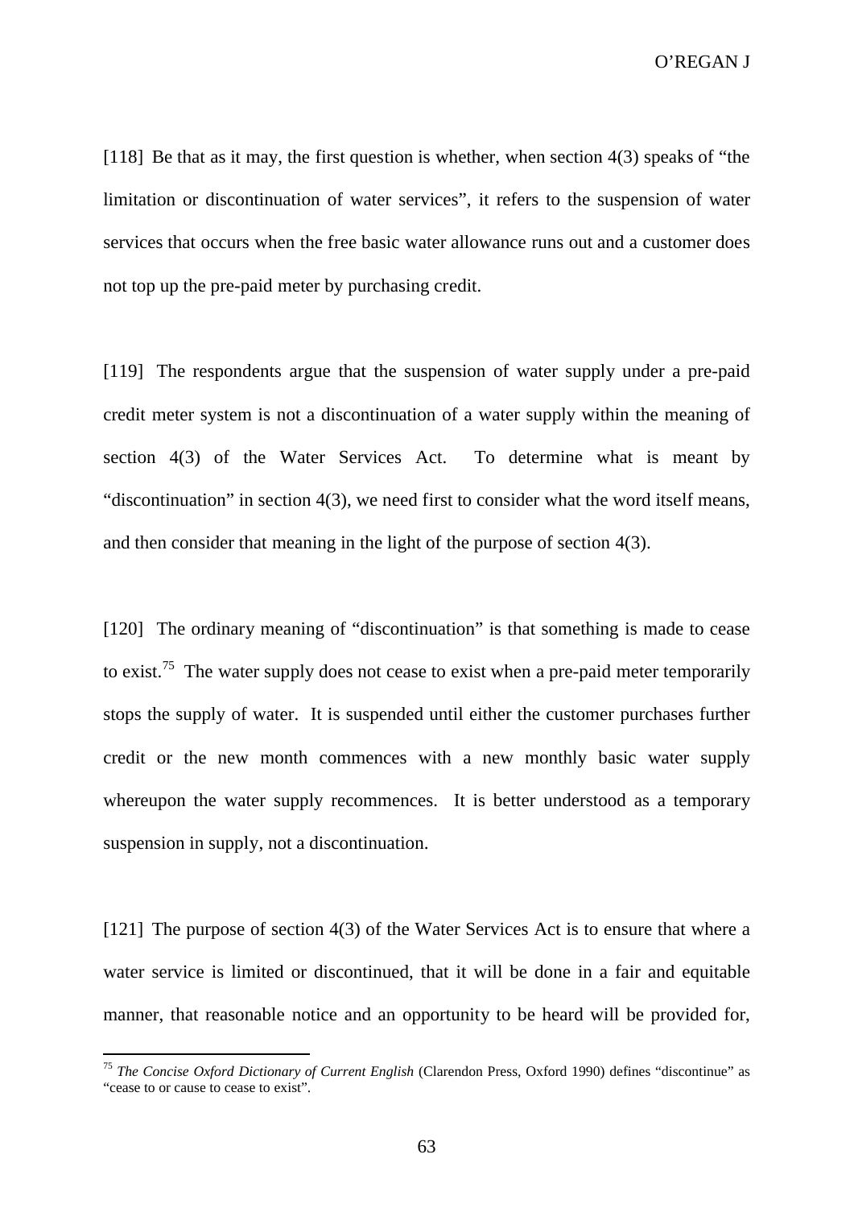[118] Be that as it may, the first question is whether, when section 4(3) speaks of "the limitation or discontinuation of water services", it refers to the suspension of water services that occurs when the free basic water allowance runs out and a customer does not top up the pre-paid meter by purchasing credit.

[119] The respondents argue that the suspension of water supply under a pre-paid credit meter system is not a discontinuation of a water supply within the meaning of section 4(3) of the Water Services Act. To determine what is meant by "discontinuation" in section 4(3), we need first to consider what the word itself means, and then consider that meaning in the light of the purpose of section 4(3).

[120] The ordinary meaning of "discontinuation" is that something is made to cease to exist.[75] The water supply does not cease to exist when a pre-paid meter temporarily stops the supply of water. It is suspended until either the customer purchases further credit or the new month commences with a new monthly basic water supply whereupon the water supply recommences. It is better understood as a temporary suspension in supply, not a discontinuation.

[121] The purpose of section 4(3) of the Water Services Act is to ensure that where a water service is limited or discontinued, that it will be done in a fair and equitable manner, that reasonable notice and an opportunity to be heard will be provided for,

---

[75] *The Concise Oxford Dictionary of Current English* (Clarendon Press, Oxford 1990) defines "discontinue" as "cease to or cause to cease to exist".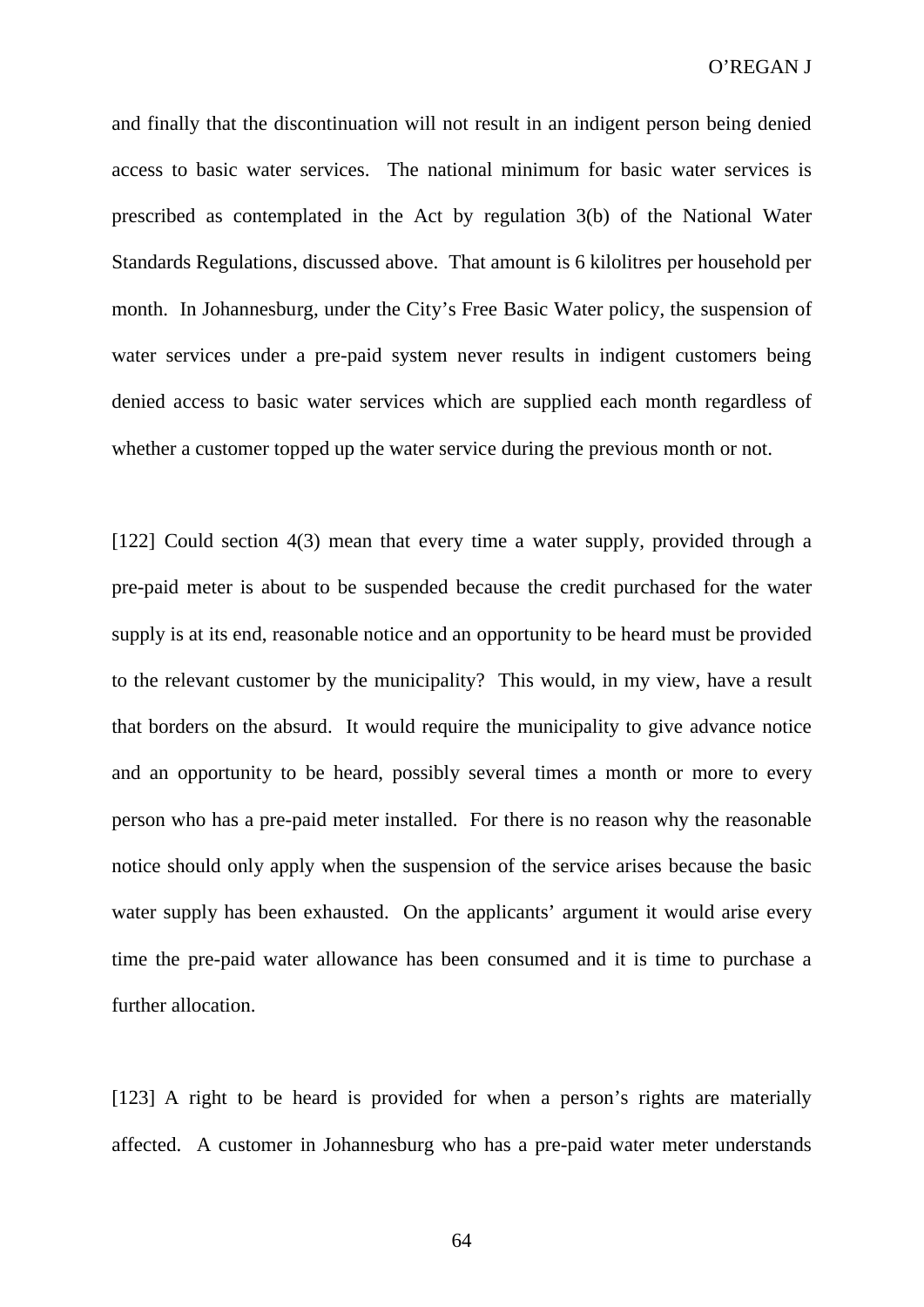and finally that the discontinuation will not result in an indigent person being denied access to basic water services. The national minimum for basic water services is prescribed as contemplated in the Act by regulation 3(b) of the National Water Standards Regulations, discussed above. That amount is 6 kilolitres per household per month. In Johannesburg, under the City's Free Basic Water policy, the suspension of water services under a pre-paid system never results in indigent customers being denied access to basic water services which are supplied each month regardless of whether a customer topped up the water service during the previous month or not.

[122] Could section 4(3) mean that every time a water supply, provided through a pre-paid meter is about to be suspended because the credit purchased for the water supply is at its end, reasonable notice and an opportunity to be heard must be provided to the relevant customer by the municipality? This would, in my view, have a result that borders on the absurd. It would require the municipality to give advance notice and an opportunity to be heard, possibly several times a month or more to every person who has a pre-paid meter installed. For there is no reason why the reasonable notice should only apply when the suspension of the service arises because the basic water supply has been exhausted. On the applicants' argument it would arise every time the pre-paid water allowance has been consumed and it is time to purchase a further allocation.

[123] A right to be heard is provided for when a person's rights are materially affected. A customer in Johannesburg who has a pre-paid water meter understands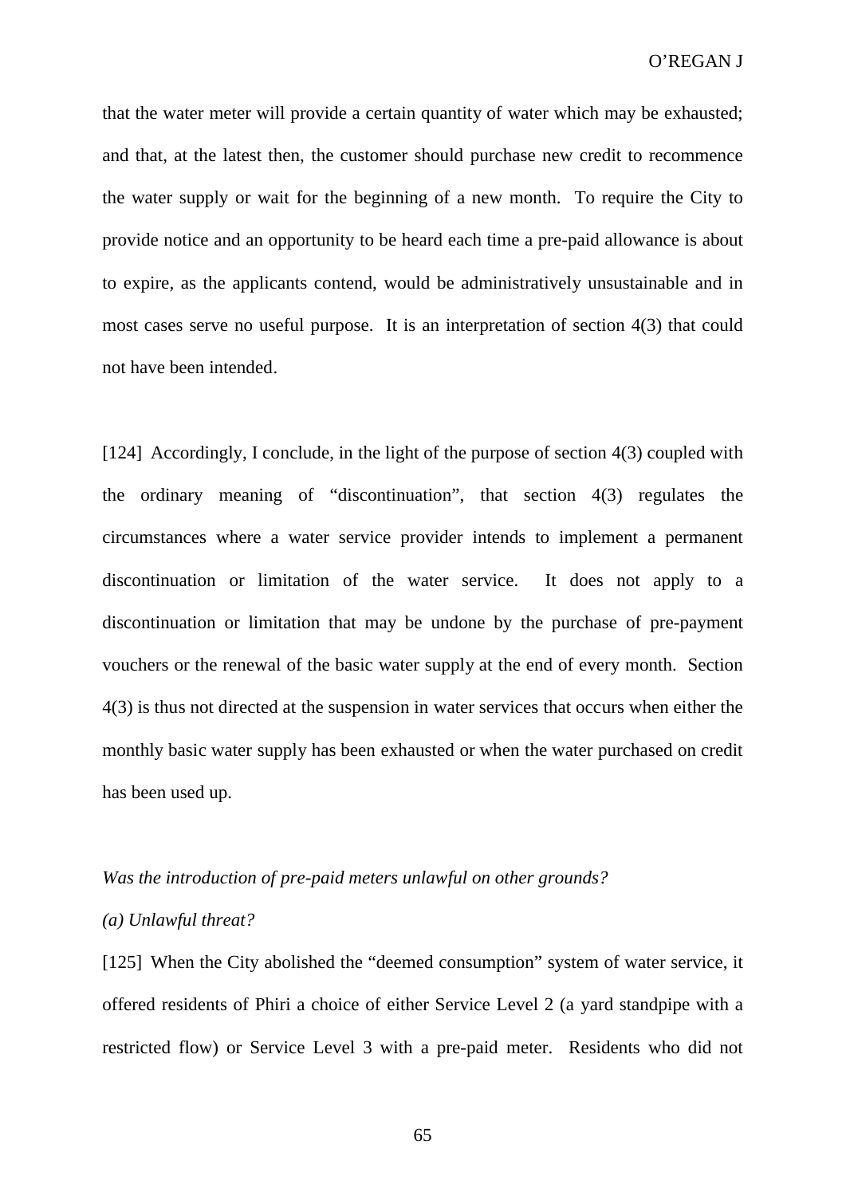that the water meter will provide a certain quantity of water which may be exhausted; and that, at the latest then, the customer should purchase new credit to recommence the water supply or wait for the beginning of a new month. To require the City to provide notice and an opportunity to be heard each time a pre-paid allowance is about to expire, as the applicants contend, would be administratively unsustainable and in most cases serve no useful purpose. It is an interpretation of section 4(3) that could not have been intended.

[124] Accordingly, I conclude, in the light of the purpose of section 4(3) coupled with the ordinary meaning of "discontinuation", that section 4(3) regulates the circumstances where a water service provider intends to implement a permanent discontinuation or limitation of the water service. It does not apply to a discontinuation or limitation that may be undone by the purchase of pre-payment vouchers or the renewal of the basic water supply at the end of every month. Section 4(3) is thus not directed at the suspension in water services that occurs when either the monthly basic water supply has been exhausted or when the water purchased on credit has been used up.

*Was the introduction of pre-paid meters unlawful on other grounds?*

*(a) Unlawful threat?*

[125] When the City abolished the "deemed consumption" system of water service, it offered residents of Phiri a choice of either Service Level 2 (a yard standpipe with a restricted flow) or Service Level 3 with a pre-paid meter. Residents who did not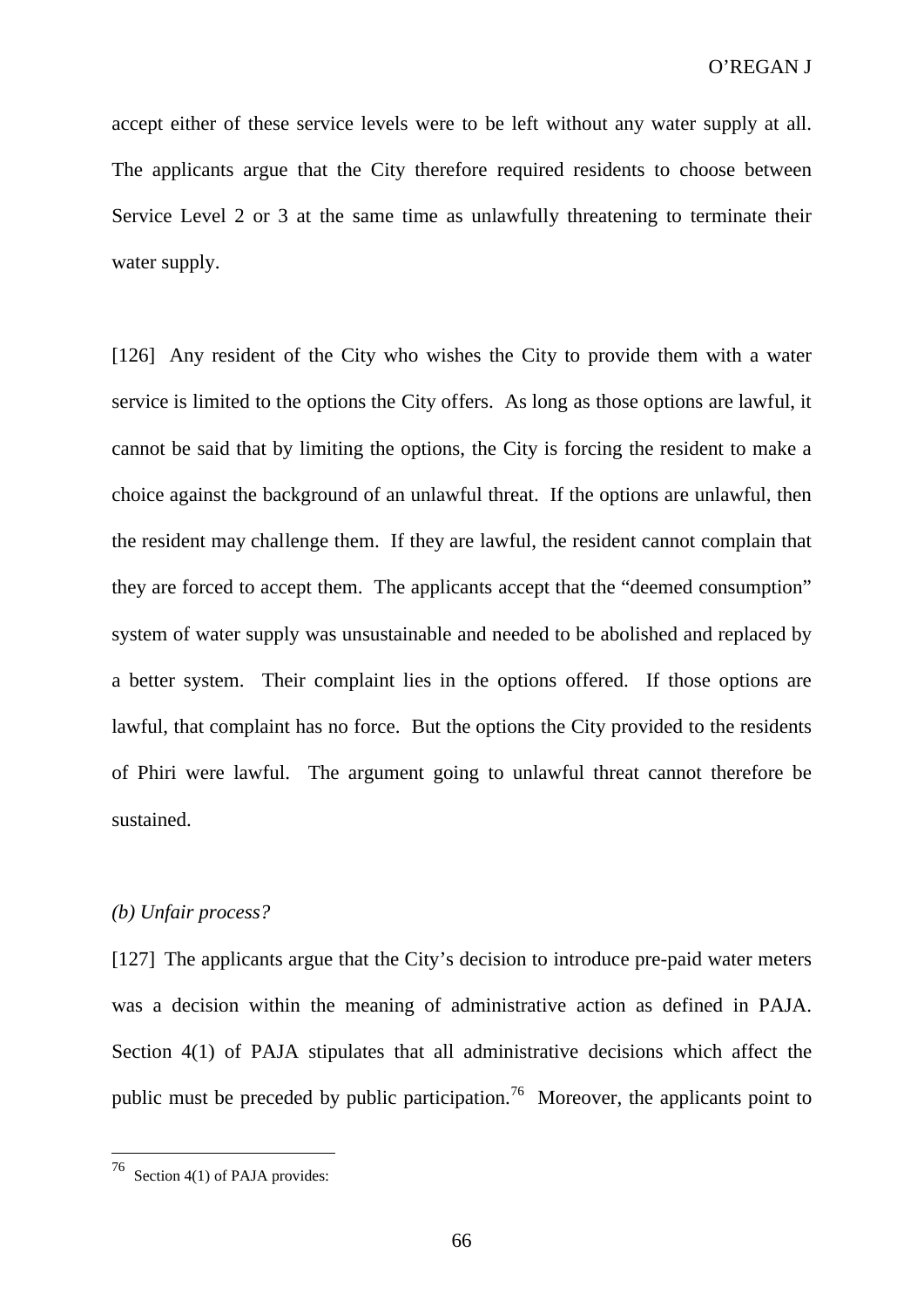accept either of these service levels were to be left without any water supply at all. The applicants argue that the City therefore required residents to choose between Service Level 2 or 3 at the same time as unlawfully threatening to terminate their water supply.

[126] Any resident of the City who wishes the City to provide them with a water service is limited to the options the City offers. As long as those options are lawful, it cannot be said that by limiting the options, the City is forcing the resident to make a choice against the background of an unlawful threat. If the options are unlawful, then the resident may challenge them. If they are lawful, the resident cannot complain that they are forced to accept them. The applicants accept that the "deemed consumption" system of water supply was unsustainable and needed to be abolished and replaced by a better system. Their complaint lies in the options offered. If those options are lawful, that complaint has no force. But the options the City provided to the residents of Phiri were lawful. The argument going to unlawful threat cannot therefore be sustained.

*(b) Unfair process?*

[127] The applicants argue that the City's decision to introduce pre-paid water meters was a decision within the meaning of administrative action as defined in PAJA. Section 4(1) of PAJA stipulates that all administrative decisions which affect the public must be preceded by public participation.[76] Moreover, the applicants point to

---

[76] Section 4(1) of PAJA provides: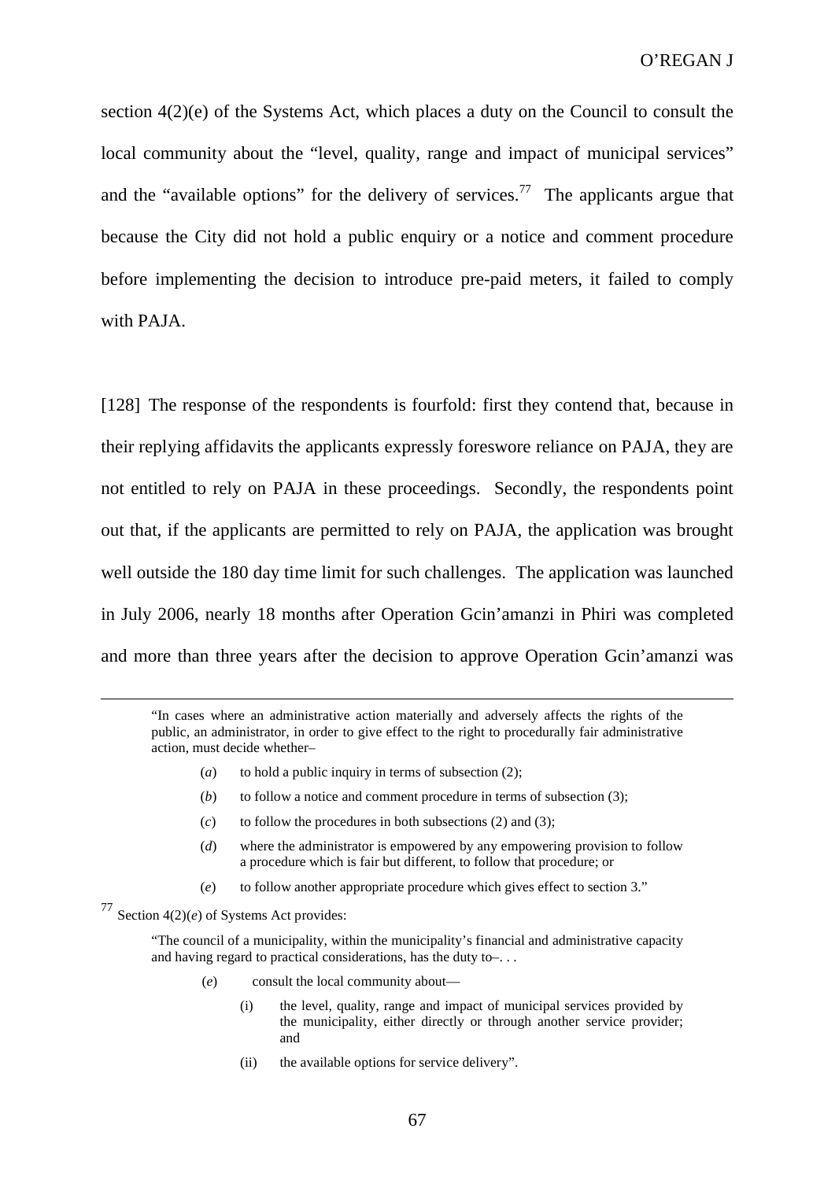section 4(2)(e) of the Systems Act, which places a duty on the Council to consult the local community about the "level, quality, range and impact of municipal services" and the "available options" for the delivery of services.[77] The applicants argue that because the City did not hold a public enquiry or a notice and comment procedure before implementing the decision to introduce pre-paid meters, it failed to comply with PAJA.

[128] The response of the respondents is fourfold: first they contend that, because in their replying affidavits the applicants expressly foreswore reliance on PAJA, they are not entitled to rely on PAJA in these proceedings. Secondly, the respondents point out that, if the applicants are permitted to rely on PAJA, the application was brought well outside the 180 day time limit for such challenges. The application was launched in July 2006, nearly 18 months after Operation Gcin'amanzi in Phiri was completed and more than three years after the decision to approve Operation Gcin'amanzi was

---

> "In cases where an administrative action materially and adversely affects the rights of the public, an administrator, in order to give effect to the right to procedurally fair administrative action, must decide whether–
>
> (*a*) to hold a public inquiry in terms of subsection (2);
>
> (*b*) to follow a notice and comment procedure in terms of subsection (3);
>
> (*c*) to follow the procedures in both subsections (2) and (3);
>
> (*d*) where the administrator is empowered by any empowering provision to follow a procedure which is fair but different, to follow that procedure; or
>
> (*e*) to follow another appropriate procedure which gives effect to section 3."

[77] Section 4(2)(*e*) of Systems Act provides:

> "The council of a municipality, within the municipality's financial and administrative capacity and having regard to practical considerations, has the duty to–. . .
>
> (*e*) consult the local community about—
>
> (i) the level, quality, range and impact of municipal services provided by the municipality, either directly or through another service provider; and
>
> (ii) the available options for service delivery".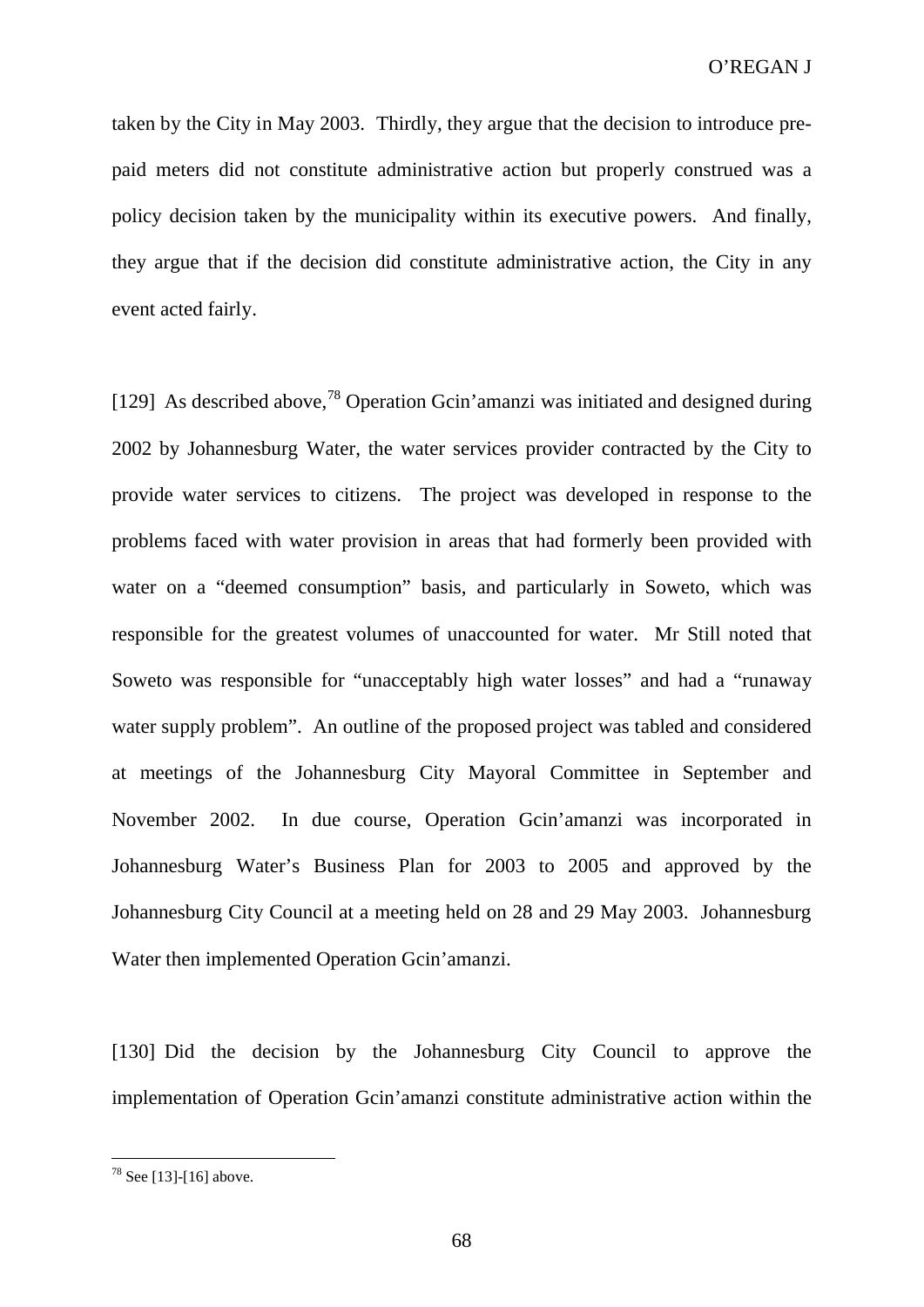taken by the City in May 2003. Thirdly, they argue that the decision to introduce pre-paid meters did not constitute administrative action but properly construed was a policy decision taken by the municipality within its executive powers. And finally, they argue that if the decision did constitute administrative action, the City in any event acted fairly.

[129] As described above,[78] Operation Gcin'amanzi was initiated and designed during 2002 by Johannesburg Water, the water services provider contracted by the City to provide water services to citizens. The project was developed in response to the problems faced with water provision in areas that had formerly been provided with water on a "deemed consumption" basis, and particularly in Soweto, which was responsible for the greatest volumes of unaccounted for water. Mr Still noted that Soweto was responsible for "unacceptably high water losses" and had a "runaway water supply problem". An outline of the proposed project was tabled and considered at meetings of the Johannesburg City Mayoral Committee in September and November 2002. In due course, Operation Gcin'amanzi was incorporated in Johannesburg Water's Business Plan for 2003 to 2005 and approved by the Johannesburg City Council at a meeting held on 28 and 29 May 2003. Johannesburg Water then implemented Operation Gcin'amanzi.

[130] Did the decision by the Johannesburg City Council to approve the implementation of Operation Gcin'amanzi constitute administrative action within the

---

[78] See [13]-[16] above.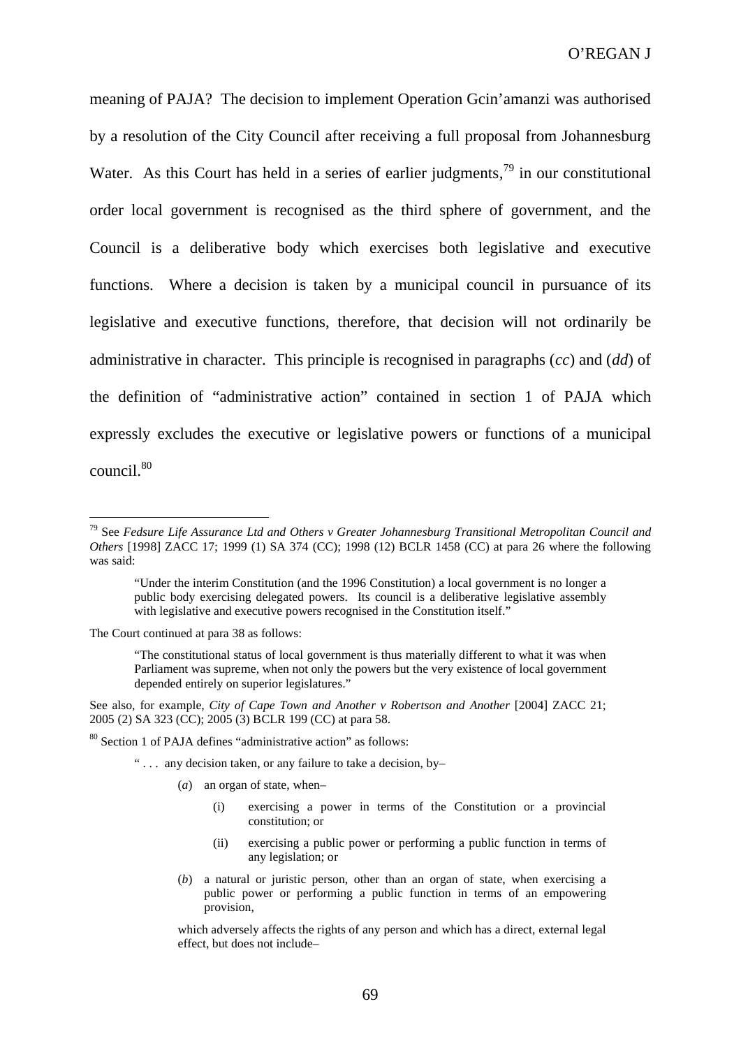meaning of PAJA? The decision to implement Operation Gcin'amanzi was authorised by a resolution of the City Council after receiving a full proposal from Johannesburg Water. As this Court has held in a series of earlier judgments,[79] in our constitutional order local government is recognised as the third sphere of government, and the Council is a deliberative body which exercises both legislative and executive functions. Where a decision is taken by a municipal council in pursuance of its legislative and executive functions, therefore, that decision will not ordinarily be administrative in character. This principle is recognised in paragraphs (*cc*) and (*dd*) of the definition of "administrative action" contained in section 1 of PAJA which expressly excludes the executive or legislative powers or functions of a municipal council.[80]

---

[79] See *Fedsure Life Assurance Ltd and Others v Greater Johannesburg Transitional Metropolitan Council and Others* [1998] ZACC 17; 1999 (1) SA 374 (CC); 1998 (12) BCLR 1458 (CC) at para 26 where the following was said:

> "Under the interim Constitution (and the 1996 Constitution) a local government is no longer a public body exercising delegated powers. Its council is a deliberative legislative assembly with legislative and executive powers recognised in the Constitution itself."

The Court continued at para 38 as follows:

> "The constitutional status of local government is thus materially different to what it was when Parliament was supreme, when not only the powers but the very existence of local government depended entirely on superior legislatures."

See also, for example, *City of Cape Town and Another v Robertson and Another* [2004] ZACC 21; 2005 (2) SA 323 (CC); 2005 (3) BCLR 199 (CC) at para 58.

[80] Section 1 of PAJA defines "administrative action" as follows:

> " . . . any decision taken, or any failure to take a decision, by–
>
> (*a*) an organ of state, when–
>
> (i) exercising a power in terms of the Constitution or a provincial constitution; or
>
> (ii) exercising a public power or performing a public function in terms of any legislation; or
>
> (*b*) a natural or juristic person, other than an organ of state, when exercising a public power or performing a public function in terms of an empowering provision,
>
> which adversely affects the rights of any person and which has a direct, external legal effect, but does not include–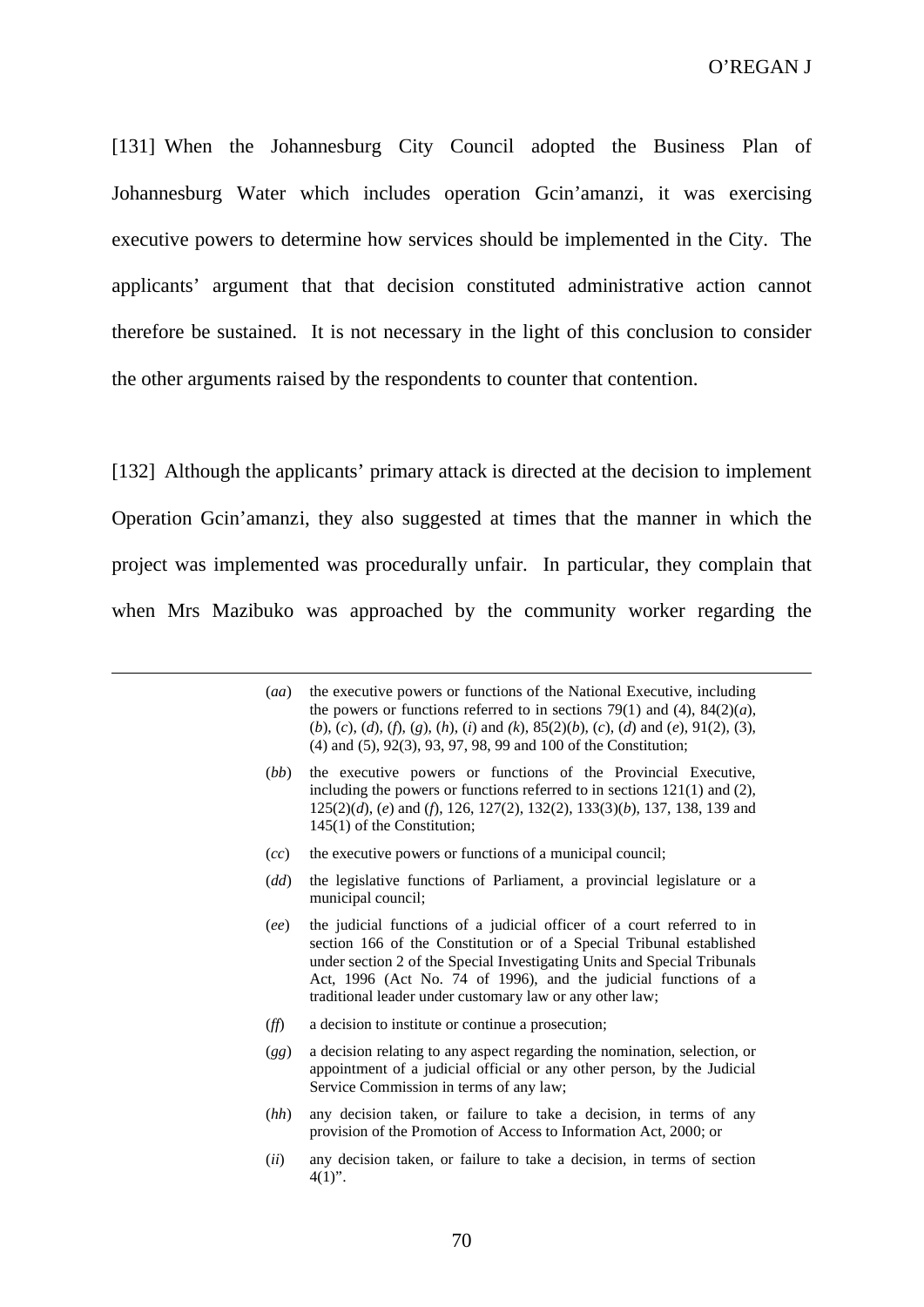[131] When the Johannesburg City Council adopted the Business Plan of Johannesburg Water which includes operation Gcin'amanzi, it was exercising executive powers to determine how services should be implemented in the City. The applicants' argument that that decision constituted administrative action cannot therefore be sustained. It is not necessary in the light of this conclusion to consider the other arguments raised by the respondents to counter that contention.

[132] Although the applicants' primary attack is directed at the decision to implement Operation Gcin'amanzi, they also suggested at times that the manner in which the project was implemented was procedurally unfair. In particular, they complain that when Mrs Mazibuko was approached by the community worker regarding the

---

(*aa*) the executive powers or functions of the National Executive, including the powers or functions referred to in sections 79(1) and (4), 84(2)(*a*), (*b*), (*c*), (*d*), (*f*), (*g*), (*h*), (*i*) and (*k*), 85(2)(*b*), (*c*), (*d*) and (*e*), 91(2), (3), (4) and (5), 92(3), 93, 97, 98, 99 and 100 of the Constitution;

(*bb*) the executive powers or functions of the Provincial Executive, including the powers or functions referred to in sections 121(1) and (2), 125(2)(*d*), (*e*) and (*f*), 126, 127(2), 132(2), 133(3)(*b*), 137, 138, 139 and 145(1) of the Constitution;

(*cc*) the executive powers or functions of a municipal council;

(*dd*) the legislative functions of Parliament, a provincial legislature or a municipal council;

(*ee*) the judicial functions of a judicial officer of a court referred to in section 166 of the Constitution or of a Special Tribunal established under section 2 of the Special Investigating Units and Special Tribunals Act, 1996 (Act No. 74 of 1996), and the judicial functions of a traditional leader under customary law or any other law;

(*ff*) a decision to institute or continue a prosecution;

(*gg*) a decision relating to any aspect regarding the nomination, selection, or appointment of a judicial official or any other person, by the Judicial Service Commission in terms of any law;

(*hh*) any decision taken, or failure to take a decision, in terms of any provision of the Promotion of Access to Information Act, 2000; or

(*ii*) any decision taken, or failure to take a decision, in terms of section 4(1)".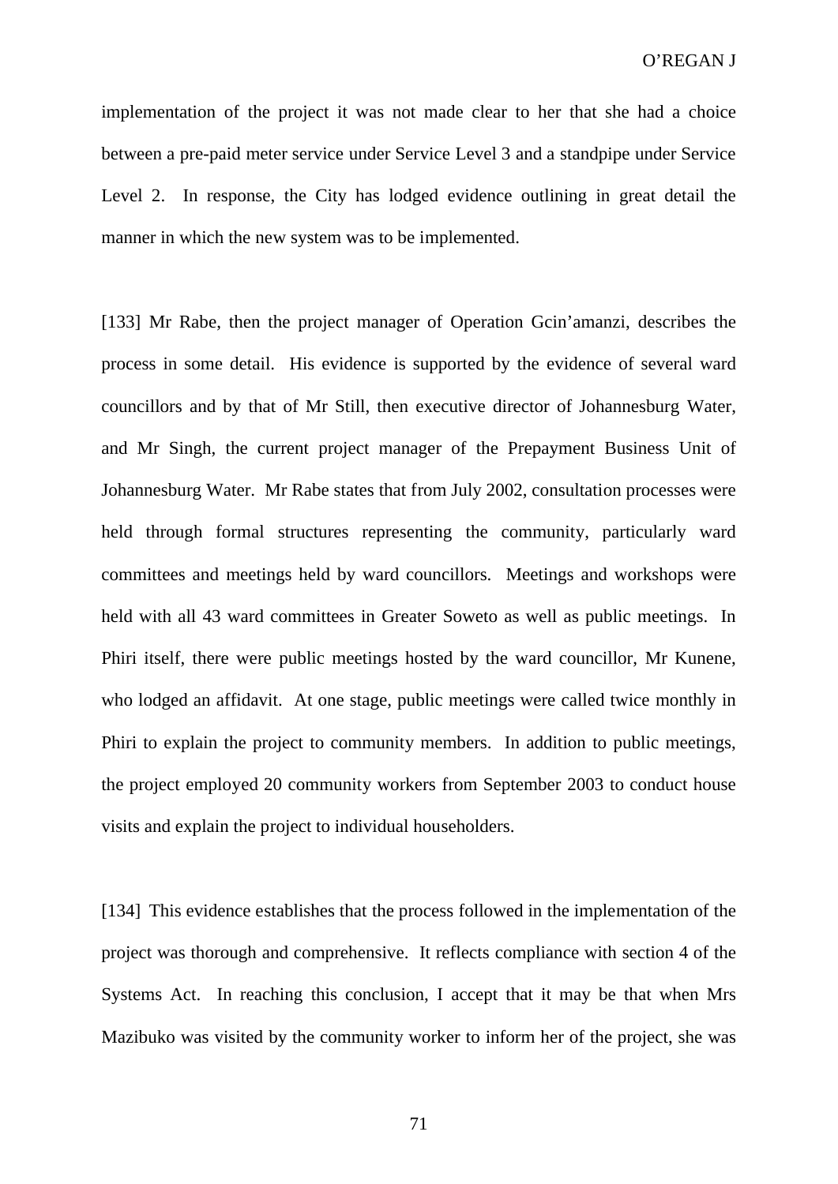implementation of the project it was not made clear to her that she had a choice between a pre-paid meter service under Service Level 3 and a standpipe under Service Level 2. In response, the City has lodged evidence outlining in great detail the manner in which the new system was to be implemented.

[133] Mr Rabe, then the project manager of Operation Gcin'amanzi, describes the process in some detail. His evidence is supported by the evidence of several ward councillors and by that of Mr Still, then executive director of Johannesburg Water, and Mr Singh, the current project manager of the Prepayment Business Unit of Johannesburg Water. Mr Rabe states that from July 2002, consultation processes were held through formal structures representing the community, particularly ward committees and meetings held by ward councillors. Meetings and workshops were held with all 43 ward committees in Greater Soweto as well as public meetings. In Phiri itself, there were public meetings hosted by the ward councillor, Mr Kunene, who lodged an affidavit. At one stage, public meetings were called twice monthly in Phiri to explain the project to community members. In addition to public meetings, the project employed 20 community workers from September 2003 to conduct house visits and explain the project to individual householders.

[134] This evidence establishes that the process followed in the implementation of the project was thorough and comprehensive. It reflects compliance with section 4 of the Systems Act. In reaching this conclusion, I accept that it may be that when Mrs Mazibuko was visited by the community worker to inform her of the project, she was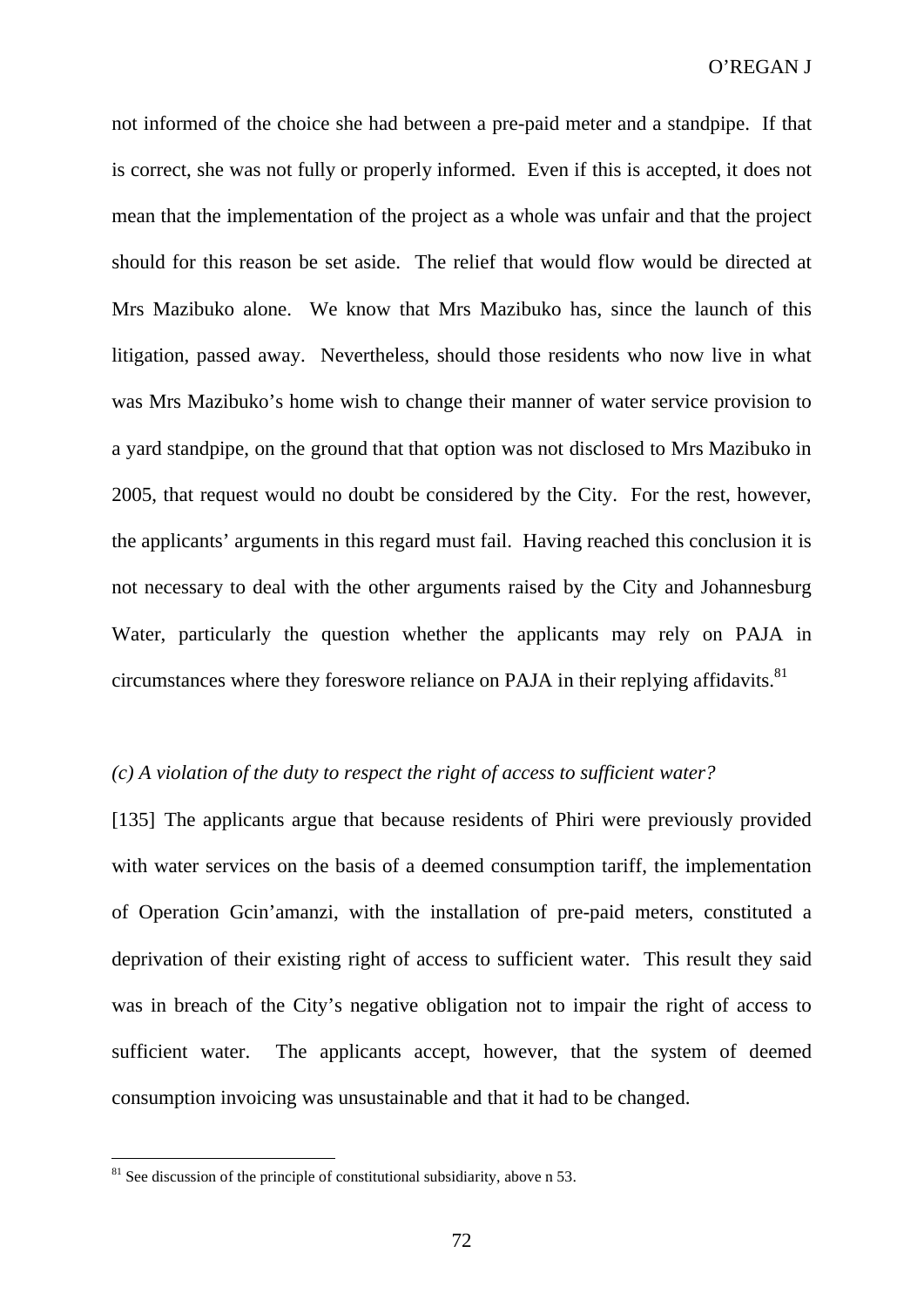not informed of the choice she had between a pre-paid meter and a standpipe. If that is correct, she was not fully or properly informed. Even if this is accepted, it does not mean that the implementation of the project as a whole was unfair and that the project should for this reason be set aside. The relief that would flow would be directed at Mrs Mazibuko alone. We know that Mrs Mazibuko has, since the launch of this litigation, passed away. Nevertheless, should those residents who now live in what was Mrs Mazibuko's home wish to change their manner of water service provision to a yard standpipe, on the ground that that option was not disclosed to Mrs Mazibuko in 2005, that request would no doubt be considered by the City. For the rest, however, the applicants' arguments in this regard must fail. Having reached this conclusion it is not necessary to deal with the other arguments raised by the City and Johannesburg Water, particularly the question whether the applicants may rely on PAJA in circumstances where they foreswore reliance on PAJA in their replying affidavits.[81]

*(c) A violation of the duty to respect the right of access to sufficient water?*

[135] The applicants argue that because residents of Phiri were previously provided with water services on the basis of a deemed consumption tariff, the implementation of Operation Gcin'amanzi, with the installation of pre-paid meters, constituted a deprivation of their existing right of access to sufficient water. This result they said was in breach of the City's negative obligation not to impair the right of access to sufficient water. The applicants accept, however, that the system of deemed consumption invoicing was unsustainable and that it had to be changed.

[81] See discussion of the principle of constitutional subsidiarity, above n 53.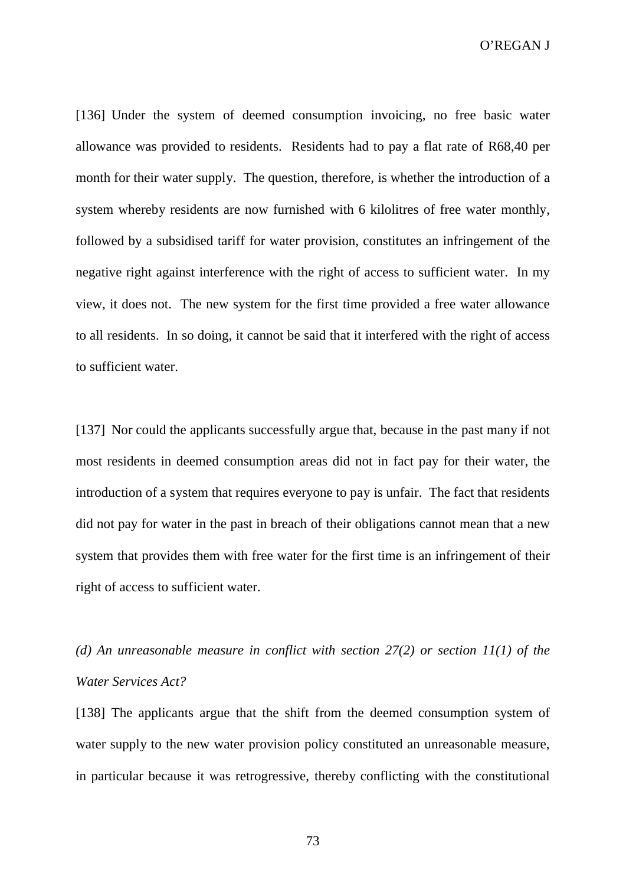[136] Under the system of deemed consumption invoicing, no free basic water allowance was provided to residents. Residents had to pay a flat rate of R68,40 per month for their water supply. The question, therefore, is whether the introduction of a system whereby residents are now furnished with 6 kilolitres of free water monthly, followed by a subsidised tariff for water provision, constitutes an infringement of the negative right against interference with the right of access to sufficient water. In my view, it does not. The new system for the first time provided a free water allowance to all residents. In so doing, it cannot be said that it interfered with the right of access to sufficient water.

[137] Nor could the applicants successfully argue that, because in the past many if not most residents in deemed consumption areas did not in fact pay for their water, the introduction of a system that requires everyone to pay is unfair. The fact that residents did not pay for water in the past in breach of their obligations cannot mean that a new system that provides them with free water for the first time is an infringement of their right of access to sufficient water.

*(d) An unreasonable measure in conflict with section 27(2) or section 11(1) of the Water Services Act?*

[138] The applicants argue that the shift from the deemed consumption system of water supply to the new water provision policy constituted an unreasonable measure, in particular because it was retrogressive, thereby conflicting with the constitutional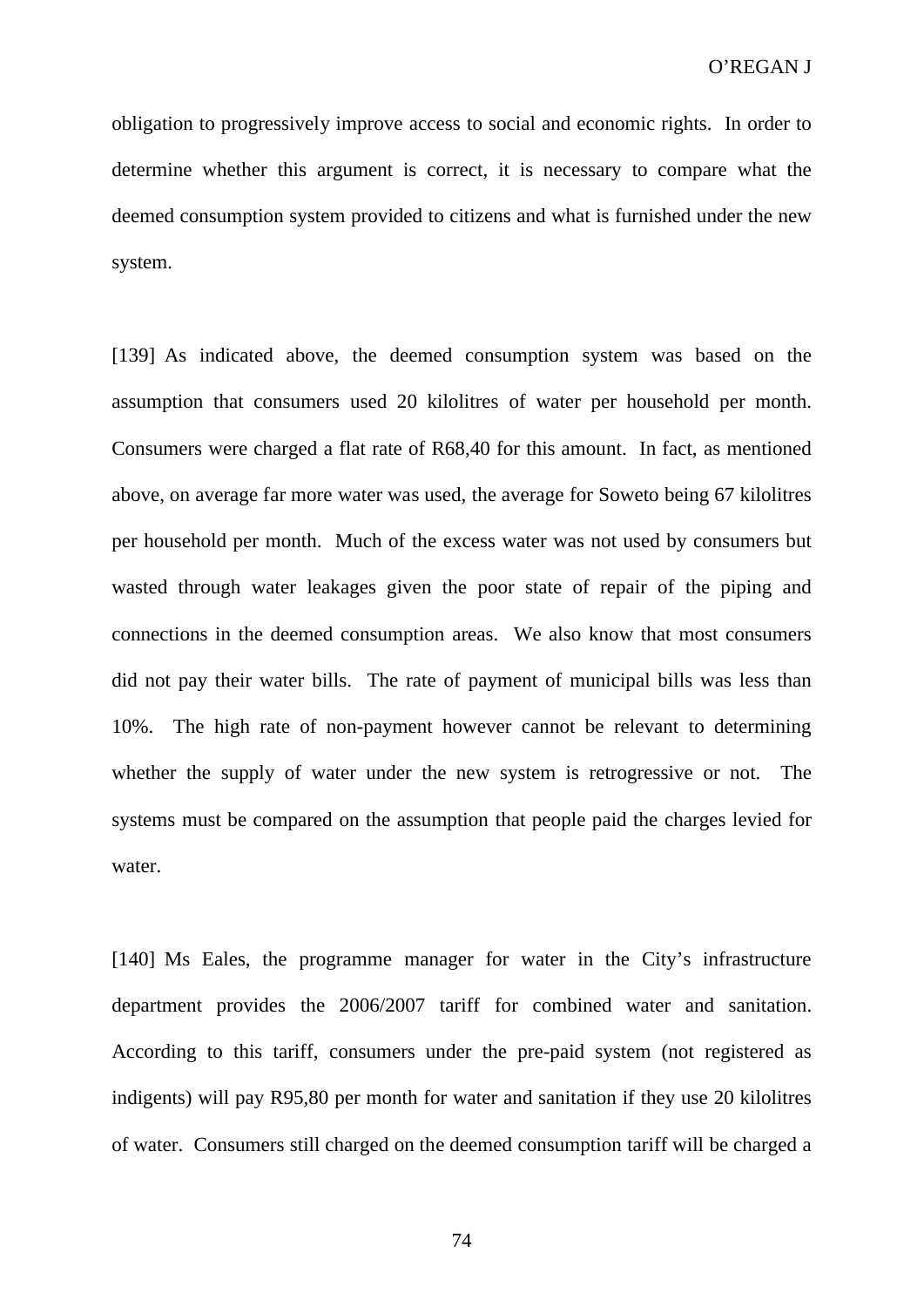obligation to progressively improve access to social and economic rights. In order to determine whether this argument is correct, it is necessary to compare what the deemed consumption system provided to citizens and what is furnished under the new system.

[139] As indicated above, the deemed consumption system was based on the assumption that consumers used 20 kilolitres of water per household per month. Consumers were charged a flat rate of R68,40 for this amount. In fact, as mentioned above, on average far more water was used, the average for Soweto being 67 kilolitres per household per month. Much of the excess water was not used by consumers but wasted through water leakages given the poor state of repair of the piping and connections in the deemed consumption areas. We also know that most consumers did not pay their water bills. The rate of payment of municipal bills was less than 10%. The high rate of non-payment however cannot be relevant to determining whether the supply of water under the new system is retrogressive or not. The systems must be compared on the assumption that people paid the charges levied for water.

[140] Ms Eales, the programme manager for water in the City's infrastructure department provides the 2006/2007 tariff for combined water and sanitation. According to this tariff, consumers under the pre-paid system (not registered as indigents) will pay R95,80 per month for water and sanitation if they use 20 kilolitres of water. Consumers still charged on the deemed consumption tariff will be charged a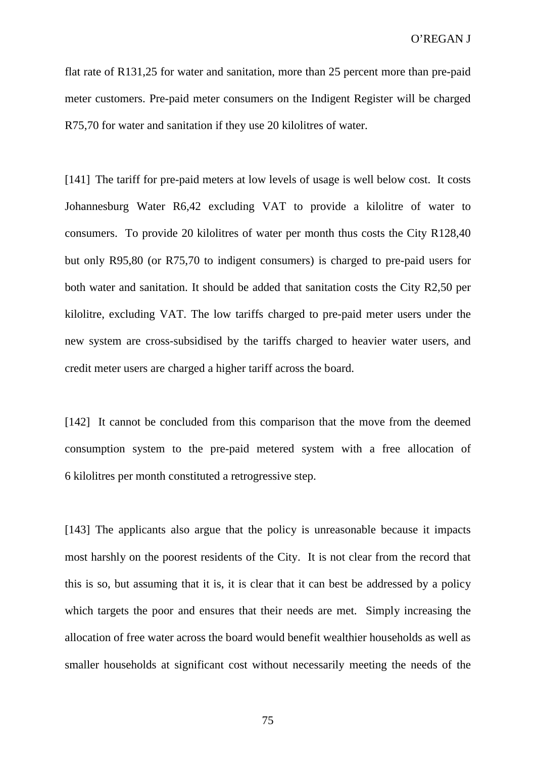flat rate of R131,25 for water and sanitation, more than 25 percent more than pre-paid meter customers. Pre-paid meter consumers on the Indigent Register will be charged R75,70 for water and sanitation if they use 20 kilolitres of water.

[141] The tariff for pre-paid meters at low levels of usage is well below cost. It costs Johannesburg Water R6,42 excluding VAT to provide a kilolitre of water to consumers. To provide 20 kilolitres of water per month thus costs the City R128,40 but only R95,80 (or R75,70 to indigent consumers) is charged to pre-paid users for both water and sanitation. It should be added that sanitation costs the City R2,50 per kilolitre, excluding VAT. The low tariffs charged to pre-paid meter users under the new system are cross-subsidised by the tariffs charged to heavier water users, and credit meter users are charged a higher tariff across the board.

[142] It cannot be concluded from this comparison that the move from the deemed consumption system to the pre-paid metered system with a free allocation of 6 kilolitres per month constituted a retrogressive step.

[143] The applicants also argue that the policy is unreasonable because it impacts most harshly on the poorest residents of the City. It is not clear from the record that this is so, but assuming that it is, it is clear that it can best be addressed by a policy which targets the poor and ensures that their needs are met. Simply increasing the allocation of free water across the board would benefit wealthier households as well as smaller households at significant cost without necessarily meeting the needs of the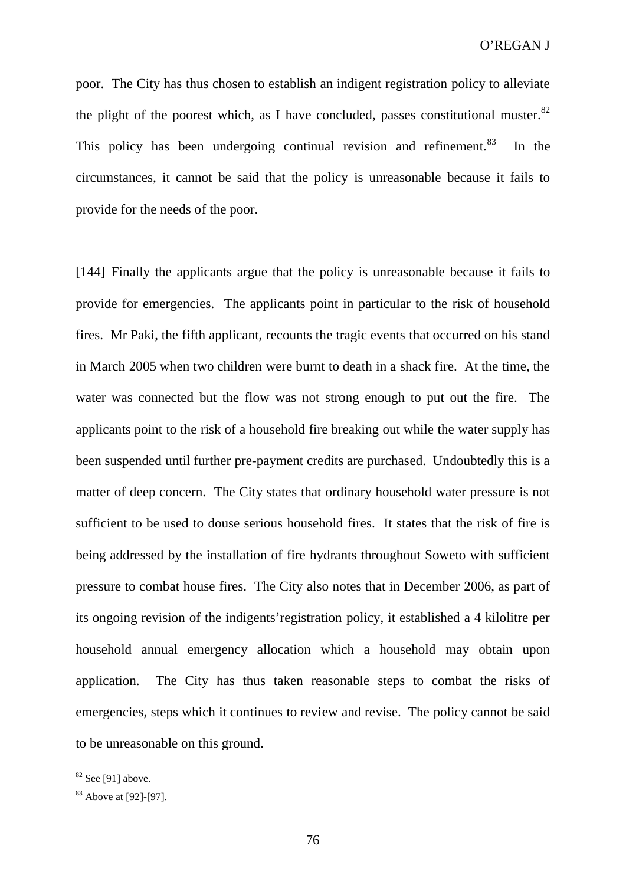poor. The City has thus chosen to establish an indigent registration policy to alleviate the plight of the poorest which, as I have concluded, passes constitutional muster.[82] This policy has been undergoing continual revision and refinement.[83] In the circumstances, it cannot be said that the policy is unreasonable because it fails to provide for the needs of the poor.

[144] Finally the applicants argue that the policy is unreasonable because it fails to provide for emergencies. The applicants point in particular to the risk of household fires. Mr Paki, the fifth applicant, recounts the tragic events that occurred on his stand in March 2005 when two children were burnt to death in a shack fire. At the time, the water was connected but the flow was not strong enough to put out the fire. The applicants point to the risk of a household fire breaking out while the water supply has been suspended until further pre-payment credits are purchased. Undoubtedly this is a matter of deep concern. The City states that ordinary household water pressure is not sufficient to be used to douse serious household fires. It states that the risk of fire is being addressed by the installation of fire hydrants throughout Soweto with sufficient pressure to combat house fires. The City also notes that in December 2006, as part of its ongoing revision of the indigents'registration policy, it established a 4 kilolitre per household annual emergency allocation which a household may obtain upon application. The City has thus taken reasonable steps to combat the risks of emergencies, steps which it continues to review and revise. The policy cannot be said to be unreasonable on this ground.

---

[82] See [91] above.

[83] Above at [92]-[97].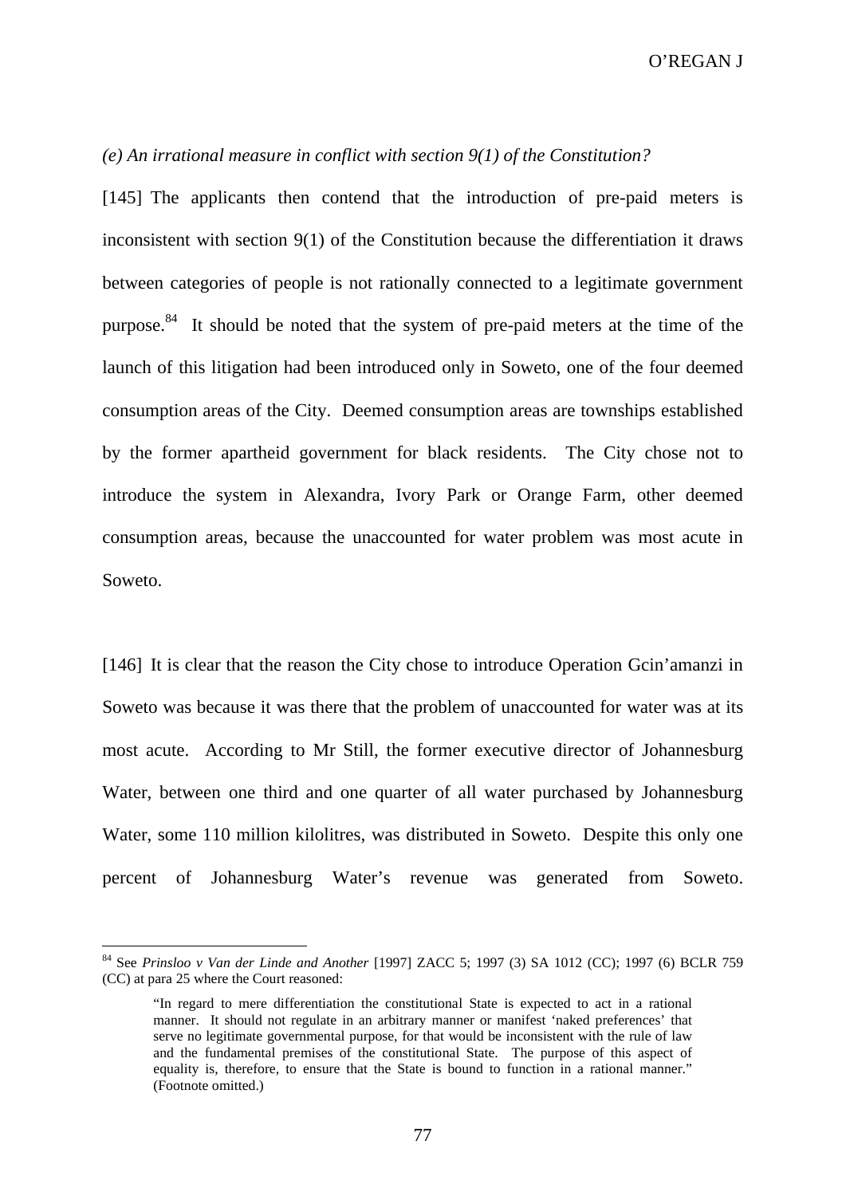*(e) An irrational measure in conflict with section 9(1) of the Constitution?*

[145] The applicants then contend that the introduction of pre-paid meters is inconsistent with section 9(1) of the Constitution because the differentiation it draws between categories of people is not rationally connected to a legitimate government purpose.[84] It should be noted that the system of pre-paid meters at the time of the launch of this litigation had been introduced only in Soweto, one of the four deemed consumption areas of the City. Deemed consumption areas are townships established by the former apartheid government for black residents. The City chose not to introduce the system in Alexandra, Ivory Park or Orange Farm, other deemed consumption areas, because the unaccounted for water problem was most acute in Soweto.

[146] It is clear that the reason the City chose to introduce Operation Gcin'amanzi in Soweto was because it was there that the problem of unaccounted for water was at its most acute. According to Mr Still, the former executive director of Johannesburg Water, between one third and one quarter of all water purchased by Johannesburg Water, some 110 million kilolitres, was distributed in Soweto. Despite this only one percent of Johannesburg Water's revenue was generated from Soweto.

---

[84] See *Prinsloo v Van der Linde and Another* [1997] ZACC 5; 1997 (3) SA 1012 (CC); 1997 (6) BCLR 759 (CC) at para 25 where the Court reasoned:

> "In regard to mere differentiation the constitutional State is expected to act in a rational manner. It should not regulate in an arbitrary manner or manifest 'naked preferences' that serve no legitimate governmental purpose, for that would be inconsistent with the rule of law and the fundamental premises of the constitutional State. The purpose of this aspect of equality is, therefore, to ensure that the State is bound to function in a rational manner." (Footnote omitted.)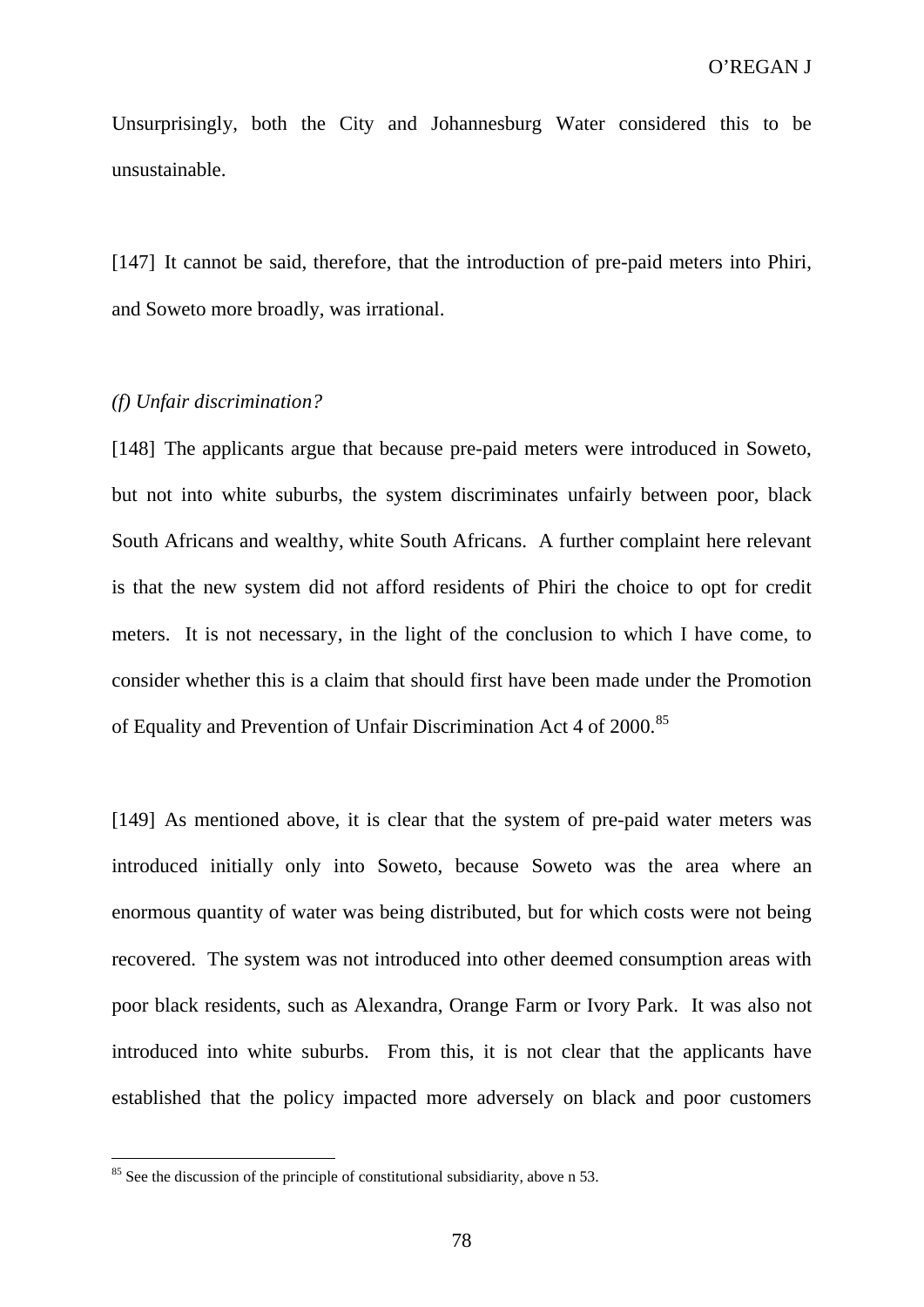Unsurprisingly, both the City and Johannesburg Water considered this to be unsustainable.

[147] It cannot be said, therefore, that the introduction of pre-paid meters into Phiri, and Soweto more broadly, was irrational.

*(f) Unfair discrimination?*

[148] The applicants argue that because pre-paid meters were introduced in Soweto, but not into white suburbs, the system discriminates unfairly between poor, black South Africans and wealthy, white South Africans. A further complaint here relevant is that the new system did not afford residents of Phiri the choice to opt for credit meters. It is not necessary, in the light of the conclusion to which I have come, to consider whether this is a claim that should first have been made under the Promotion of Equality and Prevention of Unfair Discrimination Act 4 of 2000.[85]

[149] As mentioned above, it is clear that the system of pre-paid water meters was introduced initially only into Soweto, because Soweto was the area where an enormous quantity of water was being distributed, but for which costs were not being recovered. The system was not introduced into other deemed consumption areas with poor black residents, such as Alexandra, Orange Farm or Ivory Park. It was also not introduced into white suburbs. From this, it is not clear that the applicants have established that the policy impacted more adversely on black and poor customers

[85] See the discussion of the principle of constitutional subsidiarity, above n 53.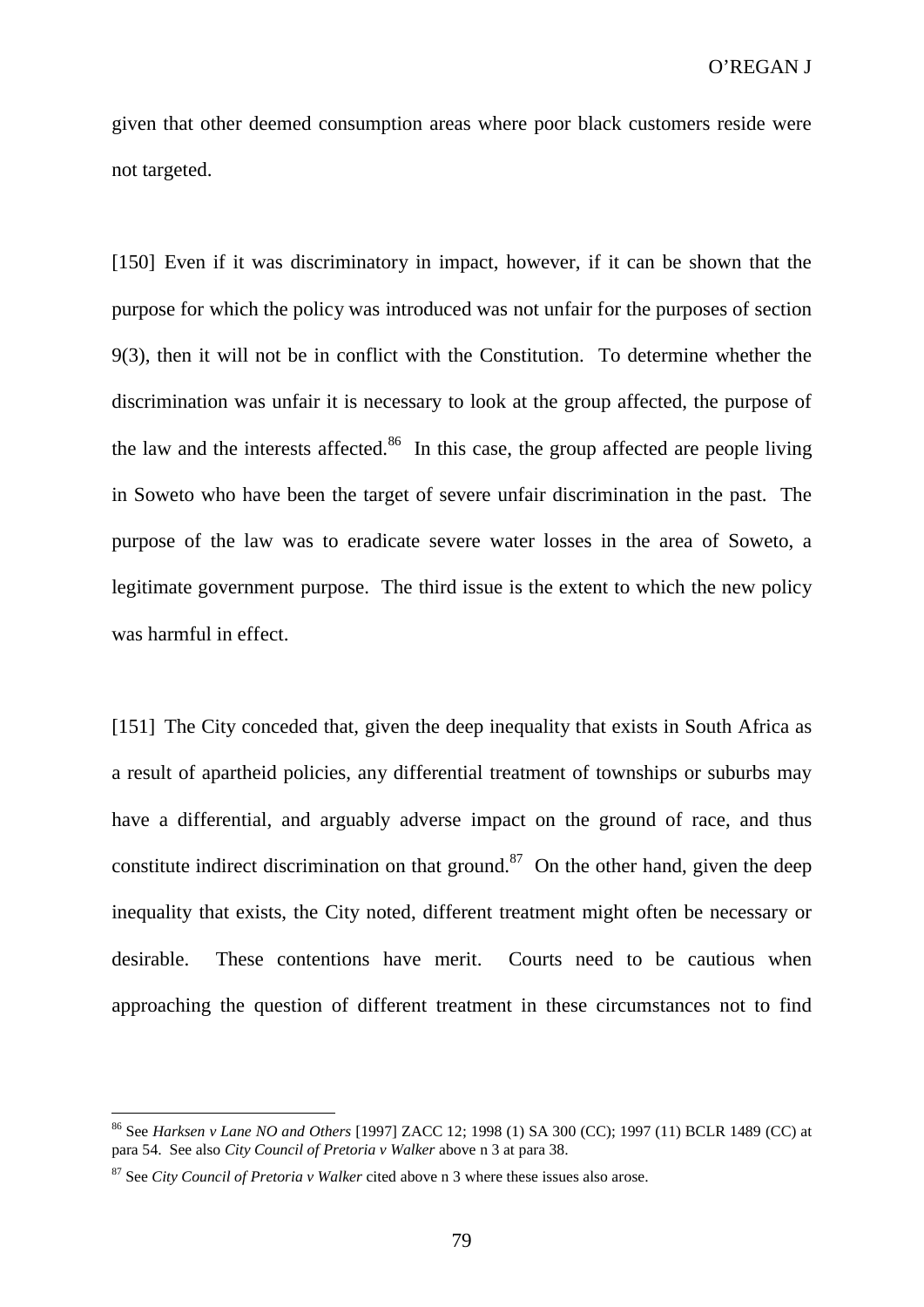given that other deemed consumption areas where poor black customers reside were not targeted.

[150] Even if it was discriminatory in impact, however, if it can be shown that the purpose for which the policy was introduced was not unfair for the purposes of section 9(3), then it will not be in conflict with the Constitution. To determine whether the discrimination was unfair it is necessary to look at the group affected, the purpose of the law and the interests affected.[86] In this case, the group affected are people living in Soweto who have been the target of severe unfair discrimination in the past. The purpose of the law was to eradicate severe water losses in the area of Soweto, a legitimate government purpose. The third issue is the extent to which the new policy was harmful in effect.

[151] The City conceded that, given the deep inequality that exists in South Africa as a result of apartheid policies, any differential treatment of townships or suburbs may have a differential, and arguably adverse impact on the ground of race, and thus constitute indirect discrimination on that ground.[87] On the other hand, given the deep inequality that exists, the City noted, different treatment might often be necessary or desirable. These contentions have merit. Courts need to be cautious when approaching the question of different treatment in these circumstances not to find

---

[86] See *Harksen v Lane NO and Others* [1997] ZACC 12; 1998 (1) SA 300 (CC); 1997 (11) BCLR 1489 (CC) at para 54. See also *City Council of Pretoria v Walker* above n 3 at para 38.

[87] See *City Council of Pretoria v Walker* cited above n 3 where these issues also arose.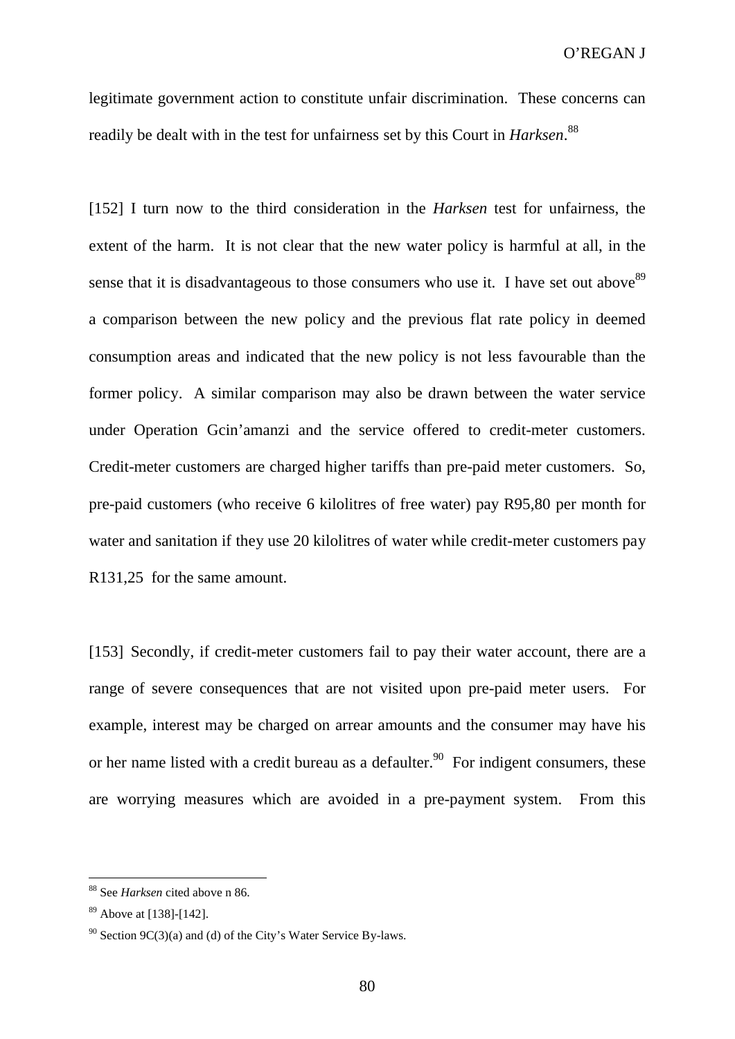legitimate government action to constitute unfair discrimination. These concerns can readily be dealt with in the test for unfairness set by this Court in *Harksen*.[88]

[152] I turn now to the third consideration in the *Harksen* test for unfairness, the extent of the harm. It is not clear that the new water policy is harmful at all, in the sense that it is disadvantageous to those consumers who use it. I have set out above[89] a comparison between the new policy and the previous flat rate policy in deemed consumption areas and indicated that the new policy is not less favourable than the former policy. A similar comparison may also be drawn between the water service under Operation Gcin'amanzi and the service offered to credit-meter customers. Credit-meter customers are charged higher tariffs than pre-paid meter customers. So, pre-paid customers (who receive 6 kilolitres of free water) pay R95,80 per month for water and sanitation if they use 20 kilolitres of water while credit-meter customers pay R131,25 for the same amount.

[153] Secondly, if credit-meter customers fail to pay their water account, there are a range of severe consequences that are not visited upon pre-paid meter users. For example, interest may be charged on arrear amounts and the consumer may have his or her name listed with a credit bureau as a defaulter.[90] For indigent consumers, these are worrying measures which are avoided in a pre-payment system. From this

---

[88] See *Harksen* cited above n 86.

[89] Above at [138]-[142].

[90] Section 9C(3)(a) and (d) of the City's Water Service By-laws.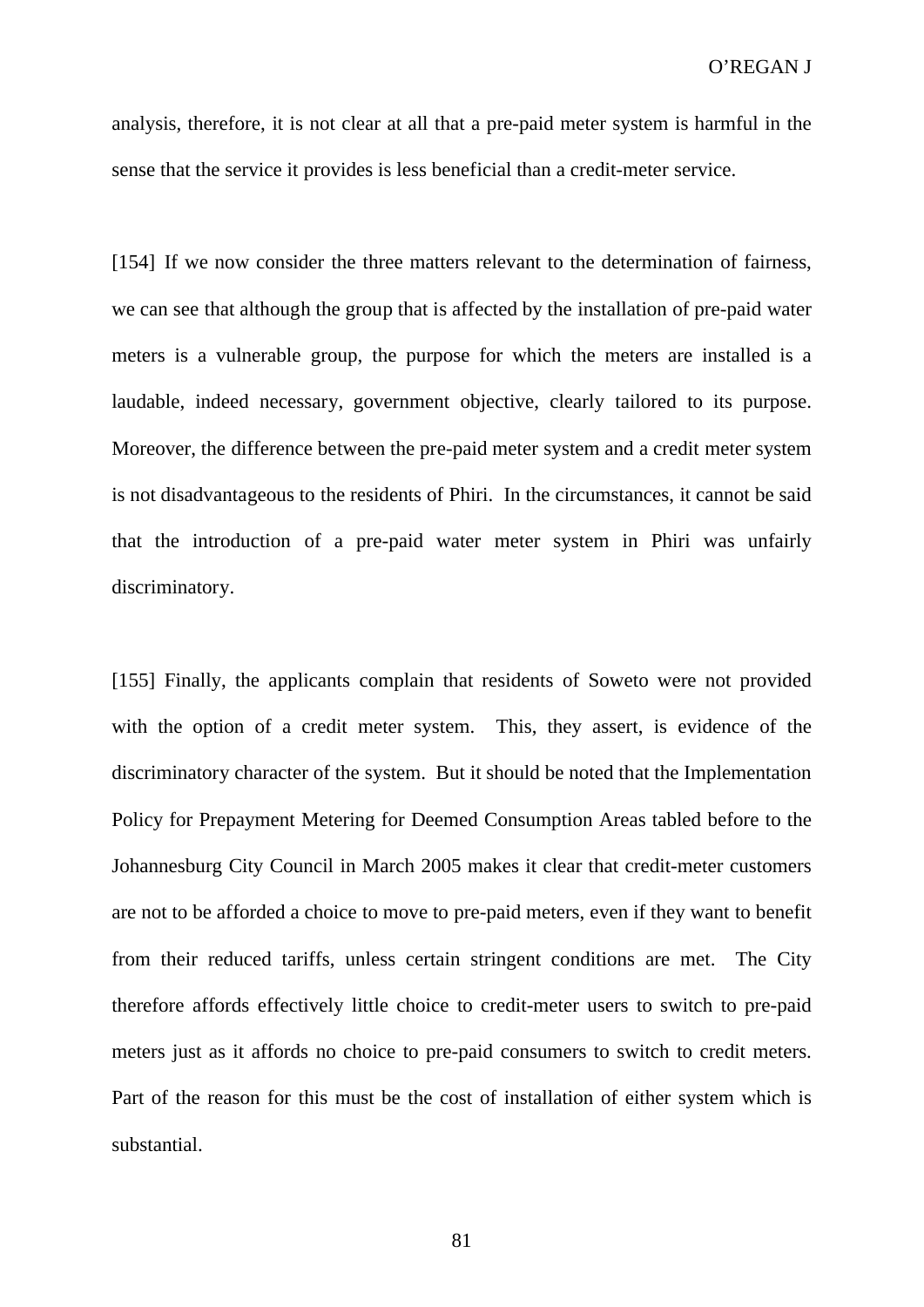analysis, therefore, it is not clear at all that a pre-paid meter system is harmful in the sense that the service it provides is less beneficial than a credit-meter service.

[154] If we now consider the three matters relevant to the determination of fairness, we can see that although the group that is affected by the installation of pre-paid water meters is a vulnerable group, the purpose for which the meters are installed is a laudable, indeed necessary, government objective, clearly tailored to its purpose. Moreover, the difference between the pre-paid meter system and a credit meter system is not disadvantageous to the residents of Phiri. In the circumstances, it cannot be said that the introduction of a pre-paid water meter system in Phiri was unfairly discriminatory.

[155] Finally, the applicants complain that residents of Soweto were not provided with the option of a credit meter system. This, they assert, is evidence of the discriminatory character of the system. But it should be noted that the Implementation Policy for Prepayment Metering for Deemed Consumption Areas tabled before to the Johannesburg City Council in March 2005 makes it clear that credit-meter customers are not to be afforded a choice to move to pre-paid meters, even if they want to benefit from their reduced tariffs, unless certain stringent conditions are met. The City therefore affords effectively little choice to credit-meter users to switch to pre-paid meters just as it affords no choice to pre-paid consumers to switch to credit meters. Part of the reason for this must be the cost of installation of either system which is substantial.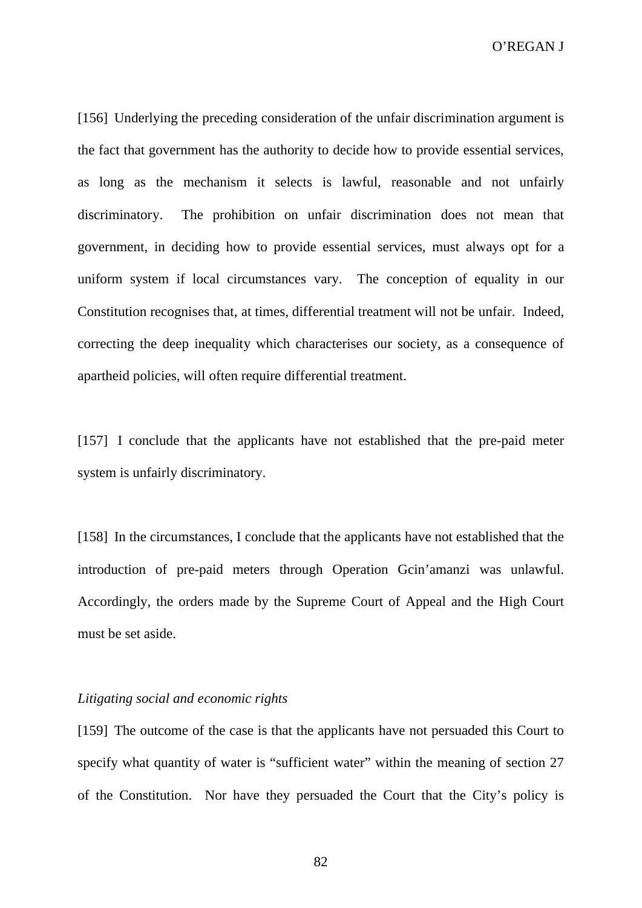[156] Underlying the preceding consideration of the unfair discrimination argument is the fact that government has the authority to decide how to provide essential services, as long as the mechanism it selects is lawful, reasonable and not unfairly discriminatory. The prohibition on unfair discrimination does not mean that government, in deciding how to provide essential services, must always opt for a uniform system if local circumstances vary. The conception of equality in our Constitution recognises that, at times, differential treatment will not be unfair. Indeed, correcting the deep inequality which characterises our society, as a consequence of apartheid policies, will often require differential treatment.

[157] I conclude that the applicants have not established that the pre-paid meter system is unfairly discriminatory.

[158] In the circumstances, I conclude that the applicants have not established that the introduction of pre-paid meters through Operation Gcin'amanzi was unlawful. Accordingly, the orders made by the Supreme Court of Appeal and the High Court must be set aside.

*Litigating social and economic rights*

[159] The outcome of the case is that the applicants have not persuaded this Court to specify what quantity of water is "sufficient water" within the meaning of section 27 of the Constitution. Nor have they persuaded the Court that the City's policy is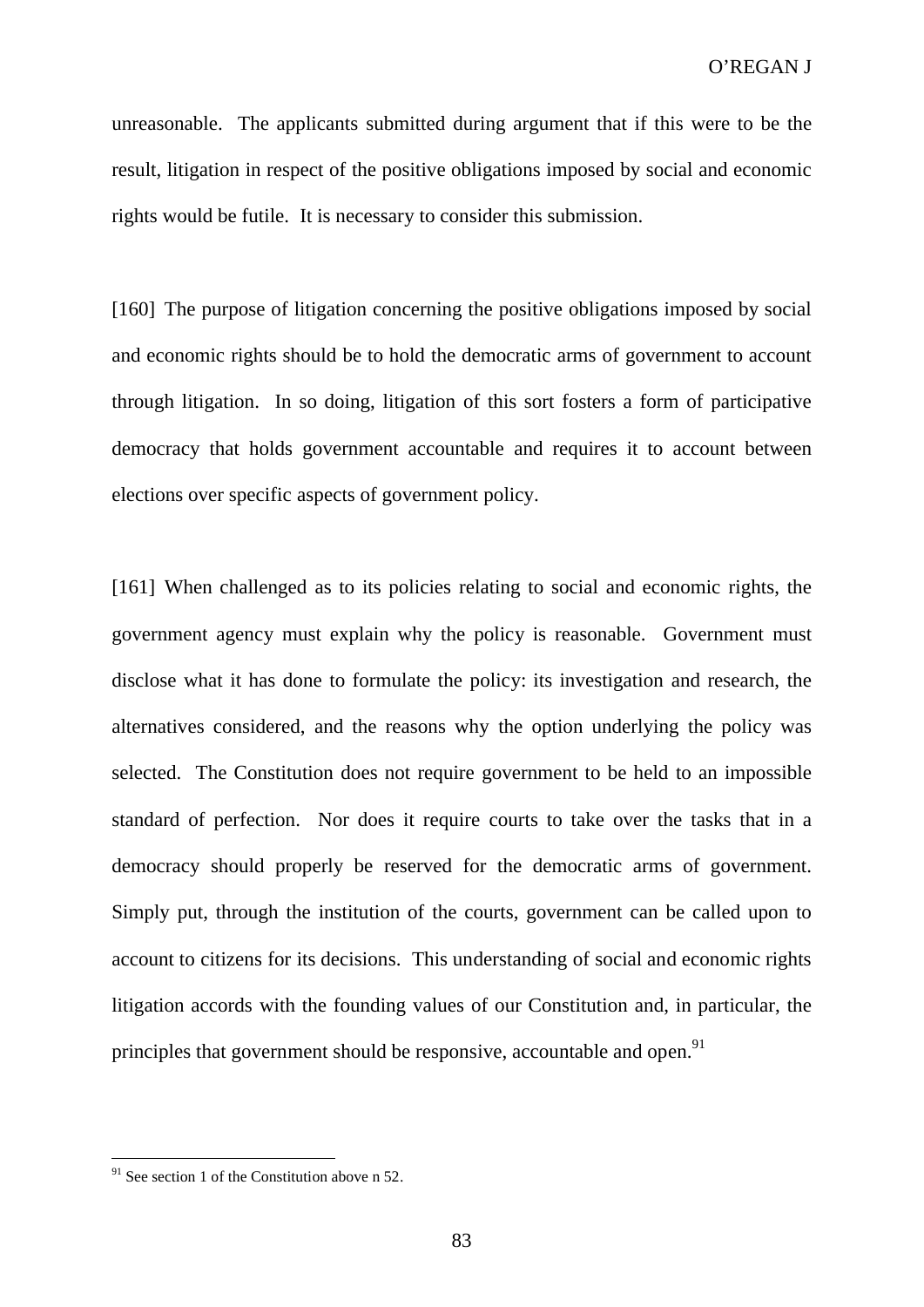unreasonable. The applicants submitted during argument that if this were to be the result, litigation in respect of the positive obligations imposed by social and economic rights would be futile. It is necessary to consider this submission.

[160] The purpose of litigation concerning the positive obligations imposed by social and economic rights should be to hold the democratic arms of government to account through litigation. In so doing, litigation of this sort fosters a form of participative democracy that holds government accountable and requires it to account between elections over specific aspects of government policy.

[161] When challenged as to its policies relating to social and economic rights, the government agency must explain why the policy is reasonable. Government must disclose what it has done to formulate the policy: its investigation and research, the alternatives considered, and the reasons why the option underlying the policy was selected. The Constitution does not require government to be held to an impossible standard of perfection. Nor does it require courts to take over the tasks that in a democracy should properly be reserved for the democratic arms of government. Simply put, through the institution of the courts, government can be called upon to account to citizens for its decisions. This understanding of social and economic rights litigation accords with the founding values of our Constitution and, in particular, the principles that government should be responsive, accountable and open.[91]

---

[91] See section 1 of the Constitution above n 52.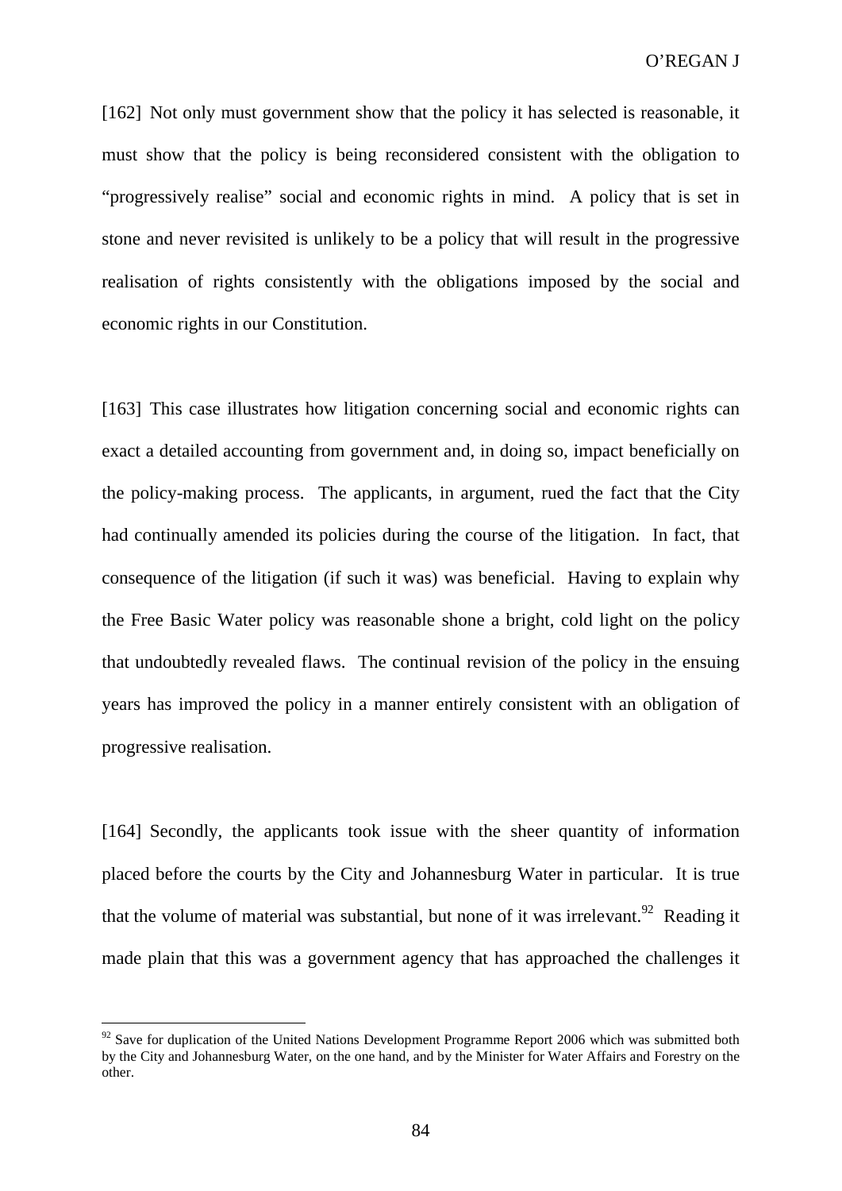[162] Not only must government show that the policy it has selected is reasonable, it must show that the policy is being reconsidered consistent with the obligation to "progressively realise" social and economic rights in mind. A policy that is set in stone and never revisited is unlikely to be a policy that will result in the progressive realisation of rights consistently with the obligations imposed by the social and economic rights in our Constitution.

[163] This case illustrates how litigation concerning social and economic rights can exact a detailed accounting from government and, in doing so, impact beneficially on the policy-making process. The applicants, in argument, rued the fact that the City had continually amended its policies during the course of the litigation. In fact, that consequence of the litigation (if such it was) was beneficial. Having to explain why the Free Basic Water policy was reasonable shone a bright, cold light on the policy that undoubtedly revealed flaws. The continual revision of the policy in the ensuing years has improved the policy in a manner entirely consistent with an obligation of progressive realisation.

[164] Secondly, the applicants took issue with the sheer quantity of information placed before the courts by the City and Johannesburg Water in particular. It is true that the volume of material was substantial, but none of it was irrelevant.[92] Reading it made plain that this was a government agency that has approached the challenges it

---

[92] Save for duplication of the United Nations Development Programme Report 2006 which was submitted both by the City and Johannesburg Water, on the one hand, and by the Minister for Water Affairs and Forestry on the other.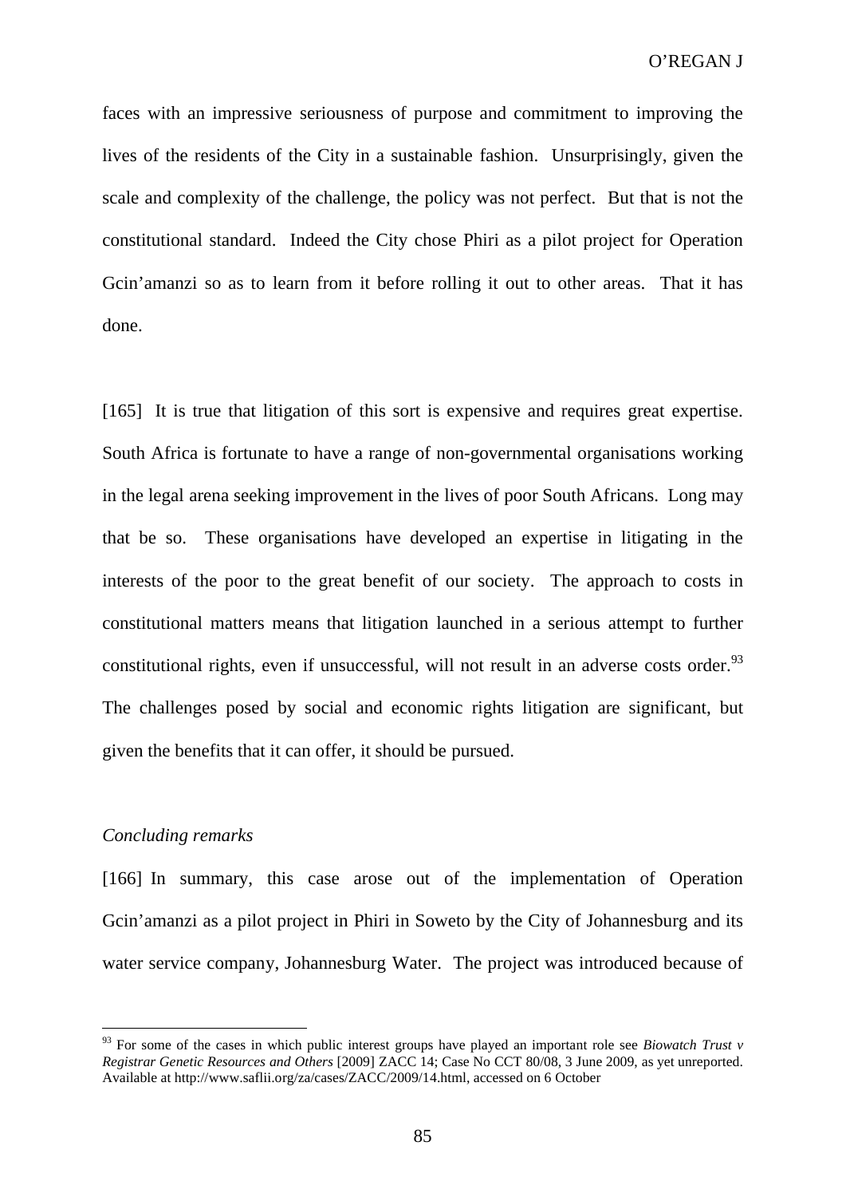faces with an impressive seriousness of purpose and commitment to improving the lives of the residents of the City in a sustainable fashion. Unsurprisingly, given the scale and complexity of the challenge, the policy was not perfect. But that is not the constitutional standard. Indeed the City chose Phiri as a pilot project for Operation Gcin'amanzi so as to learn from it before rolling it out to other areas. That it has done.

[165] It is true that litigation of this sort is expensive and requires great expertise. South Africa is fortunate to have a range of non-governmental organisations working in the legal arena seeking improvement in the lives of poor South Africans. Long may that be so. These organisations have developed an expertise in litigating in the interests of the poor to the great benefit of our society. The approach to costs in constitutional matters means that litigation launched in a serious attempt to further constitutional rights, even if unsuccessful, will not result in an adverse costs order.[93] The challenges posed by social and economic rights litigation are significant, but given the benefits that it can offer, it should be pursued.

*Concluding remarks*

[166] In summary, this case arose out of the implementation of Operation Gcin'amanzi as a pilot project in Phiri in Soweto by the City of Johannesburg and its water service company, Johannesburg Water. The project was introduced because of

---

[93] For some of the cases in which public interest groups have played an important role see *Biowatch Trust v Registrar Genetic Resources and Others* [2009] ZACC 14; Case No CCT 80/08, 3 June 2009, as yet unreported. Available at http://www.saflii.org/za/cases/ZACC/2009/14.html, accessed on 6 October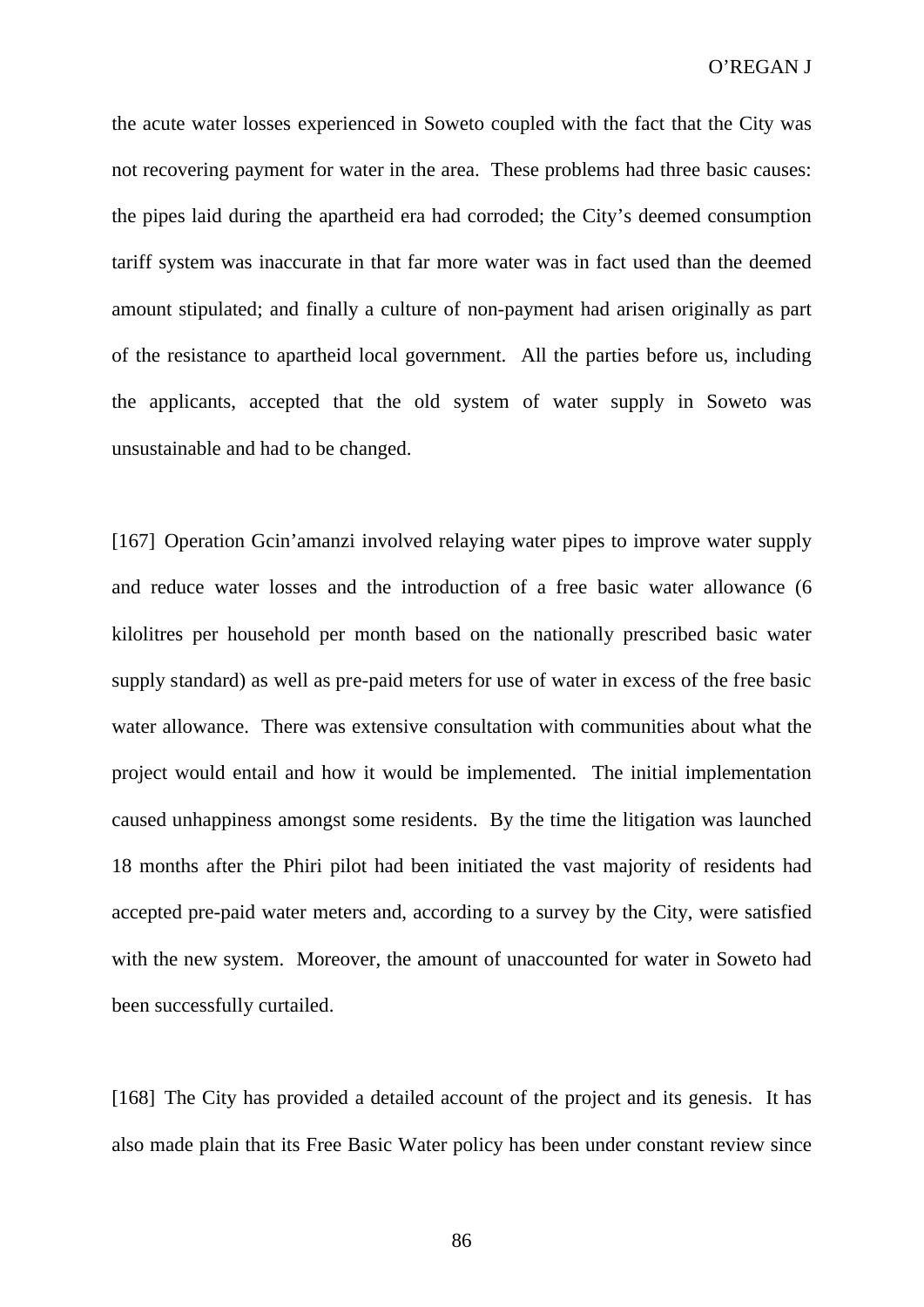the acute water losses experienced in Soweto coupled with the fact that the City was not recovering payment for water in the area. These problems had three basic causes: the pipes laid during the apartheid era had corroded; the City's deemed consumption tariff system was inaccurate in that far more water was in fact used than the deemed amount stipulated; and finally a culture of non-payment had arisen originally as part of the resistance to apartheid local government. All the parties before us, including the applicants, accepted that the old system of water supply in Soweto was unsustainable and had to be changed.

[167] Operation Gcin'amanzi involved relaying water pipes to improve water supply and reduce water losses and the introduction of a free basic water allowance (6 kilolitres per household per month based on the nationally prescribed basic water supply standard) as well as pre-paid meters for use of water in excess of the free basic water allowance. There was extensive consultation with communities about what the project would entail and how it would be implemented. The initial implementation caused unhappiness amongst some residents. By the time the litigation was launched 18 months after the Phiri pilot had been initiated the vast majority of residents had accepted pre-paid water meters and, according to a survey by the City, were satisfied with the new system. Moreover, the amount of unaccounted for water in Soweto had been successfully curtailed.

[168] The City has provided a detailed account of the project and its genesis. It has also made plain that its Free Basic Water policy has been under constant review since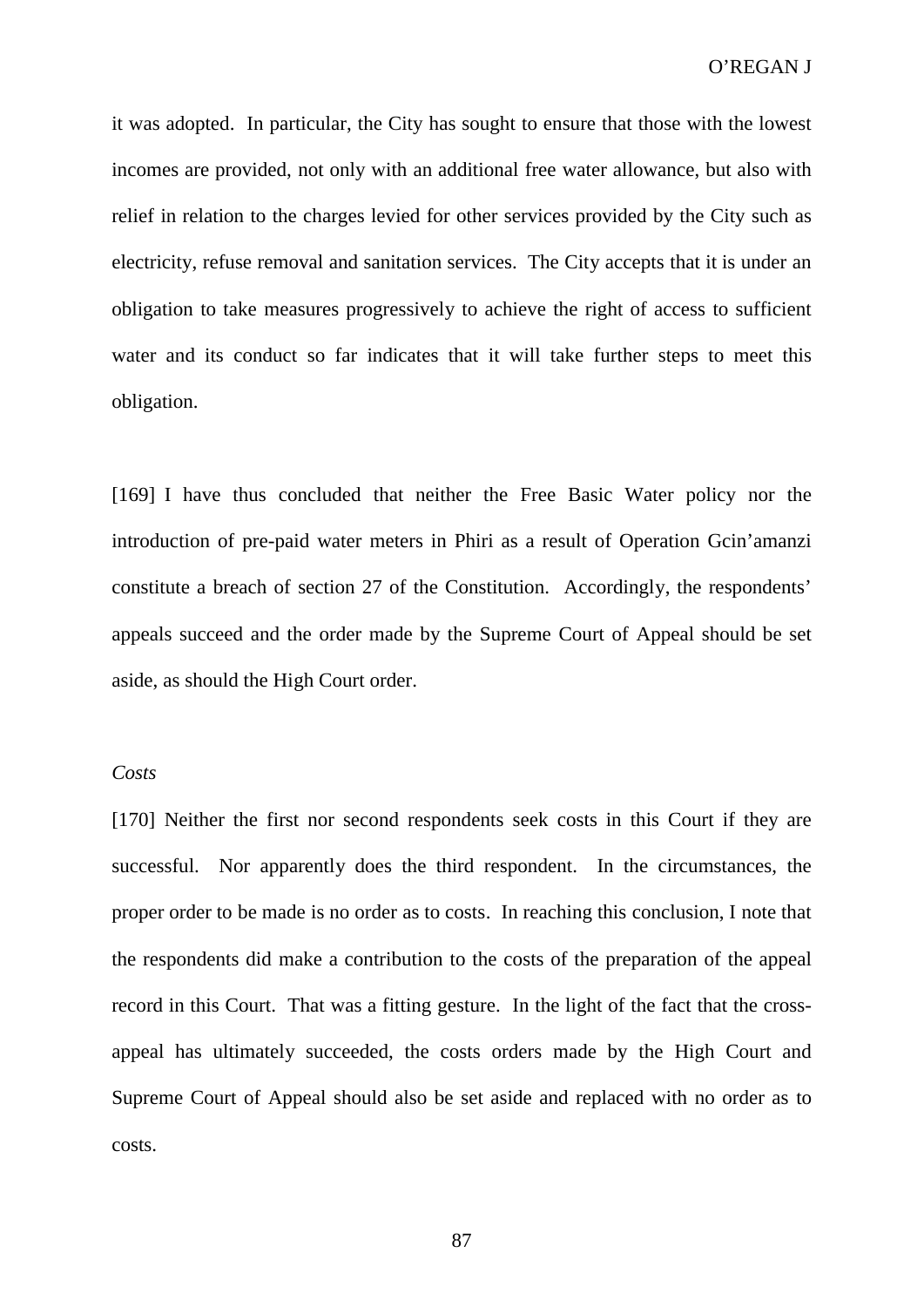it was adopted. In particular, the City has sought to ensure that those with the lowest incomes are provided, not only with an additional free water allowance, but also with relief in relation to the charges levied for other services provided by the City such as electricity, refuse removal and sanitation services. The City accepts that it is under an obligation to take measures progressively to achieve the right of access to sufficient water and its conduct so far indicates that it will take further steps to meet this obligation.

[169] I have thus concluded that neither the Free Basic Water policy nor the introduction of pre-paid water meters in Phiri as a result of Operation Gcin'amanzi constitute a breach of section 27 of the Constitution. Accordingly, the respondents' appeals succeed and the order made by the Supreme Court of Appeal should be set aside, as should the High Court order.

*Costs*

[170] Neither the first nor second respondents seek costs in this Court if they are successful. Nor apparently does the third respondent. In the circumstances, the proper order to be made is no order as to costs. In reaching this conclusion, I note that the respondents did make a contribution to the costs of the preparation of the appeal record in this Court. That was a fitting gesture. In the light of the fact that the cross-appeal has ultimately succeeded, the costs orders made by the High Court and Supreme Court of Appeal should also be set aside and replaced with no order as to costs.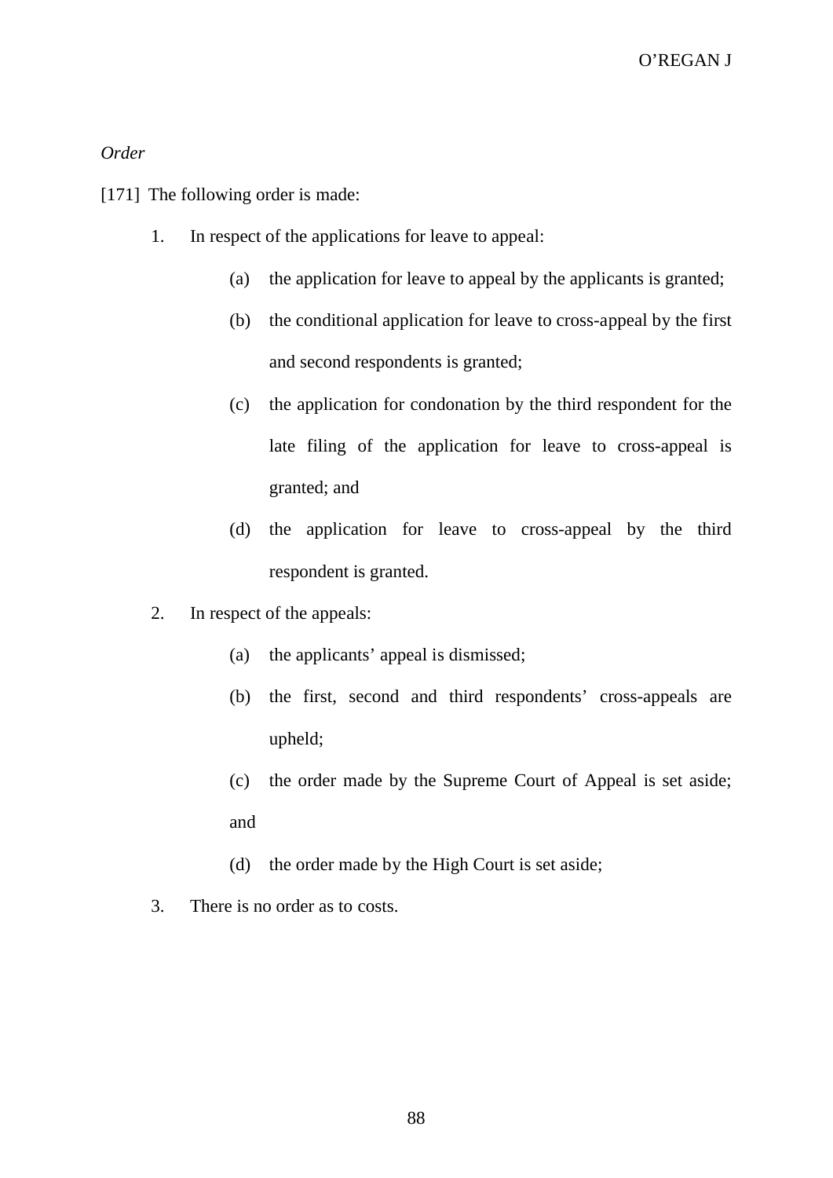*Order*

[171] The following order is made:

1. In respect of the applications for leave to appeal:

   (a) the application for leave to appeal by the applicants is granted;

   (b) the conditional application for leave to cross-appeal by the first and second respondents is granted;

   (c) the application for condonation by the third respondent for the late filing of the application for leave to cross-appeal is granted; and

   (d) the application for leave to cross-appeal by the third respondent is granted.

2. In respect of the appeals:

   (a) the applicants' appeal is dismissed;

   (b) the first, second and third respondents' cross-appeals are upheld;

   (c) the order made by the Supreme Court of Appeal is set aside; and

   (d) the order made by the High Court is set aside;

3. There is no order as to costs.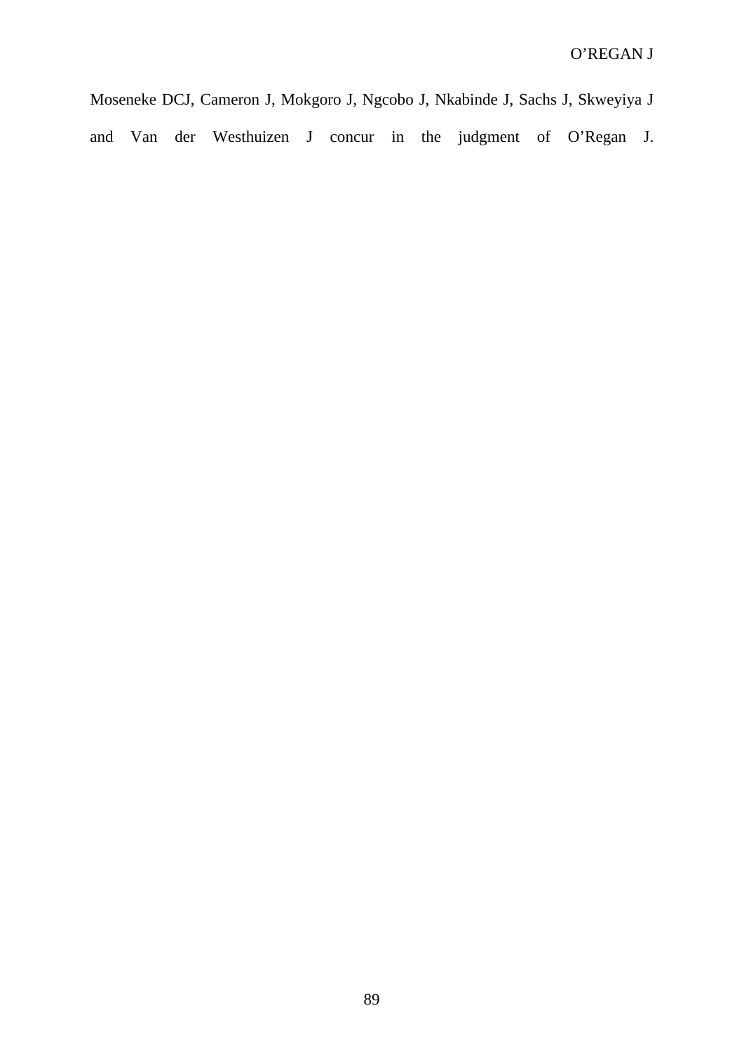Moseneke DCJ, Cameron J, Mokgoro J, Ngcobo J, Nkabinde J, Sachs J, Skweyiya J and Van der Westhuizen J concur in the judgment of O'Regan J.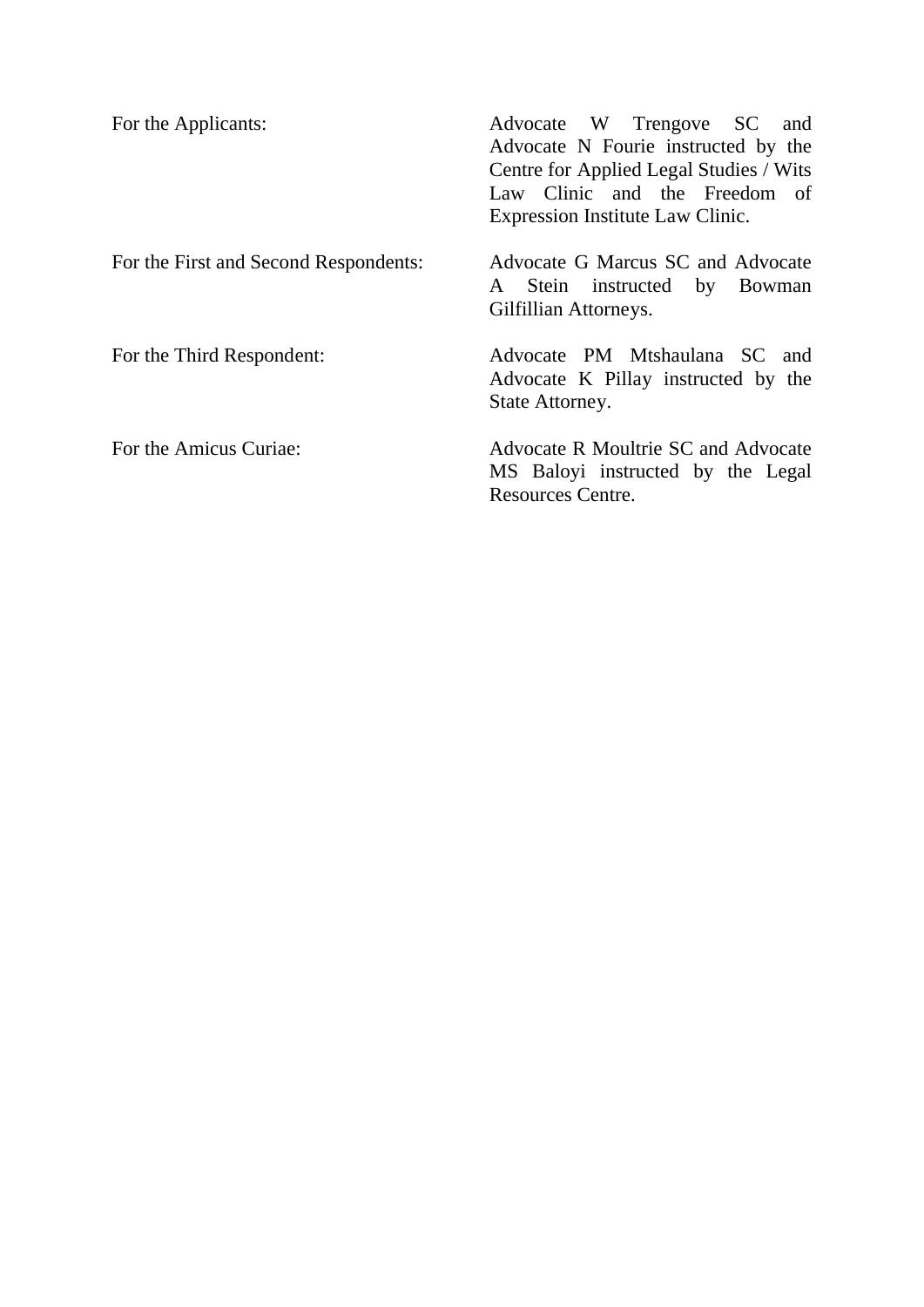| | |
|---|---|
| For the Applicants: | Advocate W Trengove SC and Advocate N Fourie instructed by the Centre for Applied Legal Studies / Wits Law Clinic and the Freedom of Expression Institute Law Clinic. |
| For the First and Second Respondents: | Advocate G Marcus SC and Advocate A Stein instructed by Bowman Gilfillian Attorneys. |
| For the Third Respondent: | Advocate PM Mtshaulana SC and Advocate K Pillay instructed by the State Attorney. |
| For the Amicus Curiae: | Advocate R Moultrie SC and Advocate MS Baloyi instructed by the Legal Resources Centre. |